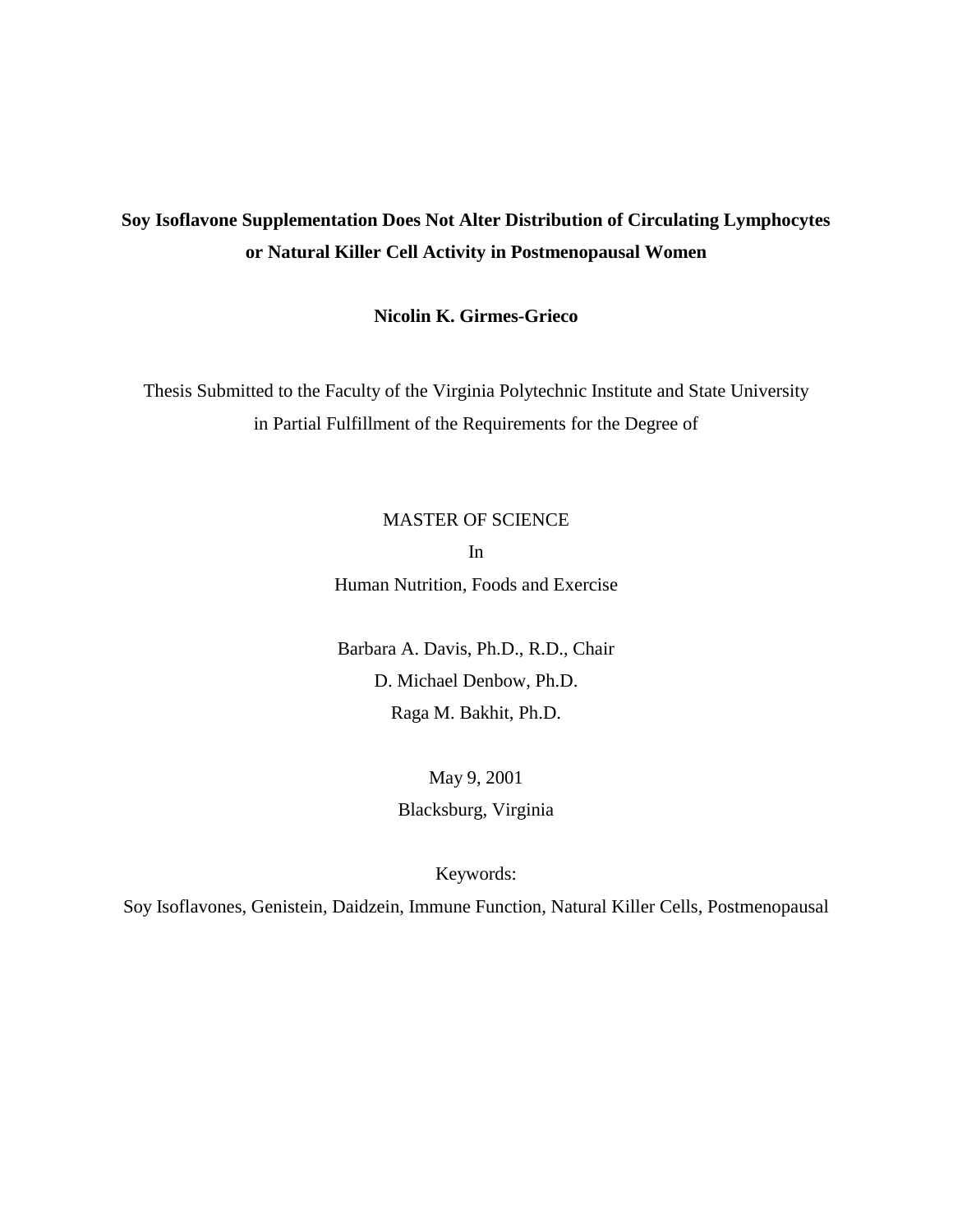# Soy Isoflavone Supplementation Does Not Alter Distribution of Circulating Lymphocytes or Natural Killer Cell Activity in Postmenopausal Women

**Nicolin K. Girmes-Grieco**

Thesis Submitted to the Faculty of the Virginia Polytechnic Institute and State University in Partial Fulfillment of the Requirements for the Degree of

MASTER OF SCIENCE

In

Human Nutrition, Foods and Exercise

Barbara A. Davis, Ph.D., R.D., Chair

D. Michael Denbow, Ph.D.

Raga M. Bakhit, Ph.D.

May 9, 2001

Blacksburg, Virginia

Keywords:

Soy Isoflavones, Genistein, Daidzein, Immune Function, Natural Killer Cells, Postmenopausal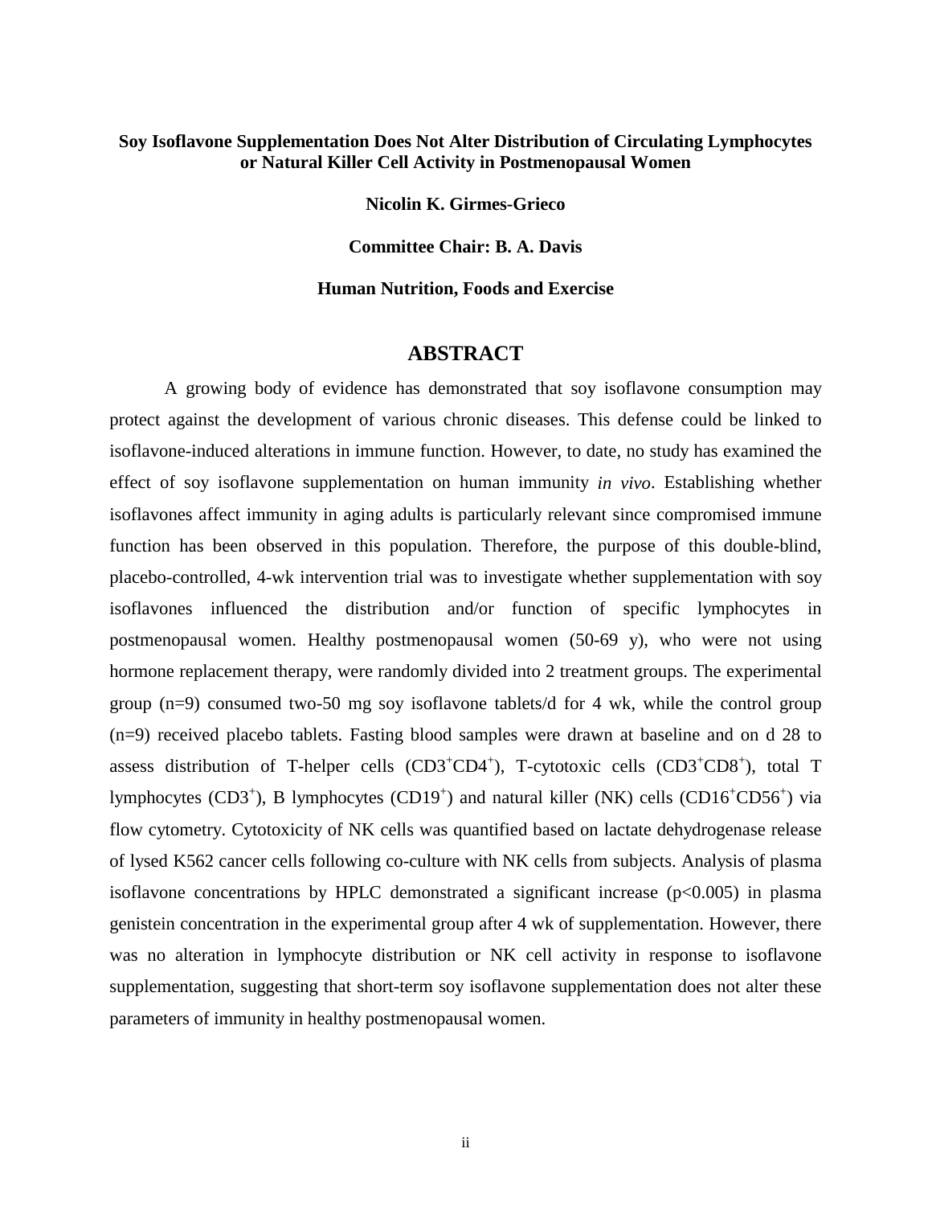**Soy Isoflavone Supplementation Does Not Alter Distribution of Circulating Lymphocytes or Natural Killer Cell Activity in Postmenopausal Women**

**Nicolin K. Girmes-Grieco**

**Committee Chair: B. A. Davis**

**Human Nutrition, Foods and Exercise**

## ABSTRACT

A growing body of evidence has demonstrated that soy isoflavone consumption may protect against the development of various chronic diseases. This defense could be linked to isoflavone-induced alterations in immune function. However, to date, no study has examined the effect of soy isoflavone supplementation on human immunity *in vivo*. Establishing whether isoflavones affect immunity in aging adults is particularly relevant since compromised immune function has been observed in this population. Therefore, the purpose of this double-blind, placebo-controlled, 4-wk intervention trial was to investigate whether supplementation with soy isoflavones influenced the distribution and/or function of specific lymphocytes in postmenopausal women. Healthy postmenopausal women (50-69 y), who were not using hormone replacement therapy, were randomly divided into 2 treatment groups. The experimental group (n=9) consumed two-50 mg soy isoflavone tablets/d for 4 wk, while the control group (n=9) received placebo tablets. Fasting blood samples were drawn at baseline and on d 28 to assess distribution of T-helper cells ($CD3^{+}CD4^{+}$), T-cytotoxic cells ($CD3^{+}CD8^{+}$), total T lymphocytes ($CD3^{+}$), B lymphocytes ($CD19^{+}$) and natural killer (NK) cells ($CD16^{+}CD56^{+}$) via flow cytometry. Cytotoxicity of NK cells was quantified based on lactate dehydrogenase release of lysed K562 cancer cells following co-culture with NK cells from subjects. Analysis of plasma isoflavone concentrations by HPLC demonstrated a significant increase ($p<0.005$) in plasma genistein concentration in the experimental group after 4 wk of supplementation. However, there was no alteration in lymphocyte distribution or NK cell activity in response to isoflavone supplementation, suggesting that short-term soy isoflavone supplementation does not alter these parameters of immunity in healthy postmenopausal women.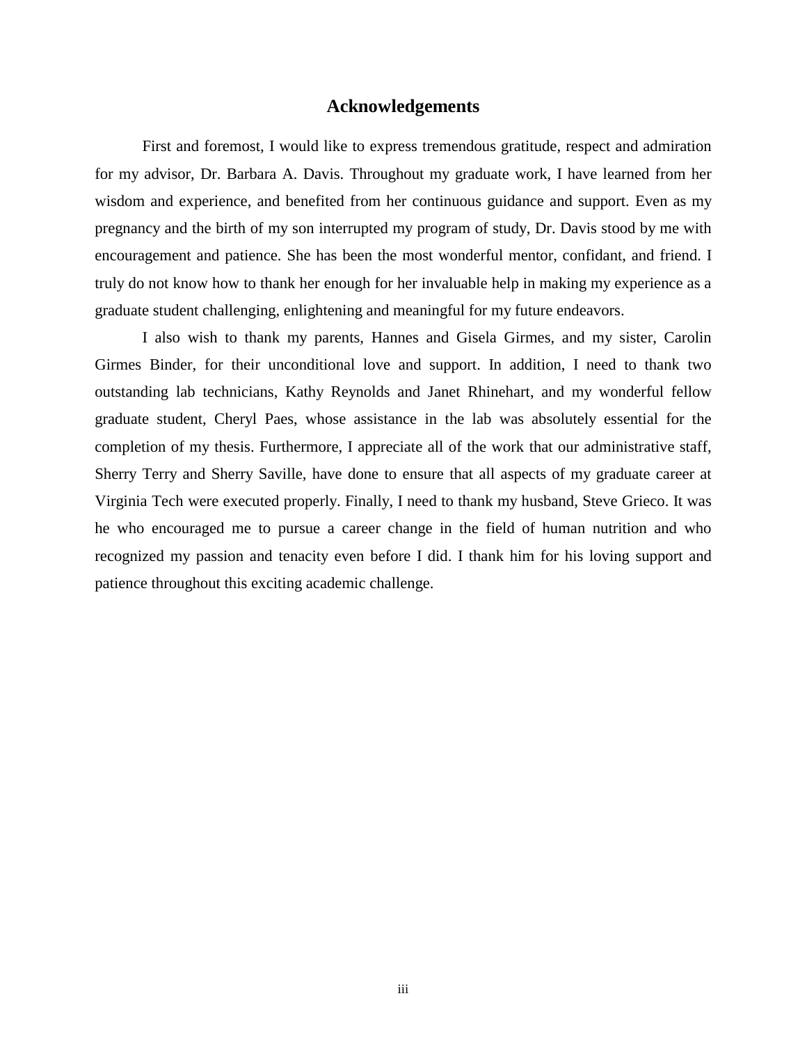# Acknowledgements

First and foremost, I would like to express tremendous gratitude, respect and admiration for my advisor, Dr. Barbara A. Davis. Throughout my graduate work, I have learned from her wisdom and experience, and benefited from her continuous guidance and support. Even as my pregnancy and the birth of my son interrupted my program of study, Dr. Davis stood by me with encouragement and patience. She has been the most wonderful mentor, confidant, and friend. I truly do not know how to thank her enough for her invaluable help in making my experience as a graduate student challenging, enlightening and meaningful for my future endeavors.

I also wish to thank my parents, Hannes and Gisela Girmes, and my sister, Carolin Girmes Binder, for their unconditional love and support. In addition, I need to thank two outstanding lab technicians, Kathy Reynolds and Janet Rhinehart, and my wonderful fellow graduate student, Cheryl Paes, whose assistance in the lab was absolutely essential for the completion of my thesis. Furthermore, I appreciate all of the work that our administrative staff, Sherry Terry and Sherry Saville, have done to ensure that all aspects of my graduate career at Virginia Tech were executed properly. Finally, I need to thank my husband, Steve Grieco. It was he who encouraged me to pursue a career change in the field of human nutrition and who recognized my passion and tenacity even before I did. I thank him for his loving support and patience throughout this exciting academic challenge.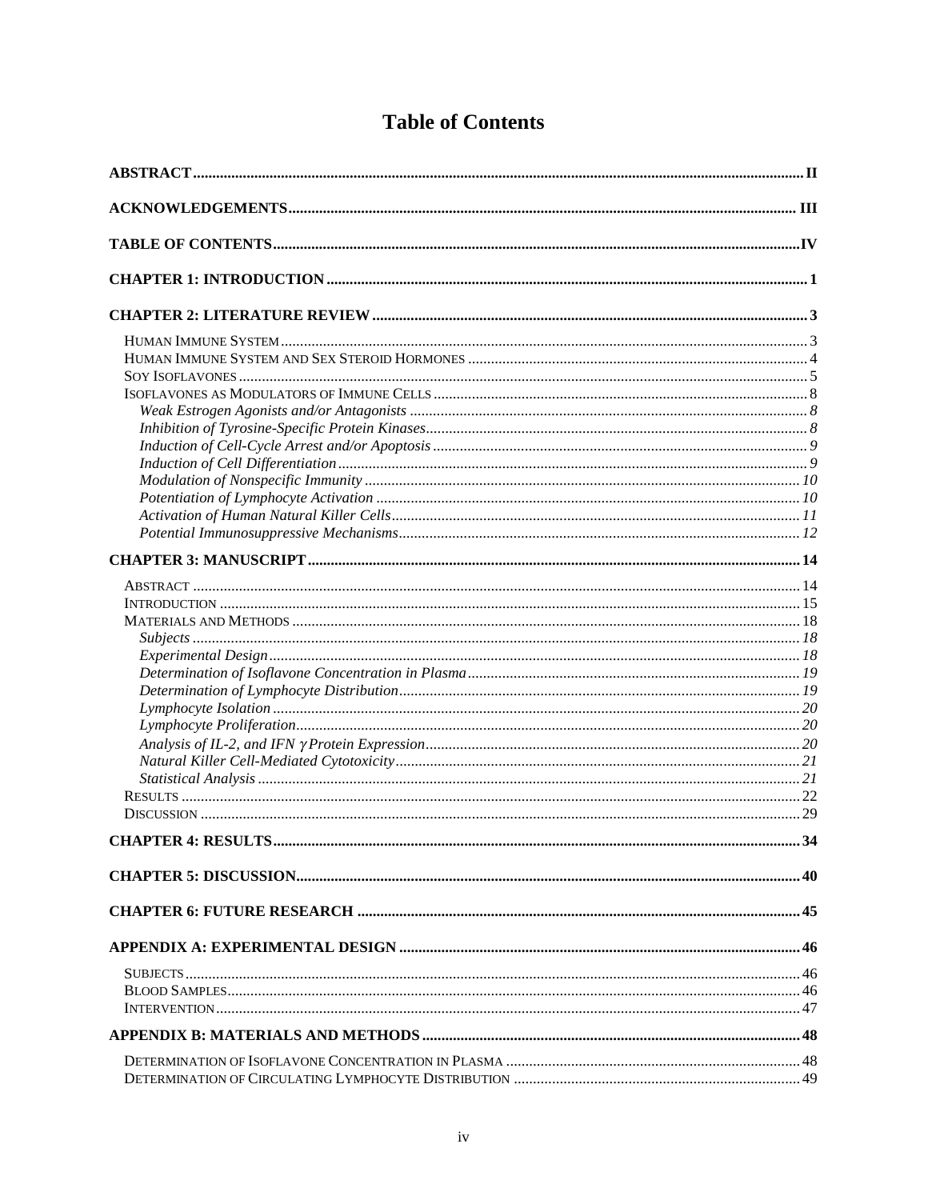# Table of Contents

**ABSTRACT** .......... II

**ACKNOWLEDGEMENTS** .......... III

**TABLE OF CONTENTS** .......... IV

**CHAPTER 1: INTRODUCTION** .......... 1

**CHAPTER 2: LITERATURE REVIEW** .......... 3

- HUMAN IMMUNE SYSTEM .......... 3
- HUMAN IMMUNE SYSTEM AND SEX STEROID HORMONES .......... 4
- SOY ISOFLAVONES .......... 5
- ISOFLAVONES AS MODULATORS OF IMMUNE CELLS .......... 8
  - *Weak Estrogen Agonists and/or Antagonists* .......... 8
  - *Inhibition of Tyrosine-Specific Protein Kinases* .......... 8
  - *Induction of Cell-Cycle Arrest and/or Apoptosis* .......... 9
  - *Induction of Cell Differentiation* .......... 9
  - *Modulation of Nonspecific Immunity* .......... 10
  - *Potentiation of Lymphocyte Activation* .......... 10
  - *Activation of Human Natural Killer Cells* .......... 11
  - *Potential Immunosuppressive Mechanisms* .......... 12

**CHAPTER 3: MANUSCRIPT** .......... 14

- ABSTRACT .......... 14
- INTRODUCTION .......... 15
- MATERIALS AND METHODS .......... 18
  - *Subjects* .......... 18
  - *Experimental Design* .......... 18
  - *Determination of Isoflavone Concentration in Plasma* .......... 19
  - *Determination of Lymphocyte Distribution* .......... 19
  - *Lymphocyte Isolation* .......... 20
  - *Lymphocyte Proliferation* .......... 20
  - *Analysis of IL-2, and IFN γ Protein Expression* .......... 20
  - *Natural Killer Cell-Mediated Cytotoxicity* .......... 21
  - *Statistical Analysis* .......... 21
- RESULTS .......... 22
- DISCUSSION .......... 29

**CHAPTER 4: RESULTS** .......... 34

**CHAPTER 5: DISCUSSION** .......... 40

**CHAPTER 6: FUTURE RESEARCH** .......... 45

**APPENDIX A: EXPERIMENTAL DESIGN** .......... 46

- SUBJECTS .......... 46
- BLOOD SAMPLES .......... 46
- INTERVENTION .......... 47

**APPENDIX B: MATERIALS AND METHODS** .......... 48

- DETERMINATION OF ISOFLAVONE CONCENTRATION IN PLASMA .......... 48
- DETERMINATION OF CIRCULATING LYMPHOCYTE DISTRIBUTION .......... 49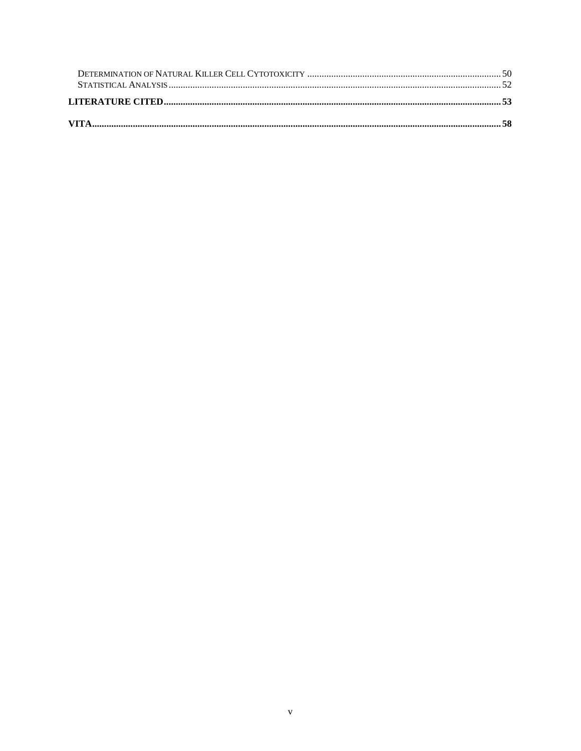Determination of Natural Killer Cell Cytotoxicity ............................................................................... 50
Statistical Analysis ........................................................................................................................... 52

**LITERATURE CITED ........................................................................................................................ 53**

**VITA ................................................................................................................................................ 58**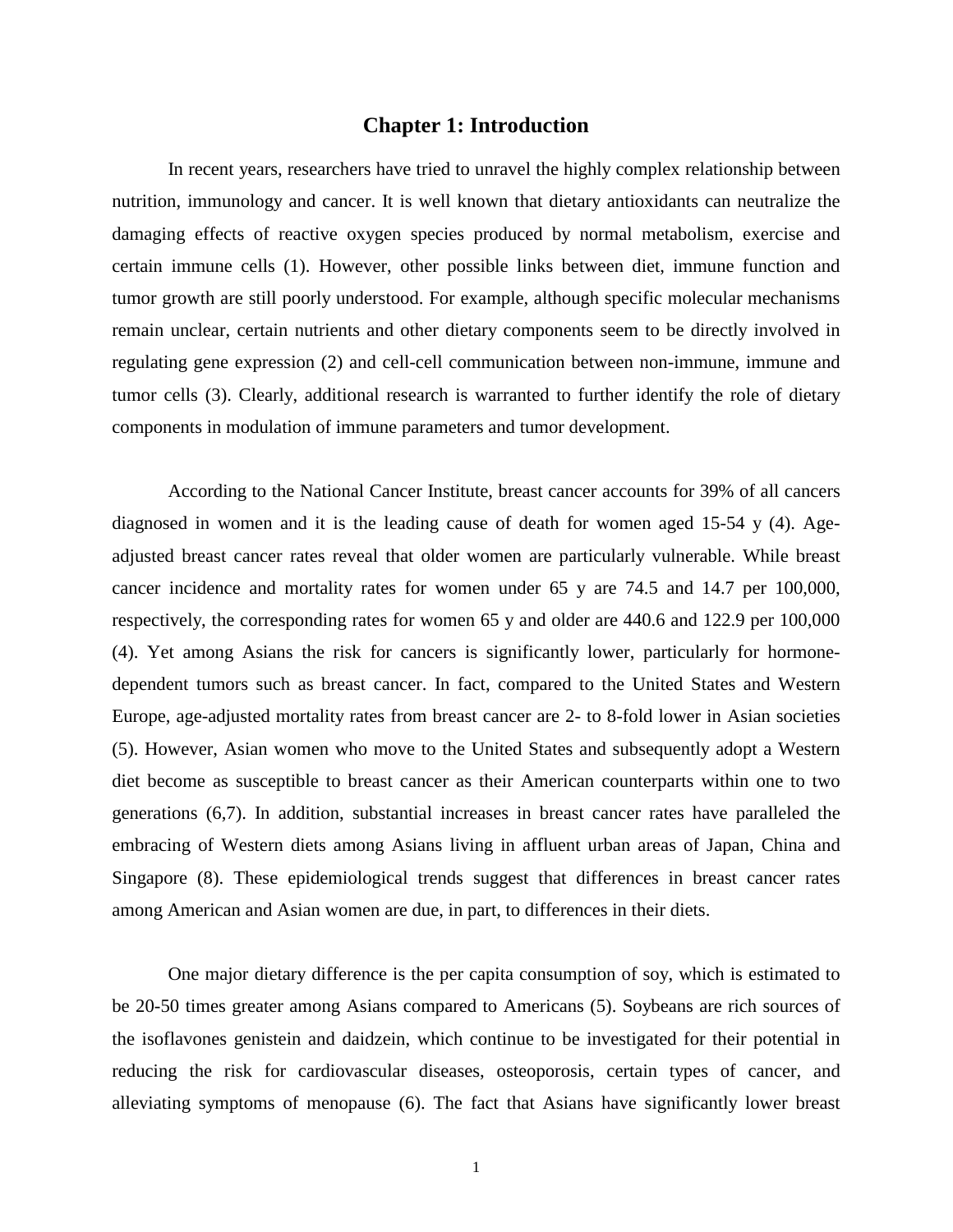# Chapter 1: Introduction

In recent years, researchers have tried to unravel the highly complex relationship between nutrition, immunology and cancer. It is well known that dietary antioxidants can neutralize the damaging effects of reactive oxygen species produced by normal metabolism, exercise and certain immune cells (1). However, other possible links between diet, immune function and tumor growth are still poorly understood. For example, although specific molecular mechanisms remain unclear, certain nutrients and other dietary components seem to be directly involved in regulating gene expression (2) and cell-cell communication between non-immune, immune and tumor cells (3). Clearly, additional research is warranted to further identify the role of dietary components in modulation of immune parameters and tumor development.

According to the National Cancer Institute, breast cancer accounts for 39% of all cancers diagnosed in women and it is the leading cause of death for women aged 15-54 y (4). Age-adjusted breast cancer rates reveal that older women are particularly vulnerable. While breast cancer incidence and mortality rates for women under 65 y are 74.5 and 14.7 per 100,000, respectively, the corresponding rates for women 65 y and older are 440.6 and 122.9 per 100,000 (4). Yet among Asians the risk for cancers is significantly lower, particularly for hormone-dependent tumors such as breast cancer. In fact, compared to the United States and Western Europe, age-adjusted mortality rates from breast cancer are 2- to 8-fold lower in Asian societies (5). However, Asian women who move to the United States and subsequently adopt a Western diet become as susceptible to breast cancer as their American counterparts within one to two generations (6,7). In addition, substantial increases in breast cancer rates have paralleled the embracing of Western diets among Asians living in affluent urban areas of Japan, China and Singapore (8). These epidemiological trends suggest that differences in breast cancer rates among American and Asian women are due, in part, to differences in their diets.

One major dietary difference is the per capita consumption of soy, which is estimated to be 20-50 times greater among Asians compared to Americans (5). Soybeans are rich sources of the isoflavones genistein and daidzein, which continue to be investigated for their potential in reducing the risk for cardiovascular diseases, osteoporosis, certain types of cancer, and alleviating symptoms of menopause (6). The fact that Asians have significantly lower breast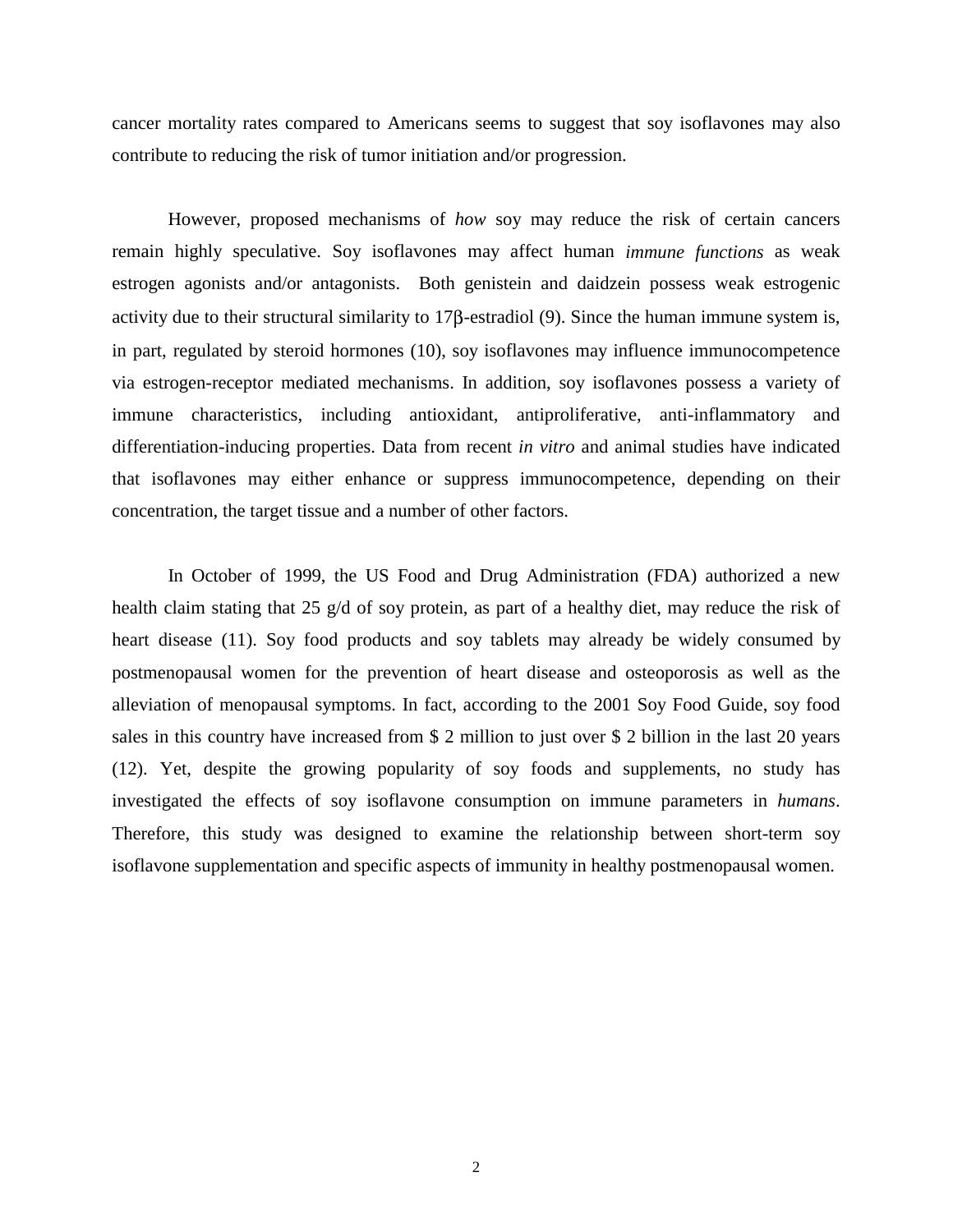cancer mortality rates compared to Americans seems to suggest that soy isoflavones may also contribute to reducing the risk of tumor initiation and/or progression.

However, proposed mechanisms of *how* soy may reduce the risk of certain cancers remain highly speculative. Soy isoflavones may affect human *immune functions* as weak estrogen agonists and/or antagonists. Both genistein and daidzein possess weak estrogenic activity due to their structural similarity to 17β-estradiol (9). Since the human immune system is, in part, regulated by steroid hormones (10), soy isoflavones may influence immunocompetence via estrogen-receptor mediated mechanisms. In addition, soy isoflavones possess a variety of immune characteristics, including antioxidant, antiproliferative, anti-inflammatory and differentiation-inducing properties. Data from recent *in vitro* and animal studies have indicated that isoflavones may either enhance or suppress immunocompetence, depending on their concentration, the target tissue and a number of other factors.

In October of 1999, the US Food and Drug Administration (FDA) authorized a new health claim stating that 25 g/d of soy protein, as part of a healthy diet, may reduce the risk of heart disease (11). Soy food products and soy tablets may already be widely consumed by postmenopausal women for the prevention of heart disease and osteoporosis as well as the alleviation of menopausal symptoms. In fact, according to the 2001 Soy Food Guide, soy food sales in this country have increased from $ 2 million to just over $ 2 billion in the last 20 years (12). Yet, despite the growing popularity of soy foods and supplements, no study has investigated the effects of soy isoflavone consumption on immune parameters in *humans*. Therefore, this study was designed to examine the relationship between short-term soy isoflavone supplementation and specific aspects of immunity in healthy postmenopausal women.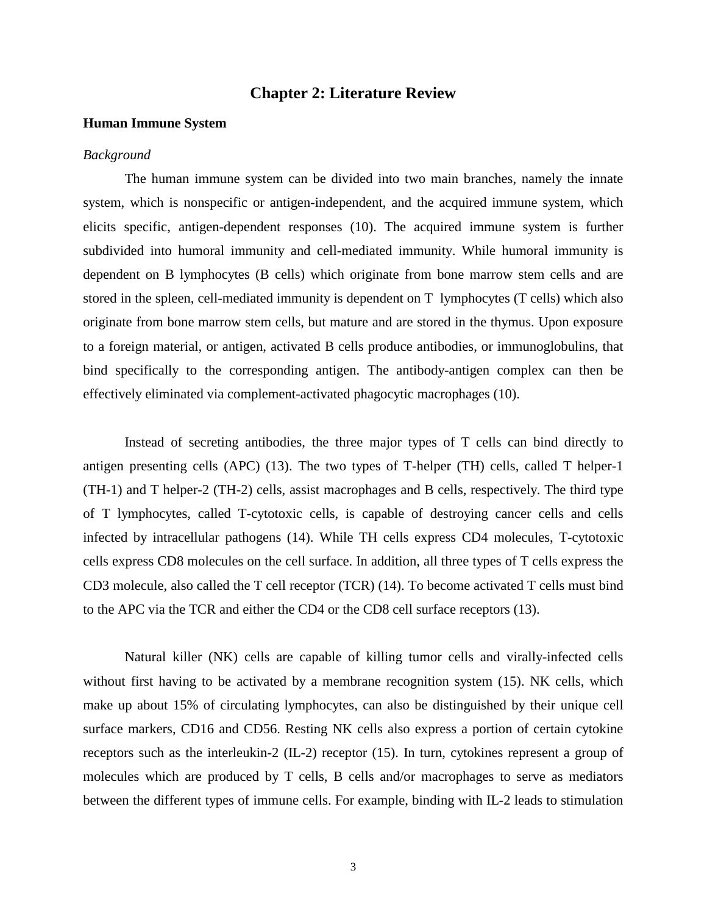# Chapter 2: Literature Review

## Human Immune System

### *Background*

The human immune system can be divided into two main branches, namely the innate system, which is nonspecific or antigen-independent, and the acquired immune system, which elicits specific, antigen-dependent responses (10). The acquired immune system is further subdivided into humoral immunity and cell-mediated immunity. While humoral immunity is dependent on B lymphocytes (B cells) which originate from bone marrow stem cells and are stored in the spleen, cell-mediated immunity is dependent on T lymphocytes (T cells) which also originate from bone marrow stem cells, but mature and are stored in the thymus. Upon exposure to a foreign material, or antigen, activated B cells produce antibodies, or immunoglobulins, that bind specifically to the corresponding antigen. The antibody-antigen complex can then be effectively eliminated via complement-activated phagocytic macrophages (10).

Instead of secreting antibodies, the three major types of T cells can bind directly to antigen presenting cells (APC) (13). The two types of T-helper (TH) cells, called T helper-1 (TH-1) and T helper-2 (TH-2) cells, assist macrophages and B cells, respectively. The third type of T lymphocytes, called T-cytotoxic cells, is capable of destroying cancer cells and cells infected by intracellular pathogens (14). While TH cells express CD4 molecules, T-cytotoxic cells express CD8 molecules on the cell surface. In addition, all three types of T cells express the CD3 molecule, also called the T cell receptor (TCR) (14). To become activated T cells must bind to the APC via the TCR and either the CD4 or the CD8 cell surface receptors (13).

Natural killer (NK) cells are capable of killing tumor cells and virally-infected cells without first having to be activated by a membrane recognition system (15). NK cells, which make up about 15% of circulating lymphocytes, can also be distinguished by their unique cell surface markers, CD16 and CD56. Resting NK cells also express a portion of certain cytokine receptors such as the interleukin-2 (IL-2) receptor (15). In turn, cytokines represent a group of molecules which are produced by T cells, B cells and/or macrophages to serve as mediators between the different types of immune cells. For example, binding with IL-2 leads to stimulation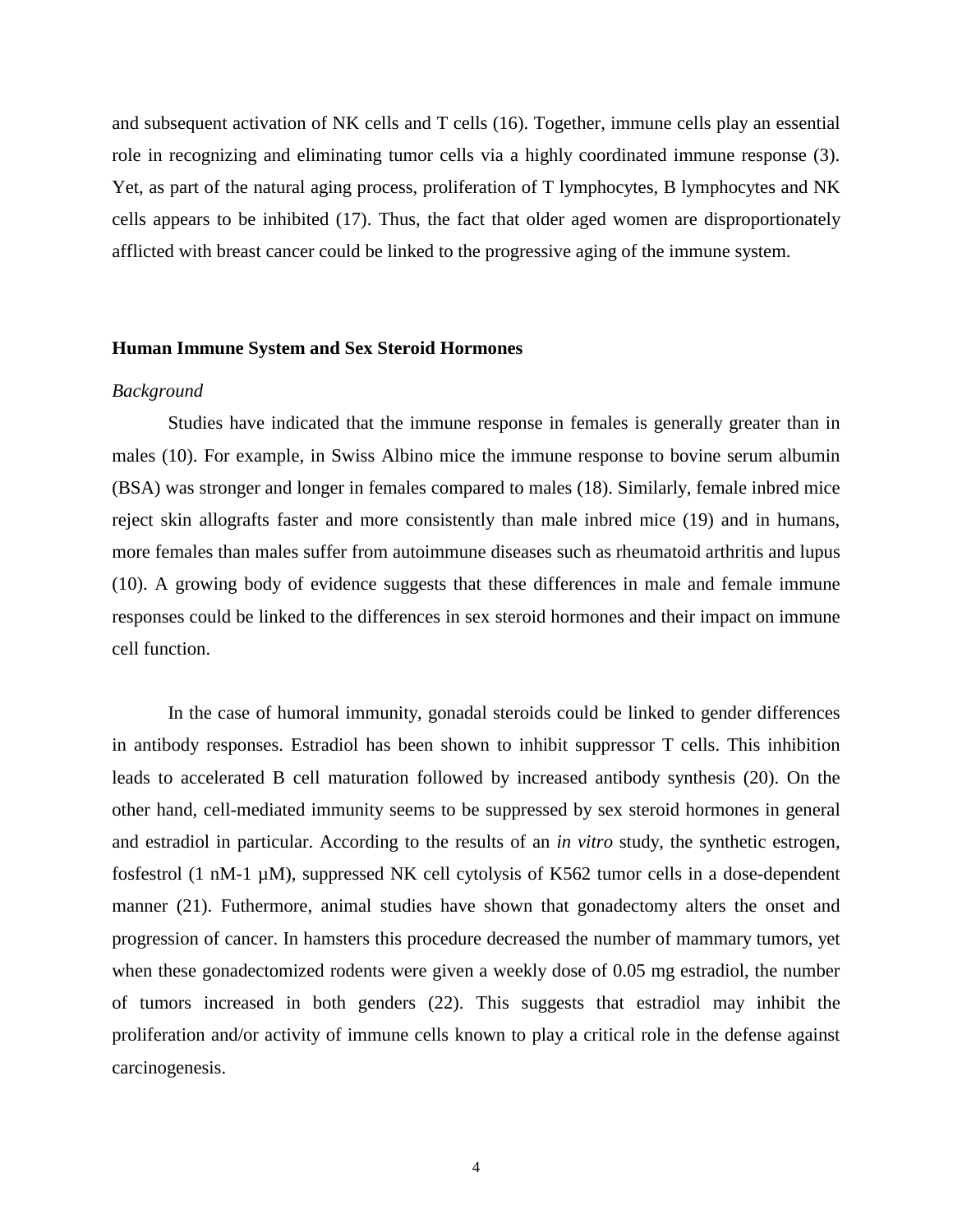and subsequent activation of NK cells and T cells (16). Together, immune cells play an essential role in recognizing and eliminating tumor cells via a highly coordinated immune response (3). Yet, as part of the natural aging process, proliferation of T lymphocytes, B lymphocytes and NK cells appears to be inhibited (17). Thus, the fact that older aged women are disproportionately afflicted with breast cancer could be linked to the progressive aging of the immune system.

## Human Immune System and Sex Steroid Hormones

### *Background*

Studies have indicated that the immune response in females is generally greater than in males (10). For example, in Swiss Albino mice the immune response to bovine serum albumin (BSA) was stronger and longer in females compared to males (18). Similarly, female inbred mice reject skin allografts faster and more consistently than male inbred mice (19) and in humans, more females than males suffer from autoimmune diseases such as rheumatoid arthritis and lupus (10). A growing body of evidence suggests that these differences in male and female immune responses could be linked to the differences in sex steroid hormones and their impact on immune cell function.

In the case of humoral immunity, gonadal steroids could be linked to gender differences in antibody responses. Estradiol has been shown to inhibit suppressor T cells. This inhibition leads to accelerated B cell maturation followed by increased antibody synthesis (20). On the other hand, cell-mediated immunity seems to be suppressed by sex steroid hormones in general and estradiol in particular. According to the results of an *in vitro* study, the synthetic estrogen, fosfestrol (1 nM-1 µM), suppressed NK cell cytolysis of K562 tumor cells in a dose-dependent manner (21). Futhermore, animal studies have shown that gonadectomy alters the onset and progression of cancer. In hamsters this procedure decreased the number of mammary tumors, yet when these gonadectomized rodents were given a weekly dose of 0.05 mg estradiol, the number of tumors increased in both genders (22). This suggests that estradiol may inhibit the proliferation and/or activity of immune cells known to play a critical role in the defense against carcinogenesis.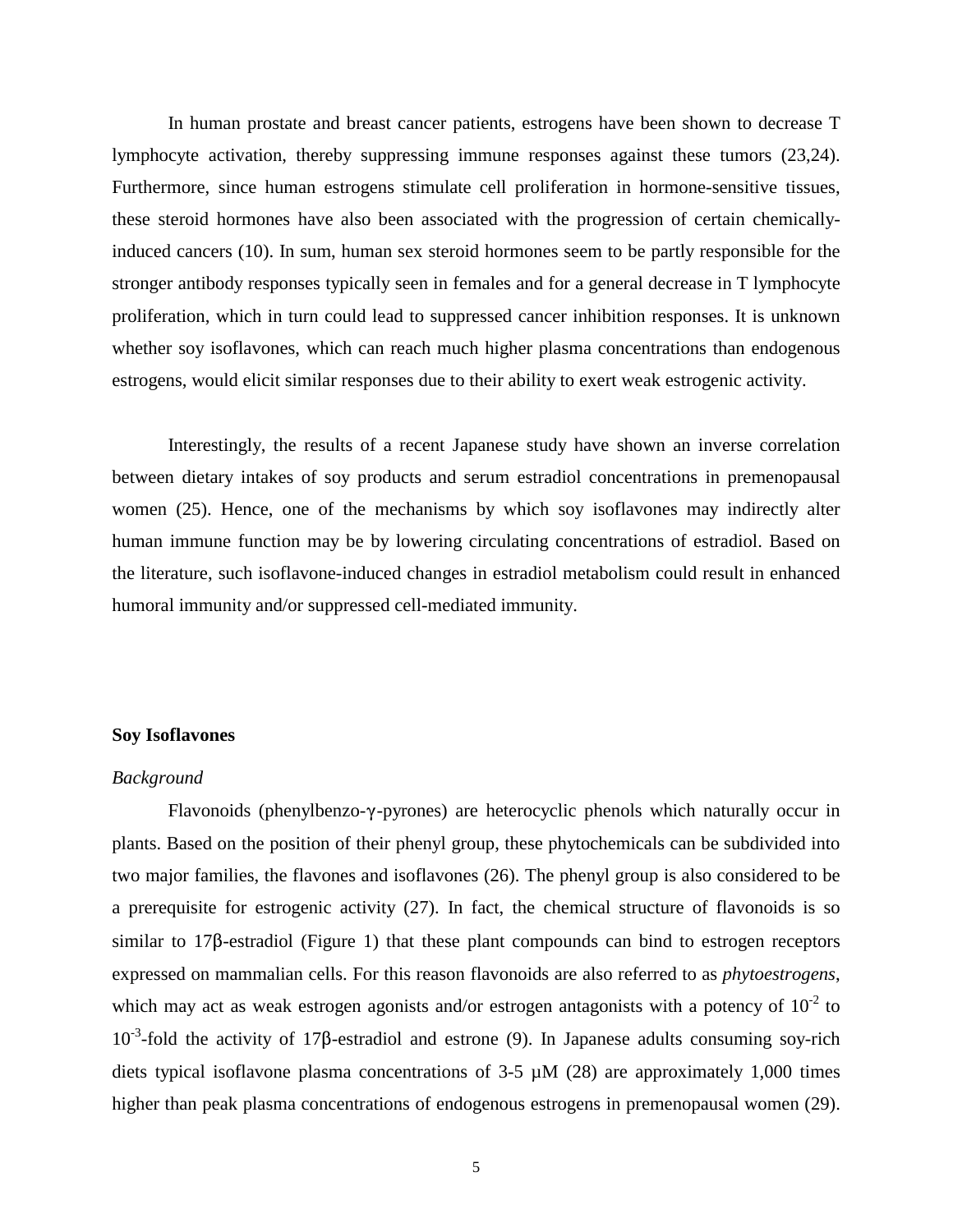In human prostate and breast cancer patients, estrogens have been shown to decrease T lymphocyte activation, thereby suppressing immune responses against these tumors (23,24). Furthermore, since human estrogens stimulate cell proliferation in hormone-sensitive tissues, these steroid hormones have also been associated with the progression of certain chemically-induced cancers (10). In sum, human sex steroid hormones seem to be partly responsible for the stronger antibody responses typically seen in females and for a general decrease in T lymphocyte proliferation, which in turn could lead to suppressed cancer inhibition responses. It is unknown whether soy isoflavones, which can reach much higher plasma concentrations than endogenous estrogens, would elicit similar responses due to their ability to exert weak estrogenic activity.

Interestingly, the results of a recent Japanese study have shown an inverse correlation between dietary intakes of soy products and serum estradiol concentrations in premenopausal women (25). Hence, one of the mechanisms by which soy isoflavones may indirectly alter human immune function may be by lowering circulating concentrations of estradiol. Based on the literature, such isoflavone-induced changes in estradiol metabolism could result in enhanced humoral immunity and/or suppressed cell-mediated immunity.

**Soy Isoflavones**

*Background*

Flavonoids (phenylbenzo-γ-pyrones) are heterocyclic phenols which naturally occur in plants. Based on the position of their phenyl group, these phytochemicals can be subdivided into two major families, the flavones and isoflavones (26). The phenyl group is also considered to be a prerequisite for estrogenic activity (27). In fact, the chemical structure of flavonoids is so similar to 17β-estradiol (Figure 1) that these plant compounds can bind to estrogen receptors expressed on mammalian cells. For this reason flavonoids are also referred to as *phytoestrogens*, which may act as weak estrogen agonists and/or estrogen antagonists with a potency of $10^{-2}$ to $10^{-3}$-fold the activity of 17β-estradiol and estrone (9). In Japanese adults consuming soy-rich diets typical isoflavone plasma concentrations of 3-5 µM (28) are approximately 1,000 times higher than peak plasma concentrations of endogenous estrogens in premenopausal women (29).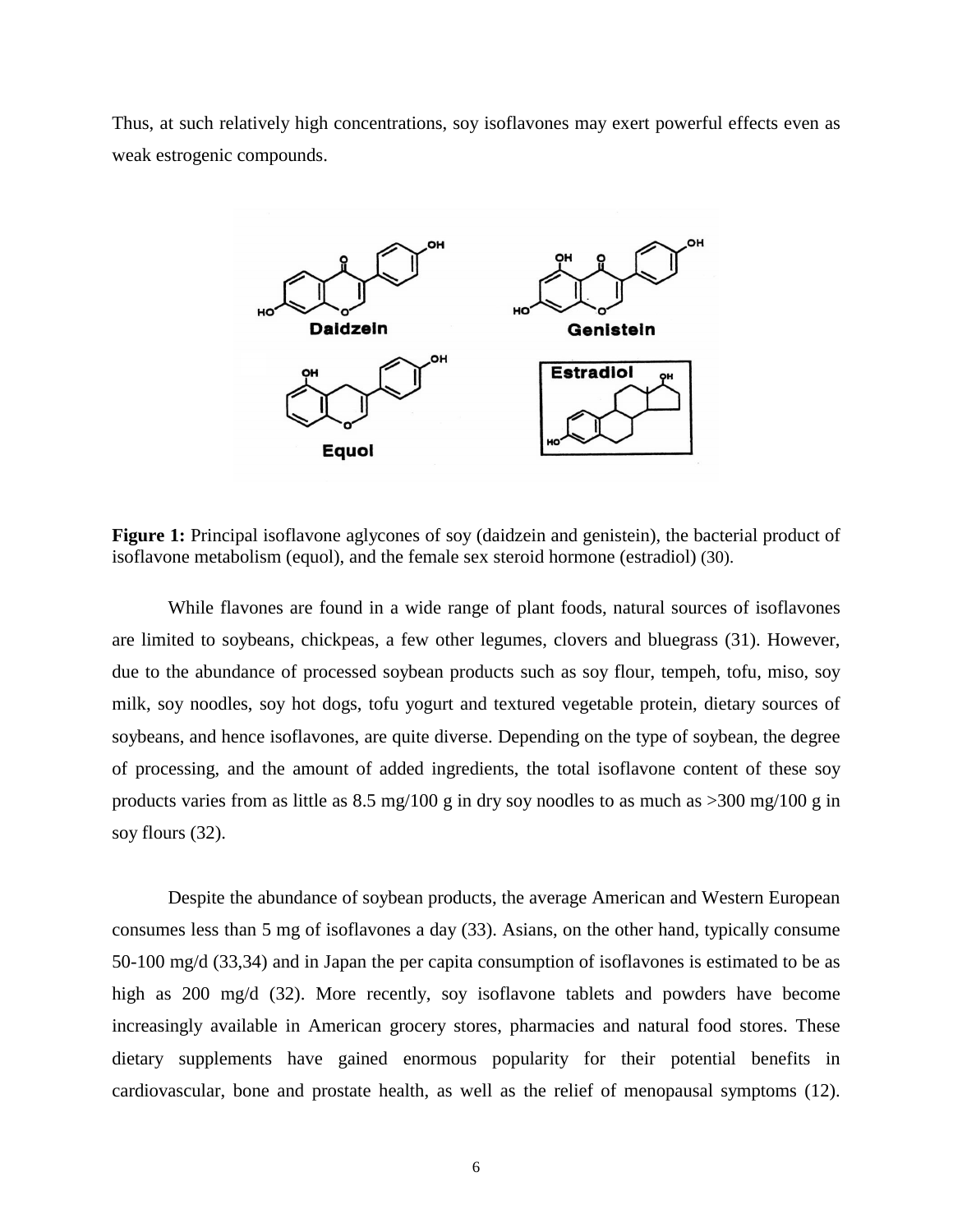Thus, at such relatively high concentrations, soy isoflavones may exert powerful effects even as weak estrogenic compounds.

**Figure 1:** Principal isoflavone aglycones of soy (daidzein and genistein), the bacterial product of isoflavone metabolism (equol), and the female sex steroid hormone (estradiol) (30).

While flavones are found in a wide range of plant foods, natural sources of isoflavones are limited to soybeans, chickpeas, a few other legumes, clovers and bluegrass (31). However, due to the abundance of processed soybean products such as soy flour, tempeh, tofu, miso, soy milk, soy noodles, soy hot dogs, tofu yogurt and textured vegetable protein, dietary sources of soybeans, and hence isoflavones, are quite diverse. Depending on the type of soybean, the degree of processing, and the amount of added ingredients, the total isoflavone content of these soy products varies from as little as 8.5 mg/100 g in dry soy noodles to as much as >300 mg/100 g in soy flours (32).

Despite the abundance of soybean products, the average American and Western European consumes less than 5 mg of isoflavones a day (33). Asians, on the other hand, typically consume 50-100 mg/d (33,34) and in Japan the per capita consumption of isoflavones is estimated to be as high as 200 mg/d (32). More recently, soy isoflavone tablets and powders have become increasingly available in American grocery stores, pharmacies and natural food stores. These dietary supplements have gained enormous popularity for their potential benefits in cardiovascular, bone and prostate health, as well as the relief of menopausal symptoms (12).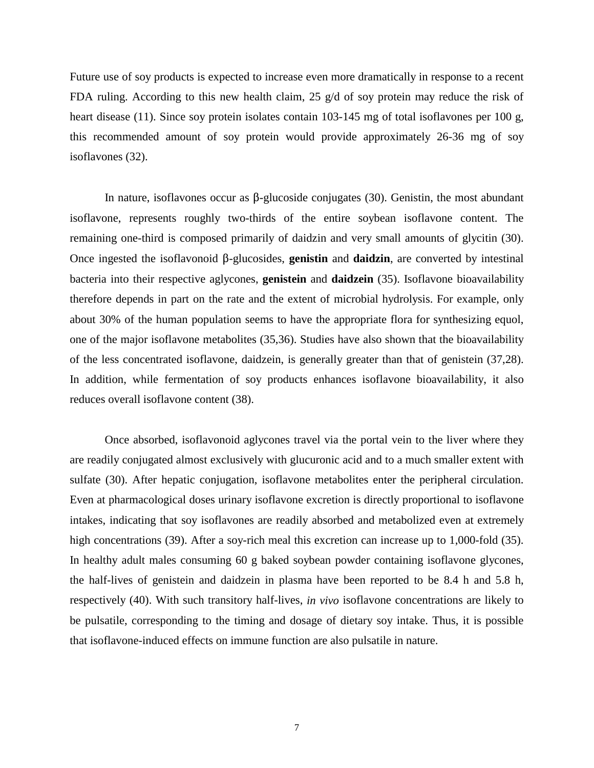Future use of soy products is expected to increase even more dramatically in response to a recent FDA ruling. According to this new health claim, 25 g/d of soy protein may reduce the risk of heart disease (11). Since soy protein isolates contain 103-145 mg of total isoflavones per 100 g, this recommended amount of soy protein would provide approximately 26-36 mg of soy isoflavones (32).

In nature, isoflavones occur as β-glucoside conjugates (30). Genistin, the most abundant isoflavone, represents roughly two-thirds of the entire soybean isoflavone content. The remaining one-third is composed primarily of daidzin and very small amounts of glycitin (30). Once ingested the isoflavonoid β-glucosides, **genistin** and **daidzin**, are converted by intestinal bacteria into their respective aglycones, **genistein** and **daidzein** (35). Isoflavone bioavailability therefore depends in part on the rate and the extent of microbial hydrolysis. For example, only about 30% of the human population seems to have the appropriate flora for synthesizing equol, one of the major isoflavone metabolites (35,36). Studies have also shown that the bioavailability of the less concentrated isoflavone, daidzein, is generally greater than that of genistein (37,28). In addition, while fermentation of soy products enhances isoflavone bioavailability, it also reduces overall isoflavone content (38).

Once absorbed, isoflavonoid aglycones travel via the portal vein to the liver where they are readily conjugated almost exclusively with glucuronic acid and to a much smaller extent with sulfate (30). After hepatic conjugation, isoflavone metabolites enter the peripheral circulation. Even at pharmacological doses urinary isoflavone excretion is directly proportional to isoflavone intakes, indicating that soy isoflavones are readily absorbed and metabolized even at extremely high concentrations (39). After a soy-rich meal this excretion can increase up to 1,000-fold (35). In healthy adult males consuming 60 g baked soybean powder containing isoflavone glycones, the half-lives of genistein and daidzein in plasma have been reported to be 8.4 h and 5.8 h, respectively (40). With such transitory half-lives, *in vivo* isoflavone concentrations are likely to be pulsatile, corresponding to the timing and dosage of dietary soy intake. Thus, it is possible that isoflavone-induced effects on immune function are also pulsatile in nature.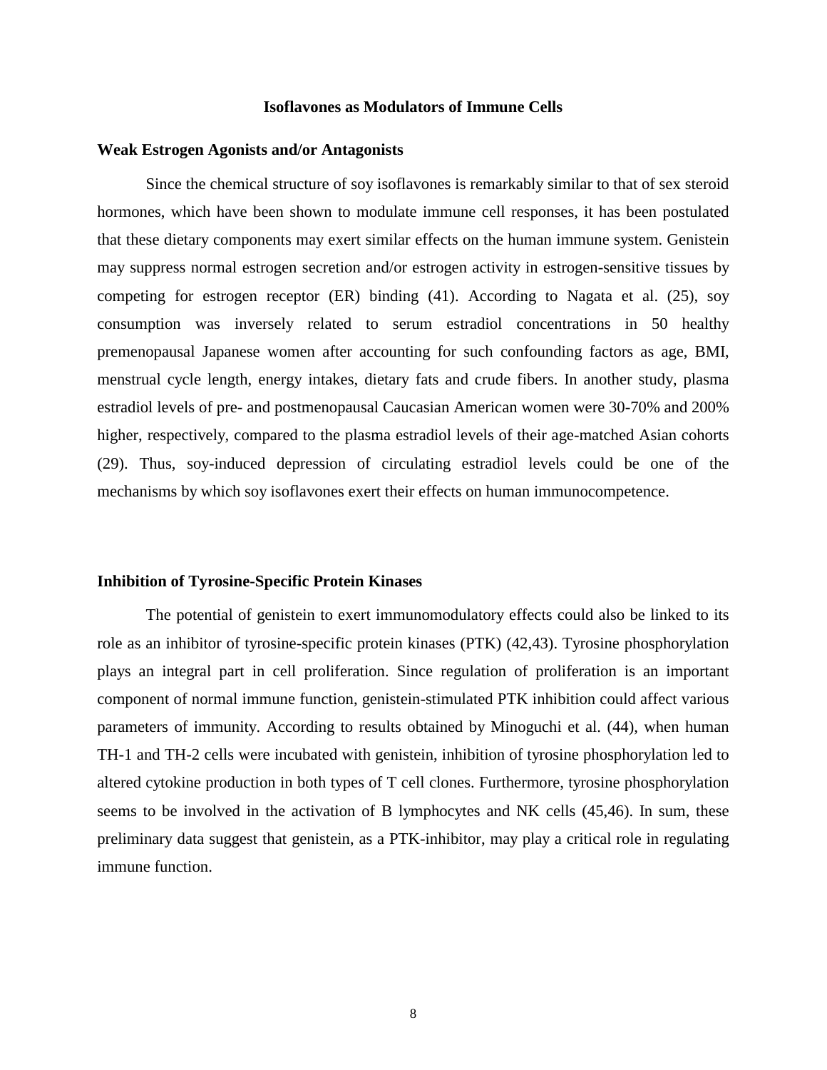## Isoflavones as Modulators of Immune Cells

### Weak Estrogen Agonists and/or Antagonists

Since the chemical structure of soy isoflavones is remarkably similar to that of sex steroid hormones, which have been shown to modulate immune cell responses, it has been postulated that these dietary components may exert similar effects on the human immune system. Genistein may suppress normal estrogen secretion and/or estrogen activity in estrogen-sensitive tissues by competing for estrogen receptor (ER) binding (41). According to Nagata et al. (25), soy consumption was inversely related to serum estradiol concentrations in 50 healthy premenopausal Japanese women after accounting for such confounding factors as age, BMI, menstrual cycle length, energy intakes, dietary fats and crude fibers. In another study, plasma estradiol levels of pre- and postmenopausal Caucasian American women were 30-70% and 200% higher, respectively, compared to the plasma estradiol levels of their age-matched Asian cohorts (29). Thus, soy-induced depression of circulating estradiol levels could be one of the mechanisms by which soy isoflavones exert their effects on human immunocompetence.

### Inhibition of Tyrosine-Specific Protein Kinases

The potential of genistein to exert immunomodulatory effects could also be linked to its role as an inhibitor of tyrosine-specific protein kinases (PTK) (42,43). Tyrosine phosphorylation plays an integral part in cell proliferation. Since regulation of proliferation is an important component of normal immune function, genistein-stimulated PTK inhibition could affect various parameters of immunity. According to results obtained by Minoguchi et al. (44), when human TH-1 and TH-2 cells were incubated with genistein, inhibition of tyrosine phosphorylation led to altered cytokine production in both types of T cell clones. Furthermore, tyrosine phosphorylation seems to be involved in the activation of B lymphocytes and NK cells (45,46). In sum, these preliminary data suggest that genistein, as a PTK-inhibitor, may play a critical role in regulating immune function.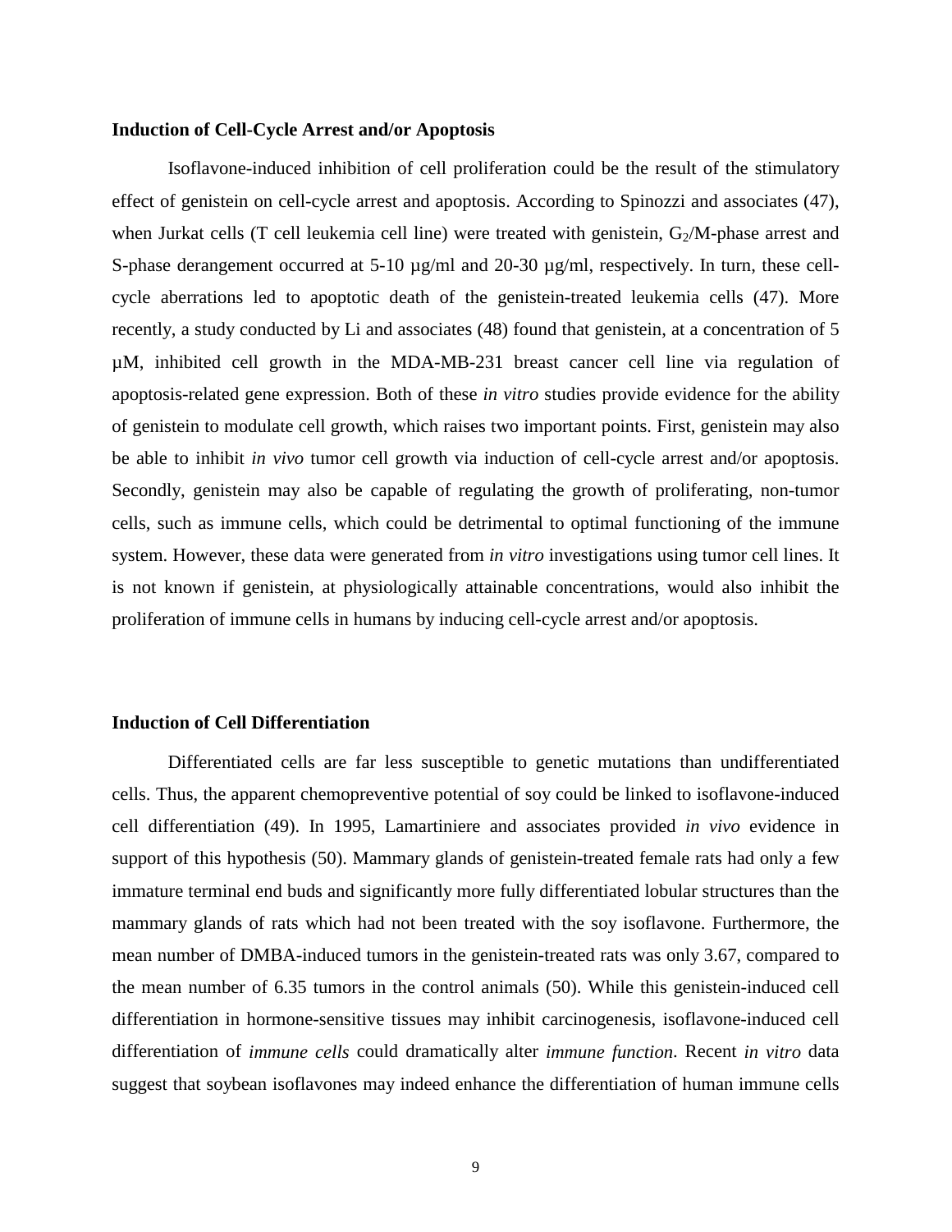**Induction of Cell-Cycle Arrest and/or Apoptosis**

Isoflavone-induced inhibition of cell proliferation could be the result of the stimulatory effect of genistein on cell-cycle arrest and apoptosis. According to Spinozzi and associates (47), when Jurkat cells (T cell leukemia cell line) were treated with genistein, $G_2$/M-phase arrest and S-phase derangement occurred at 5-10 µg/ml and 20-30 µg/ml, respectively. In turn, these cell-cycle aberrations led to apoptotic death of the genistein-treated leukemia cells (47). More recently, a study conducted by Li and associates (48) found that genistein, at a concentration of 5 µM, inhibited cell growth in the MDA-MB-231 breast cancer cell line via regulation of apoptosis-related gene expression. Both of these *in vitro* studies provide evidence for the ability of genistein to modulate cell growth, which raises two important points. First, genistein may also be able to inhibit *in vivo* tumor cell growth via induction of cell-cycle arrest and/or apoptosis. Secondly, genistein may also be capable of regulating the growth of proliferating, non-tumor cells, such as immune cells, which could be detrimental to optimal functioning of the immune system. However, these data were generated from *in vitro* investigations using tumor cell lines. It is not known if genistein, at physiologically attainable concentrations, would also inhibit the proliferation of immune cells in humans by inducing cell-cycle arrest and/or apoptosis.

**Induction of Cell Differentiation**

Differentiated cells are far less susceptible to genetic mutations than undifferentiated cells. Thus, the apparent chemopreventive potential of soy could be linked to isoflavone-induced cell differentiation (49). In 1995, Lamartiniere and associates provided *in vivo* evidence in support of this hypothesis (50). Mammary glands of genistein-treated female rats had only a few immature terminal end buds and significantly more fully differentiated lobular structures than the mammary glands of rats which had not been treated with the soy isoflavone. Furthermore, the mean number of DMBA-induced tumors in the genistein-treated rats was only 3.67, compared to the mean number of 6.35 tumors in the control animals (50). While this genistein-induced cell differentiation in hormone-sensitive tissues may inhibit carcinogenesis, isoflavone-induced cell differentiation of *immune cells* could dramatically alter *immune function*. Recent *in vitro* data suggest that soybean isoflavones may indeed enhance the differentiation of human immune cells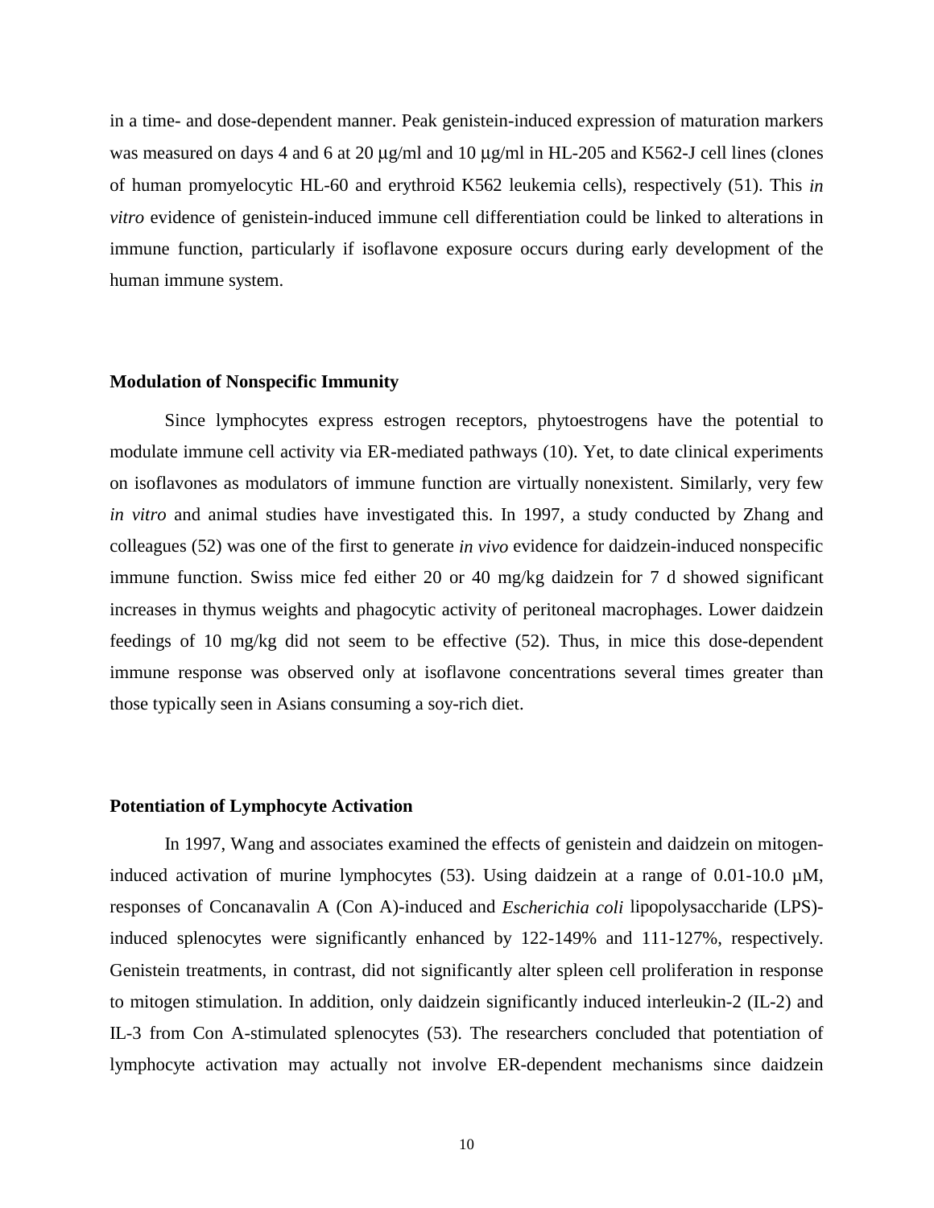in a time- and dose-dependent manner. Peak genistein-induced expression of maturation markers was measured on days 4 and 6 at 20 μg/ml and 10 μg/ml in HL-205 and K562-J cell lines (clones of human promyelocytic HL-60 and erythroid K562 leukemia cells), respectively (51). This *in vitro* evidence of genistein-induced immune cell differentiation could be linked to alterations in immune function, particularly if isoflavone exposure occurs during early development of the human immune system.

### Modulation of Nonspecific Immunity

Since lymphocytes express estrogen receptors, phytoestrogens have the potential to modulate immune cell activity via ER-mediated pathways (10). Yet, to date clinical experiments on isoflavones as modulators of immune function are virtually nonexistent. Similarly, very few *in vitro* and animal studies have investigated this. In 1997, a study conducted by Zhang and colleagues (52) was one of the first to generate *in vivo* evidence for daidzein-induced nonspecific immune function. Swiss mice fed either 20 or 40 mg/kg daidzein for 7 d showed significant increases in thymus weights and phagocytic activity of peritoneal macrophages. Lower daidzein feedings of 10 mg/kg did not seem to be effective (52). Thus, in mice this dose-dependent immune response was observed only at isoflavone concentrations several times greater than those typically seen in Asians consuming a soy-rich diet.

### Potentiation of Lymphocyte Activation

In 1997, Wang and associates examined the effects of genistein and daidzein on mitogen-induced activation of murine lymphocytes (53). Using daidzein at a range of 0.01-10.0 µM, responses of Concanavalin A (Con A)-induced and *Escherichia coli* lipopolysaccharide (LPS)-induced splenocytes were significantly enhanced by 122-149% and 111-127%, respectively. Genistein treatments, in contrast, did not significantly alter spleen cell proliferation in response to mitogen stimulation. In addition, only daidzein significantly induced interleukin-2 (IL-2) and IL-3 from Con A-stimulated splenocytes (53). The researchers concluded that potentiation of lymphocyte activation may actually not involve ER-dependent mechanisms since daidzein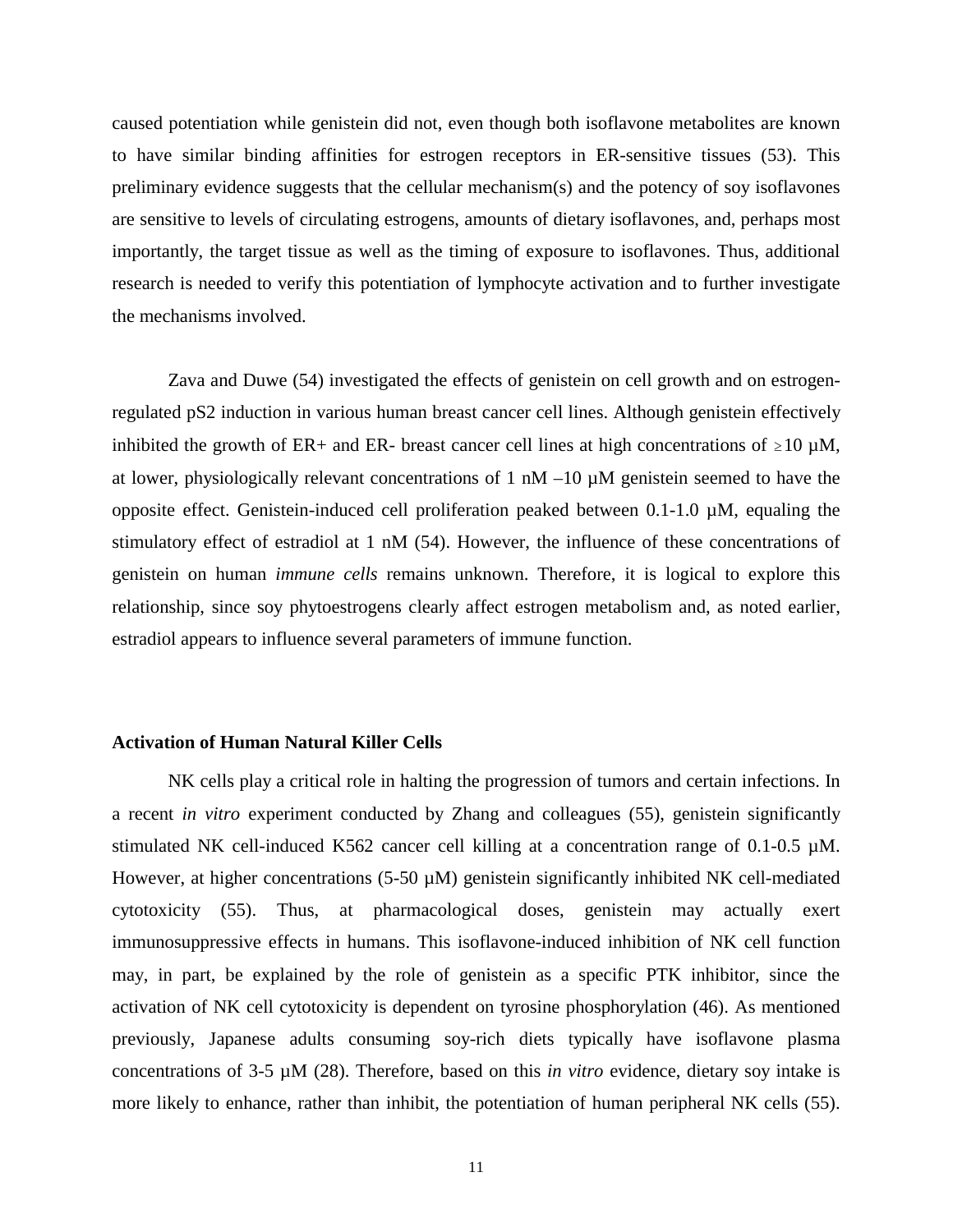caused potentiation while genistein did not, even though both isoflavone metabolites are known to have similar binding affinities for estrogen receptors in ER-sensitive tissues (53). This preliminary evidence suggests that the cellular mechanism(s) and the potency of soy isoflavones are sensitive to levels of circulating estrogens, amounts of dietary isoflavones, and, perhaps most importantly, the target tissue as well as the timing of exposure to isoflavones. Thus, additional research is needed to verify this potentiation of lymphocyte activation and to further investigate the mechanisms involved.

Zava and Duwe (54) investigated the effects of genistein on cell growth and on estrogen-regulated pS2 induction in various human breast cancer cell lines. Although genistein effectively inhibited the growth of ER+ and ER- breast cancer cell lines at high concentrations of ≥10 µM, at lower, physiologically relevant concentrations of 1 nM –10 µM genistein seemed to have the opposite effect. Genistein-induced cell proliferation peaked between 0.1-1.0 µM, equaling the stimulatory effect of estradiol at 1 nM (54). However, the influence of these concentrations of genistein on human *immune cells* remains unknown. Therefore, it is logical to explore this relationship, since soy phytoestrogens clearly affect estrogen metabolism and, as noted earlier, estradiol appears to influence several parameters of immune function.

### Activation of Human Natural Killer Cells

NK cells play a critical role in halting the progression of tumors and certain infections. In a recent *in vitro* experiment conducted by Zhang and colleagues (55), genistein significantly stimulated NK cell-induced K562 cancer cell killing at a concentration range of 0.1-0.5 µM. However, at higher concentrations (5-50 µM) genistein significantly inhibited NK cell-mediated cytotoxicity (55). Thus, at pharmacological doses, genistein may actually exert immunosuppressive effects in humans. This isoflavone-induced inhibition of NK cell function may, in part, be explained by the role of genistein as a specific PTK inhibitor, since the activation of NK cell cytotoxicity is dependent on tyrosine phosphorylation (46). As mentioned previously, Japanese adults consuming soy-rich diets typically have isoflavone plasma concentrations of 3-5 µM (28). Therefore, based on this *in vitro* evidence, dietary soy intake is more likely to enhance, rather than inhibit, the potentiation of human peripheral NK cells (55).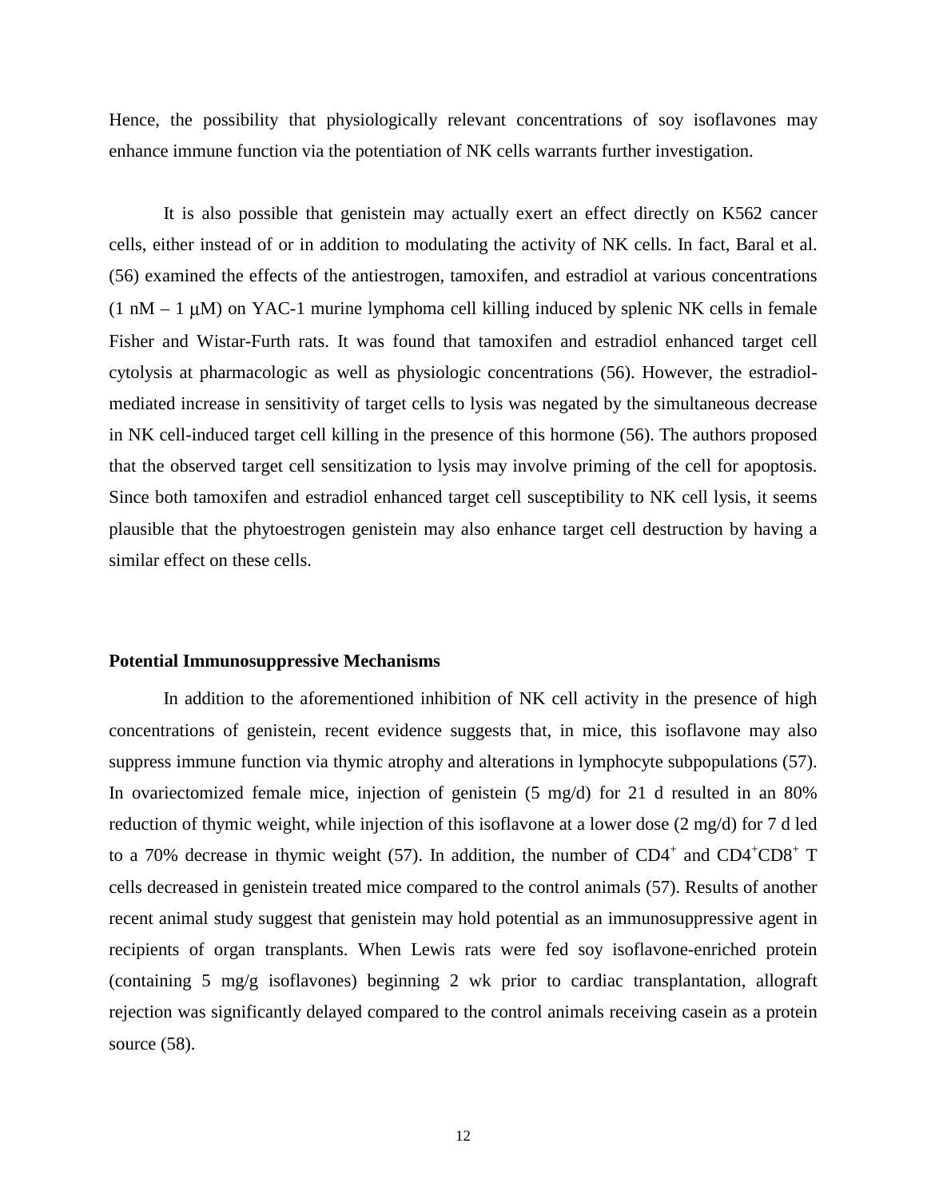Hence, the possibility that physiologically relevant concentrations of soy isoflavones may enhance immune function via the potentiation of NK cells warrants further investigation.

It is also possible that genistein may actually exert an effect directly on K562 cancer cells, either instead of or in addition to modulating the activity of NK cells. In fact, Baral et al. (56) examined the effects of the antiestrogen, tamoxifen, and estradiol at various concentrations (1 nM – 1 μM) on YAC-1 murine lymphoma cell killing induced by splenic NK cells in female Fisher and Wistar-Furth rats. It was found that tamoxifen and estradiol enhanced target cell cytolysis at pharmacologic as well as physiologic concentrations (56). However, the estradiol-mediated increase in sensitivity of target cells to lysis was negated by the simultaneous decrease in NK cell-induced target cell killing in the presence of this hormone (56). The authors proposed that the observed target cell sensitization to lysis may involve priming of the cell for apoptosis. Since both tamoxifen and estradiol enhanced target cell susceptibility to NK cell lysis, it seems plausible that the phytoestrogen genistein may also enhance target cell destruction by having a similar effect on these cells.

### Potential Immunosuppressive Mechanisms

In addition to the aforementioned inhibition of NK cell activity in the presence of high concentrations of genistein, recent evidence suggests that, in mice, this isoflavone may also suppress immune function via thymic atrophy and alterations in lymphocyte subpopulations (57). In ovariectomized female mice, injection of genistein (5 mg/d) for 21 d resulted in an 80% reduction of thymic weight, while injection of this isoflavone at a lower dose (2 mg/d) for 7 d led to a 70% decrease in thymic weight (57). In addition, the number of $CD4^+$ and $CD4^+CD8^+$ T cells decreased in genistein treated mice compared to the control animals (57). Results of another recent animal study suggest that genistein may hold potential as an immunosuppressive agent in recipients of organ transplants. When Lewis rats were fed soy isoflavone-enriched protein (containing 5 mg/g isoflavones) beginning 2 wk prior to cardiac transplantation, allograft rejection was significantly delayed compared to the control animals receiving casein as a protein source (58).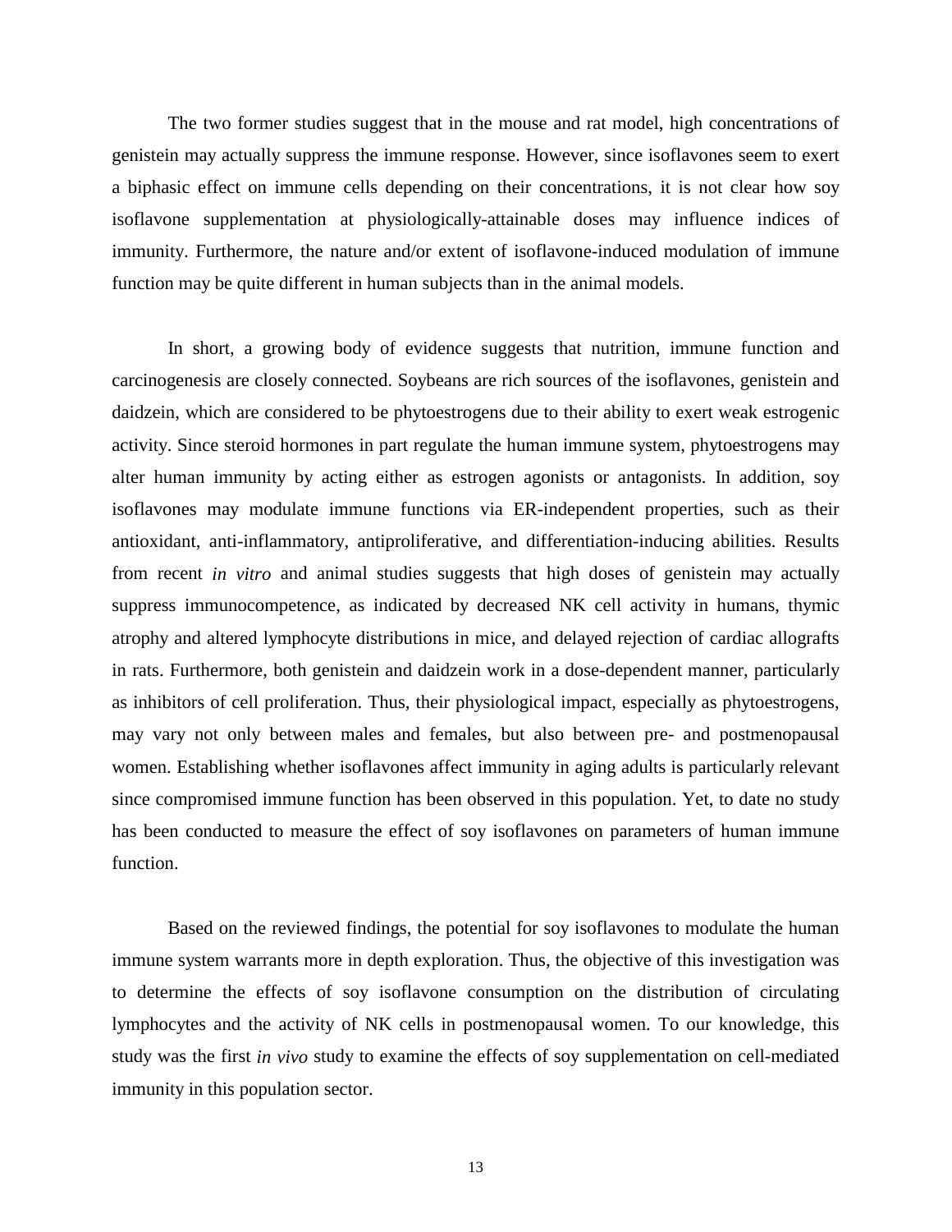The two former studies suggest that in the mouse and rat model, high concentrations of genistein may actually suppress the immune response. However, since isoflavones seem to exert a biphasic effect on immune cells depending on their concentrations, it is not clear how soy isoflavone supplementation at physiologically-attainable doses may influence indices of immunity. Furthermore, the nature and/or extent of isoflavone-induced modulation of immune function may be quite different in human subjects than in the animal models.

In short, a growing body of evidence suggests that nutrition, immune function and carcinogenesis are closely connected. Soybeans are rich sources of the isoflavones, genistein and daidzein, which are considered to be phytoestrogens due to their ability to exert weak estrogenic activity. Since steroid hormones in part regulate the human immune system, phytoestrogens may alter human immunity by acting either as estrogen agonists or antagonists. In addition, soy isoflavones may modulate immune functions via ER-independent properties, such as their antioxidant, anti-inflammatory, antiproliferative, and differentiation-inducing abilities. Results from recent *in vitro* and animal studies suggests that high doses of genistein may actually suppress immunocompetence, as indicated by decreased NK cell activity in humans, thymic atrophy and altered lymphocyte distributions in mice, and delayed rejection of cardiac allografts in rats. Furthermore, both genistein and daidzein work in a dose-dependent manner, particularly as inhibitors of cell proliferation. Thus, their physiological impact, especially as phytoestrogens, may vary not only between males and females, but also between pre- and postmenopausal women. Establishing whether isoflavones affect immunity in aging adults is particularly relevant since compromised immune function has been observed in this population. Yet, to date no study has been conducted to measure the effect of soy isoflavones on parameters of human immune function.

Based on the reviewed findings, the potential for soy isoflavones to modulate the human immune system warrants more in depth exploration. Thus, the objective of this investigation was to determine the effects of soy isoflavone consumption on the distribution of circulating lymphocytes and the activity of NK cells in postmenopausal women. To our knowledge, this study was the first *in vivo* study to examine the effects of soy supplementation on cell-mediated immunity in this population sector.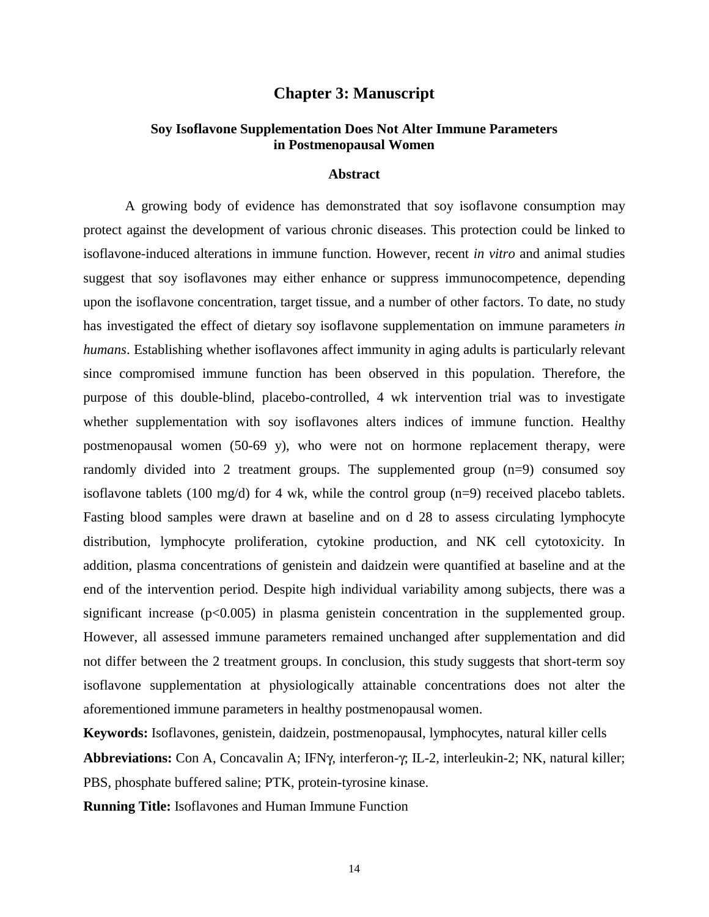# Chapter 3: Manuscript

## Soy Isoflavone Supplementation Does Not Alter Immune Parameters in Postmenopausal Women

### Abstract

A growing body of evidence has demonstrated that soy isoflavone consumption may protect against the development of various chronic diseases. This protection could be linked to isoflavone-induced alterations in immune function. However, recent *in vitro* and animal studies suggest that soy isoflavones may either enhance or suppress immunocompetence, depending upon the isoflavone concentration, target tissue, and a number of other factors. To date, no study has investigated the effect of dietary soy isoflavone supplementation on immune parameters *in humans*. Establishing whether isoflavones affect immunity in aging adults is particularly relevant since compromised immune function has been observed in this population. Therefore, the purpose of this double-blind, placebo-controlled, 4 wk intervention trial was to investigate whether supplementation with soy isoflavones alters indices of immune function. Healthy postmenopausal women (50-69 y), who were not on hormone replacement therapy, were randomly divided into 2 treatment groups. The supplemented group (n=9) consumed soy isoflavone tablets (100 mg/d) for 4 wk, while the control group (n=9) received placebo tablets. Fasting blood samples were drawn at baseline and on d 28 to assess circulating lymphocyte distribution, lymphocyte proliferation, cytokine production, and NK cell cytotoxicity. In addition, plasma concentrations of genistein and daidzein were quantified at baseline and at the end of the intervention period. Despite high individual variability among subjects, there was a significant increase ($p<0.005$) in plasma genistein concentration in the supplemented group. However, all assessed immune parameters remained unchanged after supplementation and did not differ between the 2 treatment groups. In conclusion, this study suggests that short-term soy isoflavone supplementation at physiologically attainable concentrations does not alter the aforementioned immune parameters in healthy postmenopausal women.

**Keywords:** Isoflavones, genistein, daidzein, postmenopausal, lymphocytes, natural killer cells

**Abbreviations:** Con A, Concavalin A; IFNγ, interferon-γ; IL-2, interleukin-2; NK, natural killer; PBS, phosphate buffered saline; PTK, protein-tyrosine kinase.

**Running Title:** Isoflavones and Human Immune Function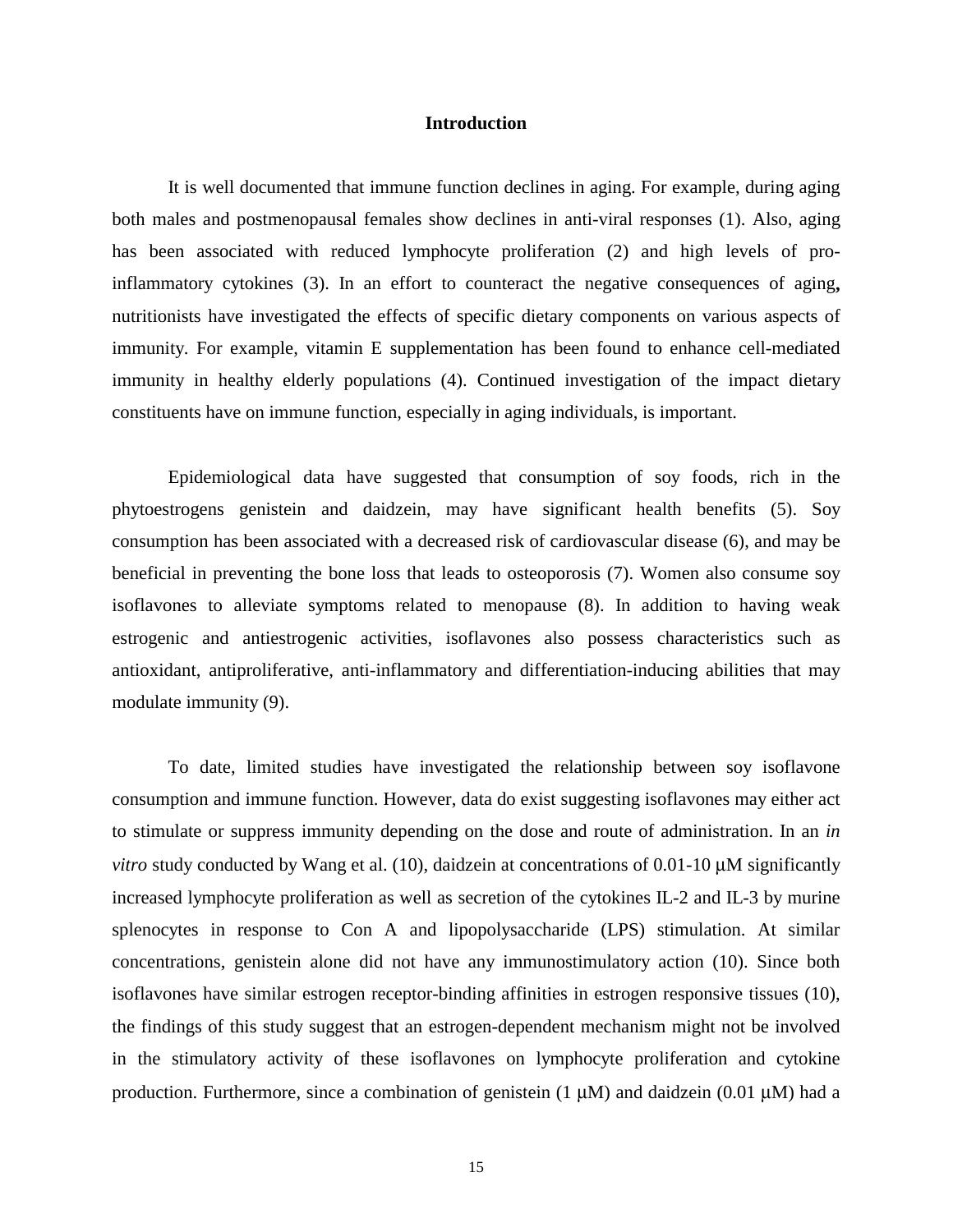## Introduction

It is well documented that immune function declines in aging. For example, during aging both males and postmenopausal females show declines in anti-viral responses (1). Also, aging has been associated with reduced lymphocyte proliferation (2) and high levels of pro-inflammatory cytokines (3). In an effort to counteract the negative consequences of aging**,** nutritionists have investigated the effects of specific dietary components on various aspects of immunity. For example, vitamin E supplementation has been found to enhance cell-mediated immunity in healthy elderly populations (4). Continued investigation of the impact dietary constituents have on immune function, especially in aging individuals, is important.

Epidemiological data have suggested that consumption of soy foods, rich in the phytoestrogens genistein and daidzein, may have significant health benefits (5). Soy consumption has been associated with a decreased risk of cardiovascular disease (6), and may be beneficial in preventing the bone loss that leads to osteoporosis (7). Women also consume soy isoflavones to alleviate symptoms related to menopause (8). In addition to having weak estrogenic and antiestrogenic activities, isoflavones also possess characteristics such as antioxidant, antiproliferative, anti-inflammatory and differentiation-inducing abilities that may modulate immunity (9).

To date, limited studies have investigated the relationship between soy isoflavone consumption and immune function. However, data do exist suggesting isoflavones may either act to stimulate or suppress immunity depending on the dose and route of administration. In an *in vitro* study conducted by Wang et al. (10), daidzein at concentrations of 0.01-10 μM significantly increased lymphocyte proliferation as well as secretion of the cytokines IL-2 and IL-3 by murine splenocytes in response to Con A and lipopolysaccharide (LPS) stimulation. At similar concentrations, genistein alone did not have any immunostimulatory action (10). Since both isoflavones have similar estrogen receptor-binding affinities in estrogen responsive tissues (10), the findings of this study suggest that an estrogen-dependent mechanism might not be involved in the stimulatory activity of these isoflavones on lymphocyte proliferation and cytokine production. Furthermore, since a combination of genistein (1 μM) and daidzein (0.01 μM) had a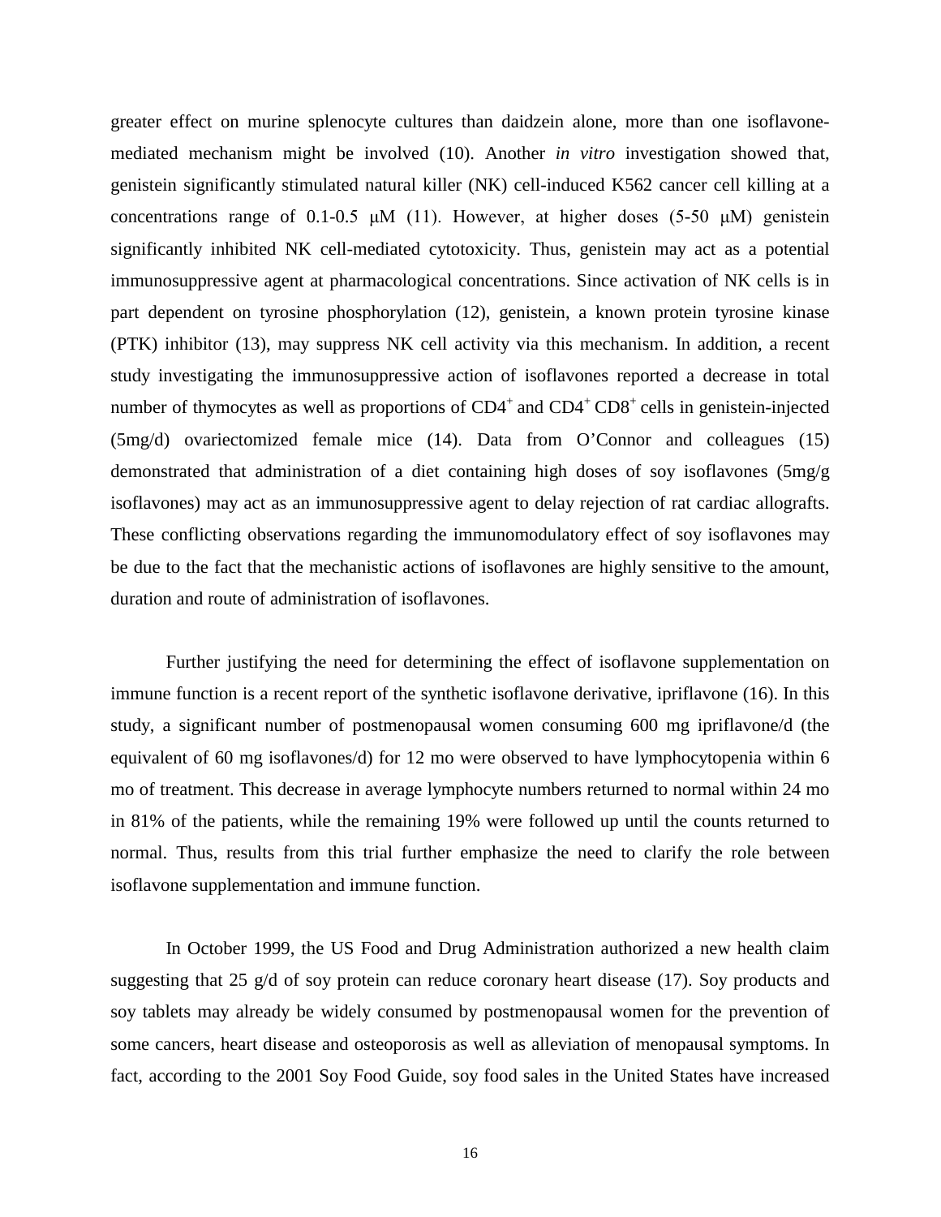greater effect on murine splenocyte cultures than daidzein alone, more than one isoflavone-mediated mechanism might be involved (10). Another *in vitro* investigation showed that, genistein significantly stimulated natural killer (NK) cell-induced K562 cancer cell killing at a concentrations range of 0.1-0.5 μM (11). However, at higher doses (5-50 μM) genistein significantly inhibited NK cell-mediated cytotoxicity. Thus, genistein may act as a potential immunosuppressive agent at pharmacological concentrations. Since activation of NK cells is in part dependent on tyrosine phosphorylation (12), genistein, a known protein tyrosine kinase (PTK) inhibitor (13), may suppress NK cell activity via this mechanism. In addition, a recent study investigating the immunosuppressive action of isoflavones reported a decrease in total number of thymocytes as well as proportions of $CD4^+$ and $CD4^+ CD8^+$ cells in genistein-injected (5mg/d) ovariectomized female mice (14). Data from O'Connor and colleagues (15) demonstrated that administration of a diet containing high doses of soy isoflavones (5mg/g isoflavones) may act as an immunosuppressive agent to delay rejection of rat cardiac allografts. These conflicting observations regarding the immunomodulatory effect of soy isoflavones may be due to the fact that the mechanistic actions of isoflavones are highly sensitive to the amount, duration and route of administration of isoflavones.

Further justifying the need for determining the effect of isoflavone supplementation on immune function is a recent report of the synthetic isoflavone derivative, ipriflavone (16). In this study, a significant number of postmenopausal women consuming 600 mg ipriflavone/d (the equivalent of 60 mg isoflavones/d) for 12 mo were observed to have lymphocytopenia within 6 mo of treatment. This decrease in average lymphocyte numbers returned to normal within 24 mo in 81% of the patients, while the remaining 19% were followed up until the counts returned to normal. Thus, results from this trial further emphasize the need to clarify the role between isoflavone supplementation and immune function.

In October 1999, the US Food and Drug Administration authorized a new health claim suggesting that 25 g/d of soy protein can reduce coronary heart disease (17). Soy products and soy tablets may already be widely consumed by postmenopausal women for the prevention of some cancers, heart disease and osteoporosis as well as alleviation of menopausal symptoms. In fact, according to the 2001 Soy Food Guide, soy food sales in the United States have increased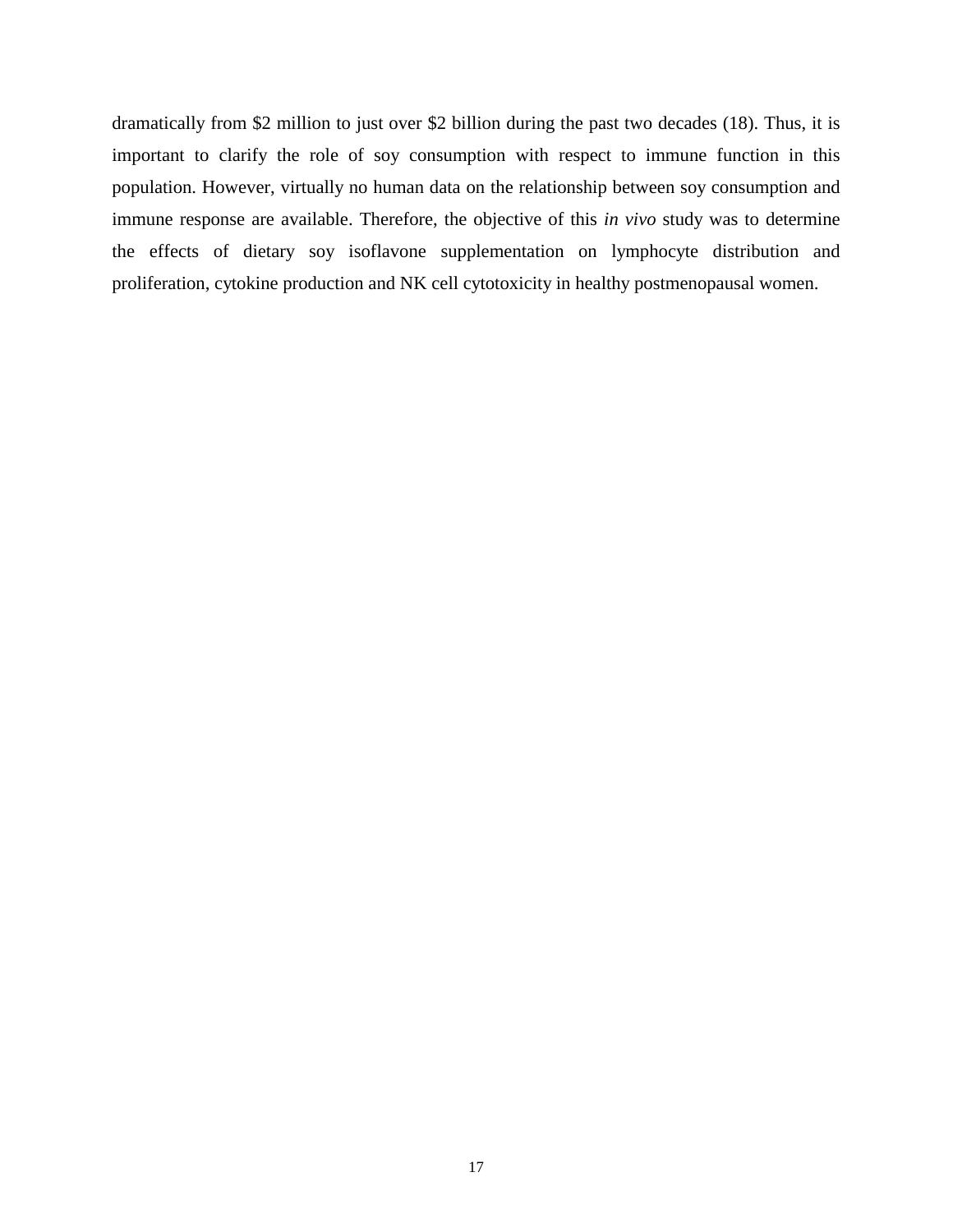dramatically from $2 million to just over $2 billion during the past two decades (18). Thus, it is important to clarify the role of soy consumption with respect to immune function in this population. However, virtually no human data on the relationship between soy consumption and immune response are available. Therefore, the objective of this *in vivo* study was to determine the effects of dietary soy isoflavone supplementation on lymphocyte distribution and proliferation, cytokine production and NK cell cytotoxicity in healthy postmenopausal women.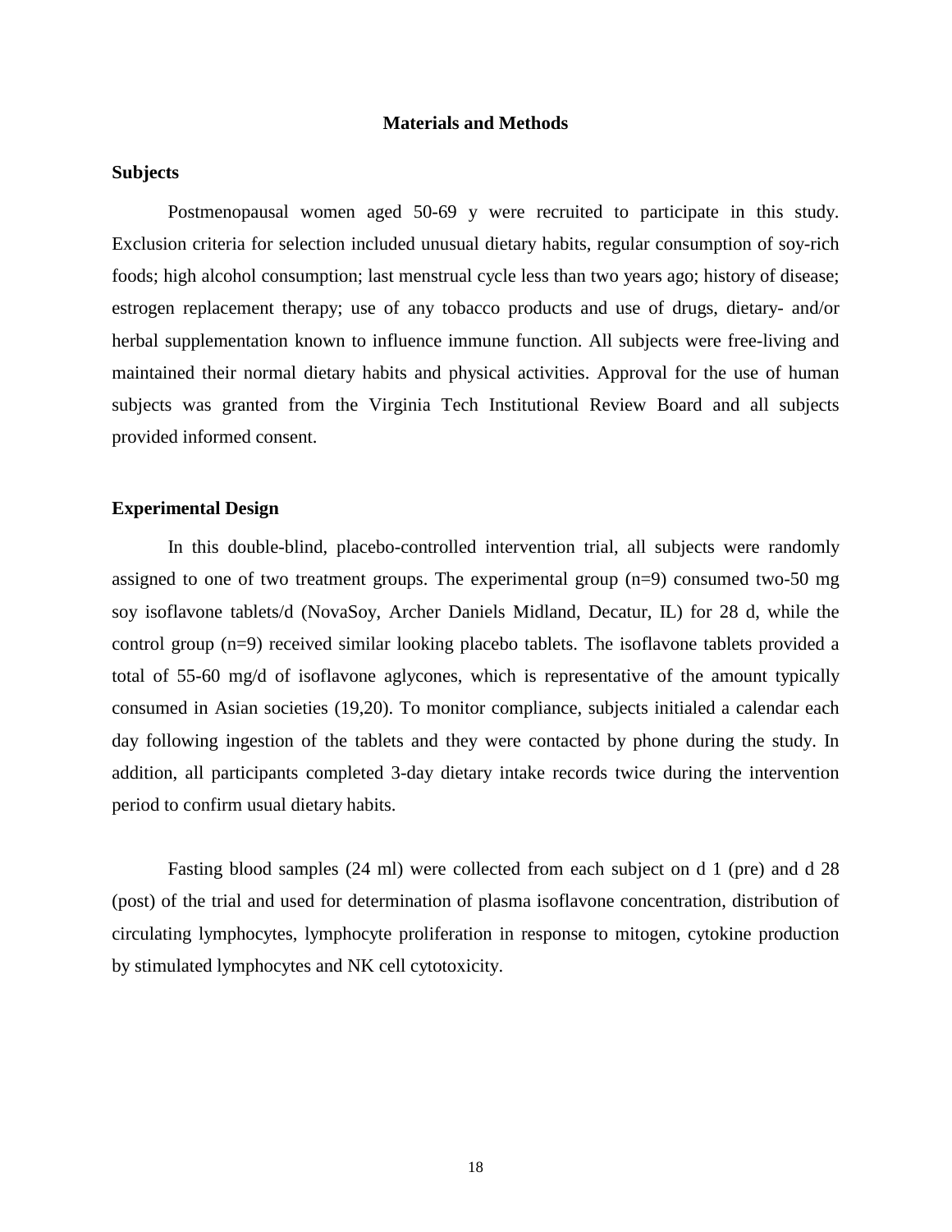# Materials and Methods

## Subjects

Postmenopausal women aged 50-69 y were recruited to participate in this study. Exclusion criteria for selection included unusual dietary habits, regular consumption of soy-rich foods; high alcohol consumption; last menstrual cycle less than two years ago; history of disease; estrogen replacement therapy; use of any tobacco products and use of drugs, dietary- and/or herbal supplementation known to influence immune function. All subjects were free-living and maintained their normal dietary habits and physical activities. Approval for the use of human subjects was granted from the Virginia Tech Institutional Review Board and all subjects provided informed consent.

## Experimental Design

In this double-blind, placebo-controlled intervention trial, all subjects were randomly assigned to one of two treatment groups. The experimental group (n=9) consumed two-50 mg soy isoflavone tablets/d (NovaSoy, Archer Daniels Midland, Decatur, IL) for 28 d, while the control group (n=9) received similar looking placebo tablets. The isoflavone tablets provided a total of 55-60 mg/d of isoflavone aglycones, which is representative of the amount typically consumed in Asian societies (19,20). To monitor compliance, subjects initialed a calendar each day following ingestion of the tablets and they were contacted by phone during the study. In addition, all participants completed 3-day dietary intake records twice during the intervention period to confirm usual dietary habits.

Fasting blood samples (24 ml) were collected from each subject on d 1 (pre) and d 28 (post) of the trial and used for determination of plasma isoflavone concentration, distribution of circulating lymphocytes, lymphocyte proliferation in response to mitogen, cytokine production by stimulated lymphocytes and NK cell cytotoxicity.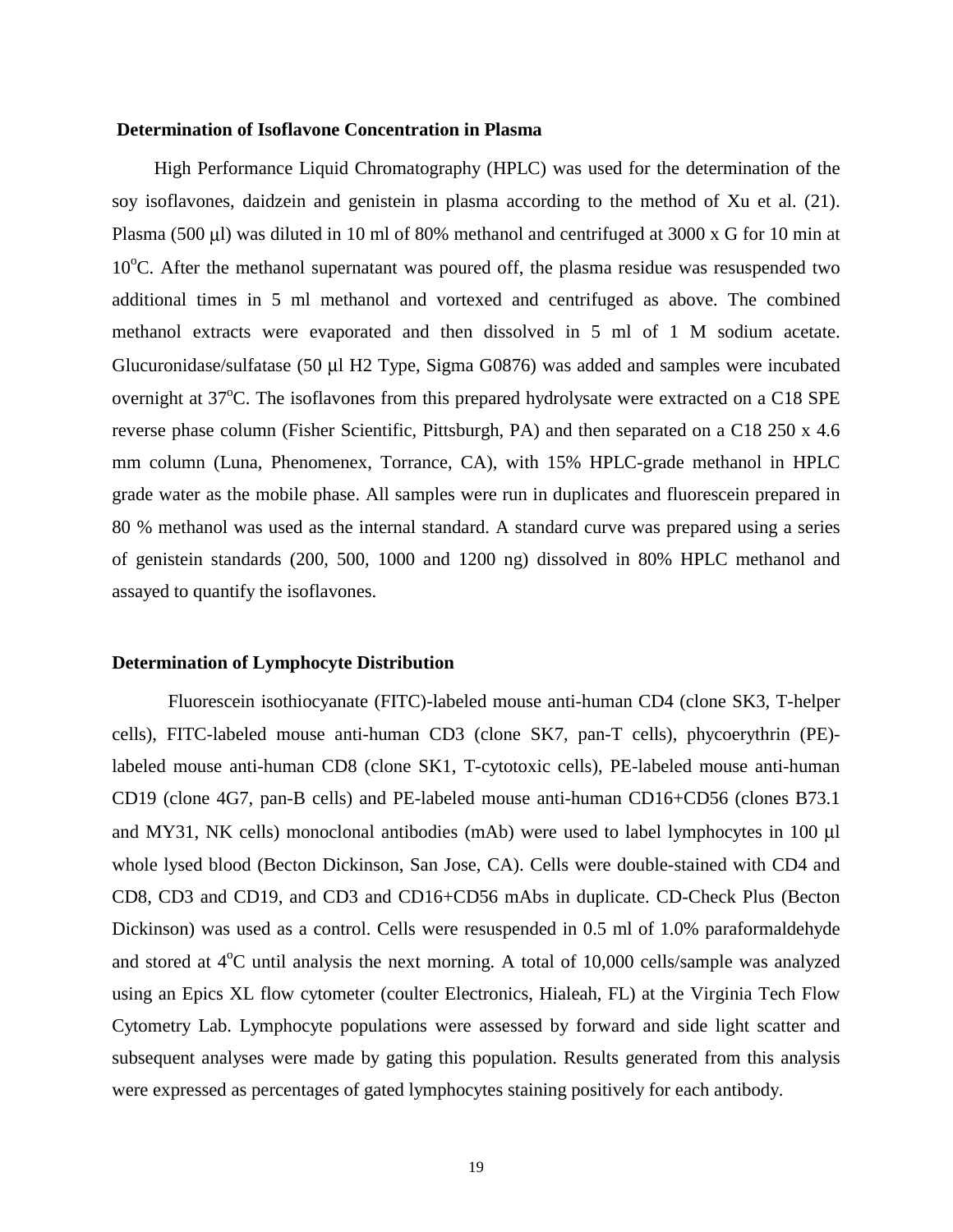**Determination of Isoflavone Concentration in Plasma**

High Performance Liquid Chromatography (HPLC) was used for the determination of the soy isoflavones, daidzein and genistein in plasma according to the method of Xu et al. (21). Plasma (500 μl) was diluted in 10 ml of 80% methanol and centrifuged at 3000 x G for 10 min at 10°C. After the methanol supernatant was poured off, the plasma residue was resuspended two additional times in 5 ml methanol and vortexed and centrifuged as above. The combined methanol extracts were evaporated and then dissolved in 5 ml of 1 M sodium acetate. Glucuronidase/sulfatase (50 μl H2 Type, Sigma G0876) was added and samples were incubated overnight at 37°C. The isoflavones from this prepared hydrolysate were extracted on a C18 SPE reverse phase column (Fisher Scientific, Pittsburgh, PA) and then separated on a C18 250 x 4.6 mm column (Luna, Phenomenex, Torrance, CA), with 15% HPLC-grade methanol in HPLC grade water as the mobile phase. All samples were run in duplicates and fluorescein prepared in 80 % methanol was used as the internal standard. A standard curve was prepared using a series of genistein standards (200, 500, 1000 and 1200 ng) dissolved in 80% HPLC methanol and assayed to quantify the isoflavones.

**Determination of Lymphocyte Distribution**

Fluorescein isothiocyanate (FITC)-labeled mouse anti-human CD4 (clone SK3, T-helper cells), FITC-labeled mouse anti-human CD3 (clone SK7, pan-T cells), phycoerythrin (PE)-labeled mouse anti-human CD8 (clone SK1, T-cytotoxic cells), PE-labeled mouse anti-human CD19 (clone 4G7, pan-B cells) and PE-labeled mouse anti-human CD16+CD56 (clones B73.1 and MY31, NK cells) monoclonal antibodies (mAb) were used to label lymphocytes in 100 μl whole lysed blood (Becton Dickinson, San Jose, CA). Cells were double-stained with CD4 and CD8, CD3 and CD19, and CD3 and CD16+CD56 mAbs in duplicate. CD-Check Plus (Becton Dickinson) was used as a control. Cells were resuspended in 0.5 ml of 1.0% paraformaldehyde and stored at 4°C until analysis the next morning. A total of 10,000 cells/sample was analyzed using an Epics XL flow cytometer (coulter Electronics, Hialeah, FL) at the Virginia Tech Flow Cytometry Lab. Lymphocyte populations were assessed by forward and side light scatter and subsequent analyses were made by gating this population. Results generated from this analysis were expressed as percentages of gated lymphocytes staining positively for each antibody.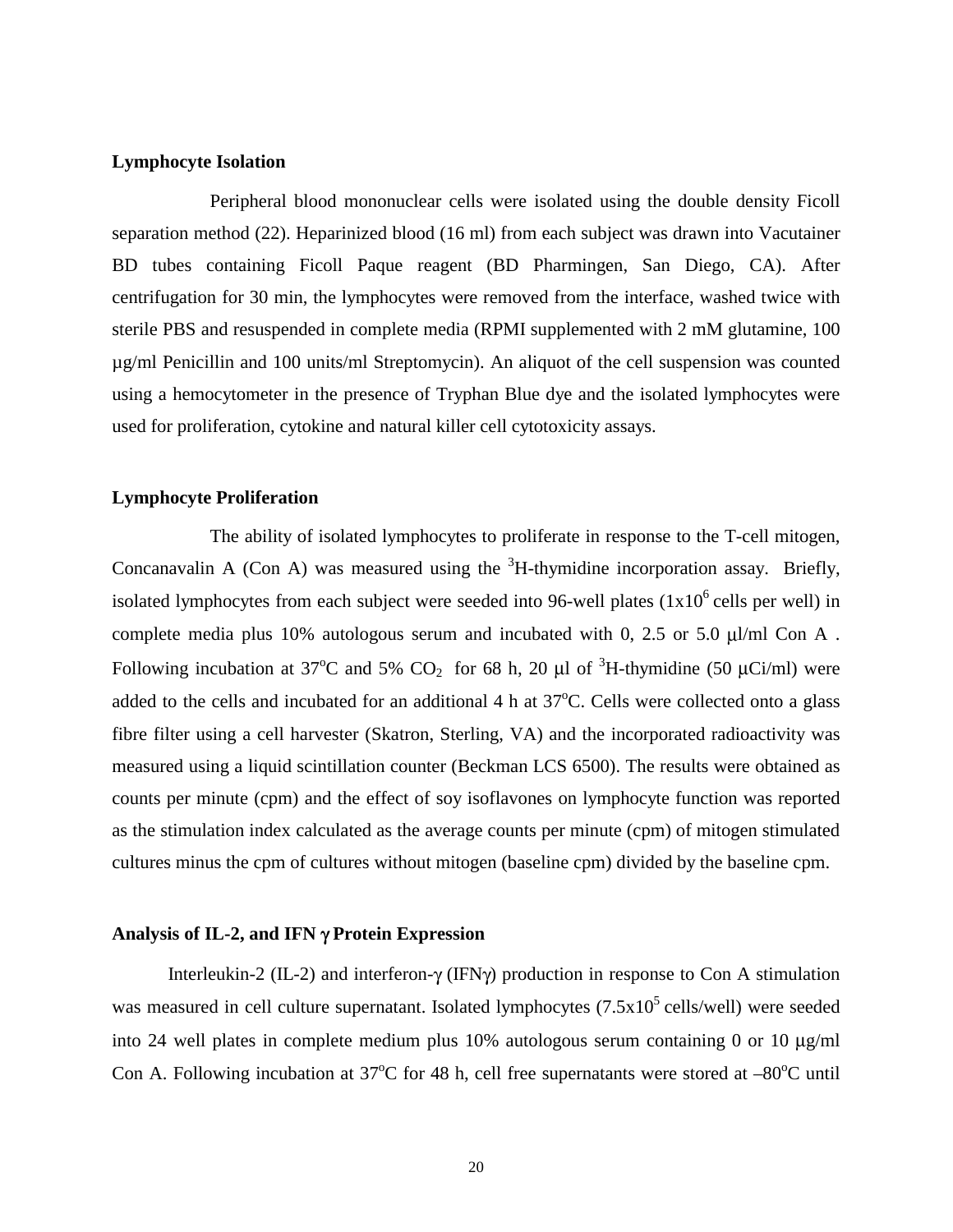### Lymphocyte Isolation

Peripheral blood mononuclear cells were isolated using the double density Ficoll separation method (22). Heparinized blood (16 ml) from each subject was drawn into Vacutainer BD tubes containing Ficoll Paque reagent (BD Pharmingen, San Diego, CA). After centrifugation for 30 min, the lymphocytes were removed from the interface, washed twice with sterile PBS and resuspended in complete media (RPMI supplemented with 2 mM glutamine, 100 µg/ml Penicillin and 100 units/ml Streptomycin). An aliquot of the cell suspension was counted using a hemocytometer in the presence of Tryphan Blue dye and the isolated lymphocytes were used for proliferation, cytokine and natural killer cell cytotoxicity assays.

### Lymphocyte Proliferation

The ability of isolated lymphocytes to proliferate in response to the T-cell mitogen, Concanavalin A (Con A) was measured using the $^3$H-thymidine incorporation assay. Briefly, isolated lymphocytes from each subject were seeded into 96-well plates ($1 \times 10^6$ cells per well) in complete media plus 10% autologous serum and incubated with 0, 2.5 or 5.0 µl/ml Con A . Following incubation at 37°C and 5% $CO_2$ for 68 h, 20 µl of $^3$H-thymidine (50 µCi/ml) were added to the cells and incubated for an additional 4 h at 37°C. Cells were collected onto a glass fibre filter using a cell harvester (Skatron, Sterling, VA) and the incorporated radioactivity was measured using a liquid scintillation counter (Beckman LCS 6500). The results were obtained as counts per minute (cpm) and the effect of soy isoflavones on lymphocyte function was reported as the stimulation index calculated as the average counts per minute (cpm) of mitogen stimulated cultures minus the cpm of cultures without mitogen (baseline cpm) divided by the baseline cpm.

### Analysis of IL-2, and IFN γ Protein Expression

Interleukin-2 (IL-2) and interferon-γ (IFNγ) production in response to Con A stimulation was measured in cell culture supernatant. Isolated lymphocytes ($7.5 \times 10^5$ cells/well) were seeded into 24 well plates in complete medium plus 10% autologous serum containing 0 or 10 µg/ml Con A. Following incubation at 37°C for 48 h, cell free supernatants were stored at –80°C until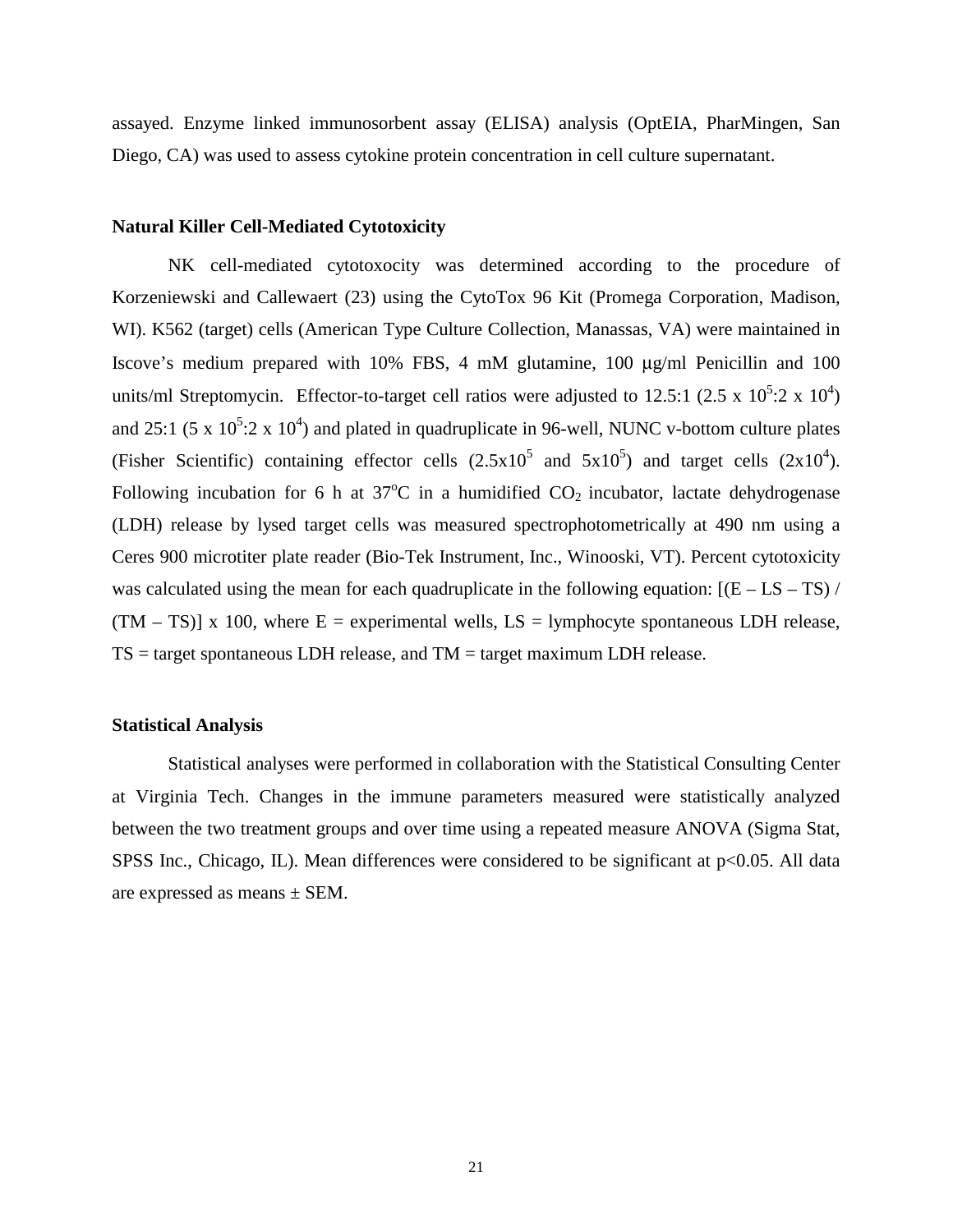assayed. Enzyme linked immunosorbent assay (ELISA) analysis (OptEIA, PharMingen, San Diego, CA) was used to assess cytokine protein concentration in cell culture supernatant.

**Natural Killer Cell-Mediated Cytotoxicity**

NK cell-mediated cytotoxocity was determined according to the procedure of Korzeniewski and Callewaert (23) using the CytoTox 96 Kit (Promega Corporation, Madison, WI). K562 (target) cells (American Type Culture Collection, Manassas, VA) were maintained in Iscove's medium prepared with 10% FBS, 4 mM glutamine, 100 μg/ml Penicillin and 100 units/ml Streptomycin. Effector-to-target cell ratios were adjusted to 12.5:1 ($2.5 \times 10^5$:$2 \times 10^4$) and 25:1 ($5 \times 10^5$:$2 \times 10^4$) and plated in quadruplicate in 96-well, NUNC v-bottom culture plates (Fisher Scientific) containing effector cells ($2.5 \times 10^5$ and $5 \times 10^5$) and target cells ($2 \times 10^4$). Following incubation for 6 h at 37°C in a humidified $CO_2$ incubator, lactate dehydrogenase (LDH) release by lysed target cells was measured spectrophotometrically at 490 nm using a Ceres 900 microtiter plate reader (Bio-Tek Instrument, Inc., Winooski, VT). Percent cytotoxicity was calculated using the mean for each quadruplicate in the following equation: $[(E - LS - TS) / (TM - TS)] \times 100$, where E = experimental wells, LS = lymphocyte spontaneous LDH release, TS = target spontaneous LDH release, and TM = target maximum LDH release.

**Statistical Analysis**

Statistical analyses were performed in collaboration with the Statistical Consulting Center at Virginia Tech. Changes in the immune parameters measured were statistically analyzed between the two treatment groups and over time using a repeated measure ANOVA (Sigma Stat, SPSS Inc., Chicago, IL). Mean differences were considered to be significant at $p<0.05$. All data are expressed as means ± SEM.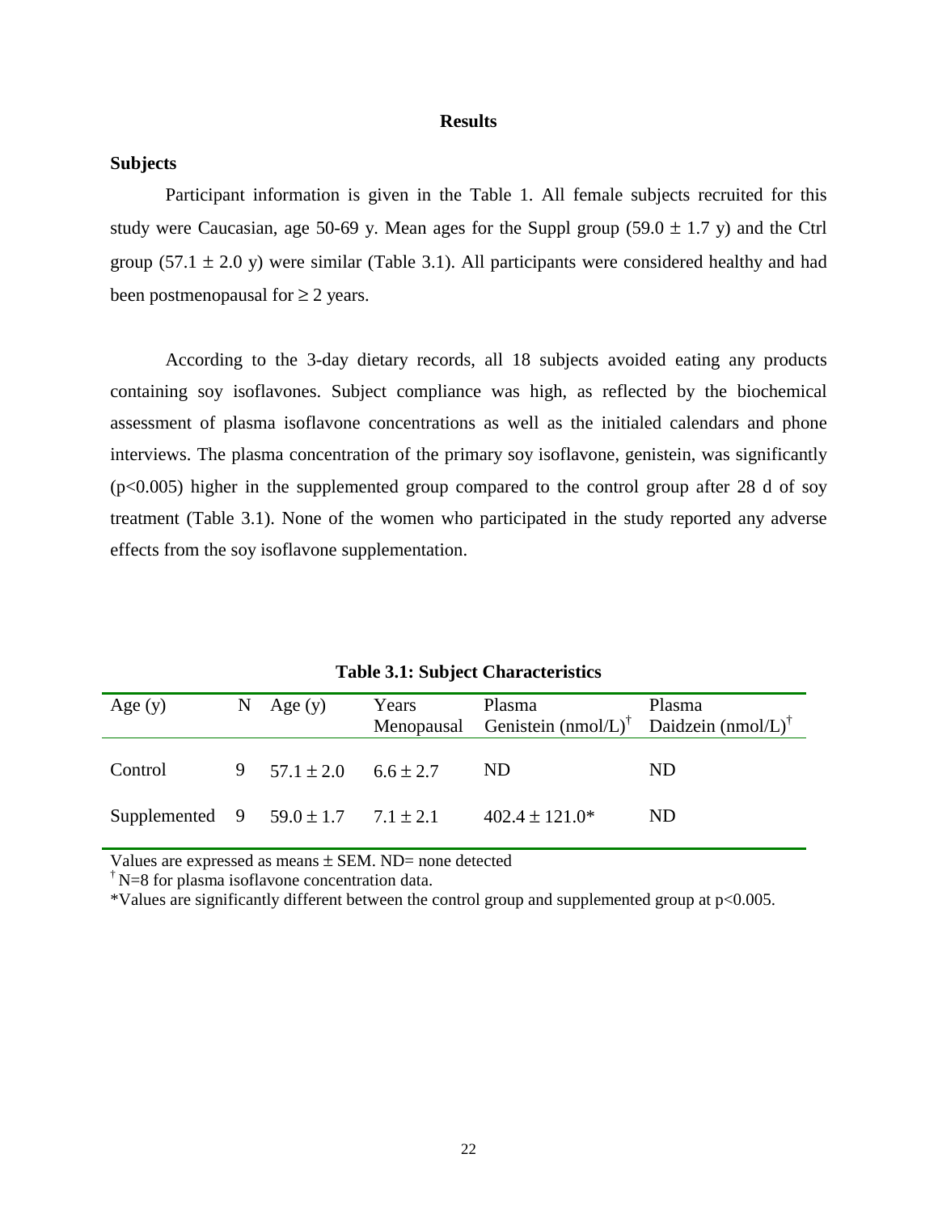## Results

### Subjects

Participant information is given in the Table 1. All female subjects recruited for this study were Caucasian, age 50-69 y. Mean ages for the Suppl group (59.0 ± 1.7 y) and the Ctrl group (57.1 ± 2.0 y) were similar (Table 3.1). All participants were considered healthy and had been postmenopausal for ≥ 2 years.

According to the 3-day dietary records, all 18 subjects avoided eating any products containing soy isoflavones. Subject compliance was high, as reflected by the biochemical assessment of plasma isoflavone concentrations as well as the initialed calendars and phone interviews. The plasma concentration of the primary soy isoflavone, genistein, was significantly ($p<0.005$) higher in the supplemented group compared to the control group after 28 d of soy treatment (Table 3.1). None of the women who participated in the study reported any adverse effects from the soy isoflavone supplementation.

**Table 3.1: Subject Characteristics**

| Age (y) | N | Age (y) | Years Menopausal | Plasma Genistein (nmol/L)† | Plasma Daidzein (nmol/L)† |
|---|---|---|---|---|---|
| Control | 9 | 57.1 ± 2.0 | 6.6 ± 2.7 | ND | ND |
| Supplemented | 9 | 59.0 ± 1.7 | 7.1 ± 2.1 | 402.4 ± 121.0* | ND |

Values are expressed as means ± SEM. ND= none detected

† N=8 for plasma isoflavone concentration data.

*Values are significantly different between the control group and supplemented group at $p<0.005$.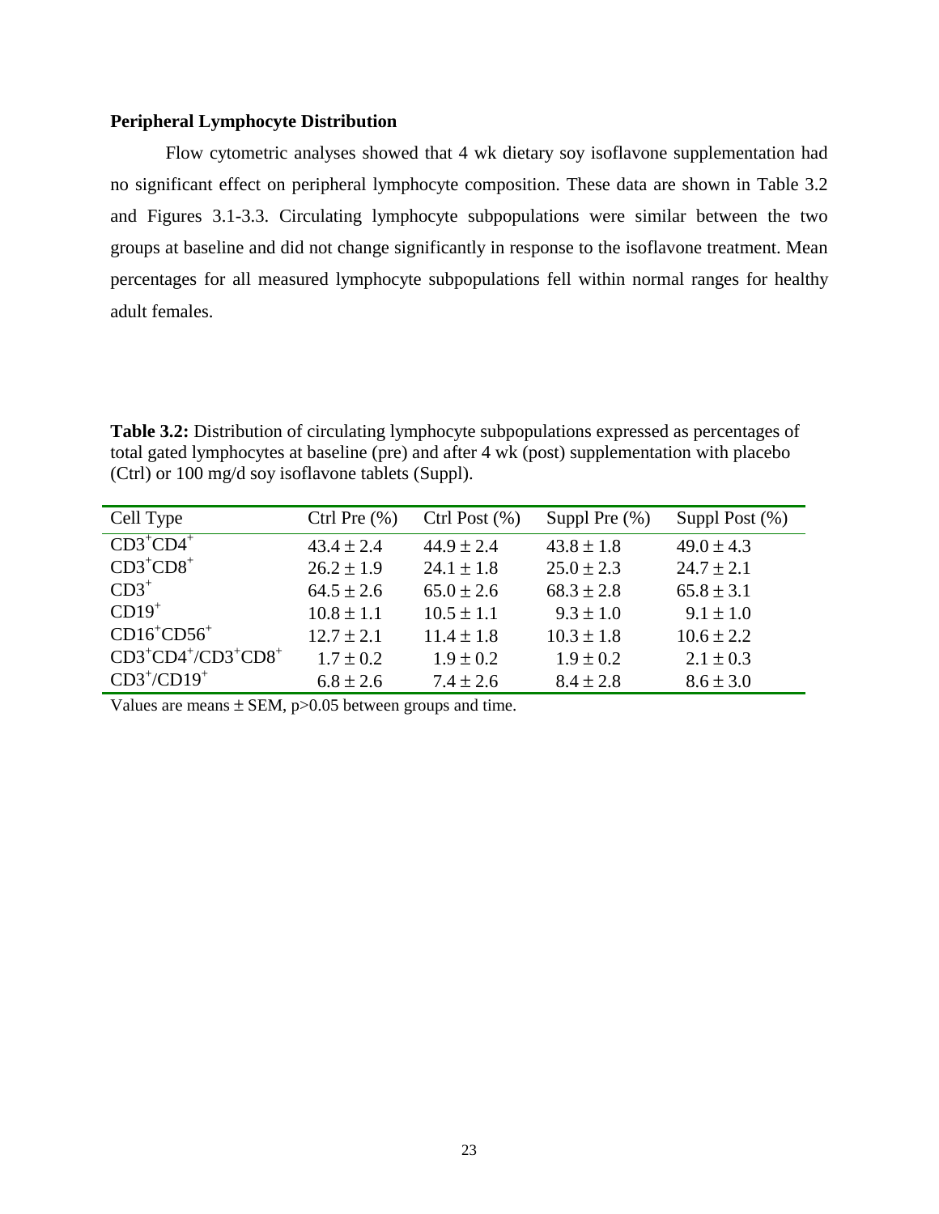**Peripheral Lymphocyte Distribution**

Flow cytometric analyses showed that 4 wk dietary soy isoflavone supplementation had no significant effect on peripheral lymphocyte composition. These data are shown in Table 3.2 and Figures 3.1-3.3. Circulating lymphocyte subpopulations were similar between the two groups at baseline and did not change significantly in response to the isoflavone treatment. Mean percentages for all measured lymphocyte subpopulations fell within normal ranges for healthy adult females.

**Table 3.2:** Distribution of circulating lymphocyte subpopulations expressed as percentages of total gated lymphocytes at baseline (pre) and after 4 wk (post) supplementation with placebo (Ctrl) or 100 mg/d soy isoflavone tablets (Suppl).

| Cell Type | Ctrl Pre (%) | Ctrl Post (%) | Suppl Pre (%) | Suppl Post (%) |
|---|---|---|---|---|
| $CD3^+CD4^+$ | $43.4 \pm 2.4$ | $44.9 \pm 2.4$ | $43.8 \pm 1.8$ | $49.0 \pm 4.3$ |
| $CD3^+CD8^+$ | $26.2 \pm 1.9$ | $24.1 \pm 1.8$ | $25.0 \pm 2.3$ | $24.7 \pm 2.1$ |
| $CD3^+$ | $64.5 \pm 2.6$ | $65.0 \pm 2.6$ | $68.3 \pm 2.8$ | $65.8 \pm 3.1$ |
| $CD19^+$ | $10.8 \pm 1.1$ | $10.5 \pm 1.1$ | $9.3 \pm 1.0$ | $9.1 \pm 1.0$ |
| $CD16^+CD56^+$ | $12.7 \pm 2.1$ | $11.4 \pm 1.8$ | $10.3 \pm 1.8$ | $10.6 \pm 2.2$ |
| $CD3^+CD4^+/CD3^+CD8^+$ | $1.7 \pm 0.2$ | $1.9 \pm 0.2$ | $1.9 \pm 0.2$ | $2.1 \pm 0.3$ |
| $CD3^+/CD19^+$ | $6.8 \pm 2.6$ | $7.4 \pm 2.6$ | $8.4 \pm 2.8$ | $8.6 \pm 3.0$ |

Values are means ± SEM, $p>0.05$ between groups and time.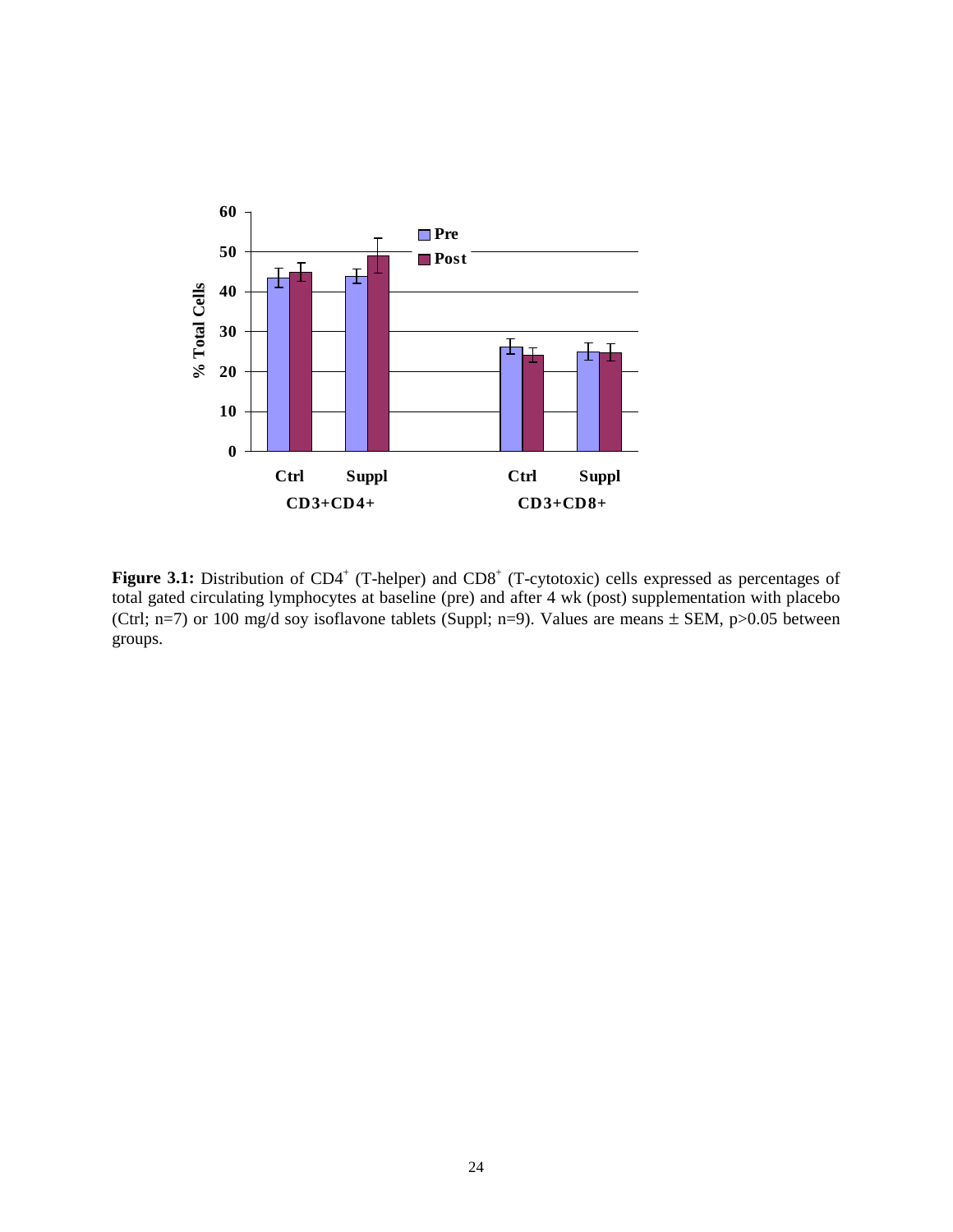Figure 3.1: Distribution of $CD4^+$ (T-helper) and $CD8^+$ (T-cytotoxic) cells expressed as percentages of total gated circulating lymphocytes at baseline (pre) and after 4 wk (post) supplementation with placebo (Ctrl; n=7) or 100 mg/d soy isoflavone tablets (Suppl; n=9). Values are means ± SEM, p>0.05 between groups.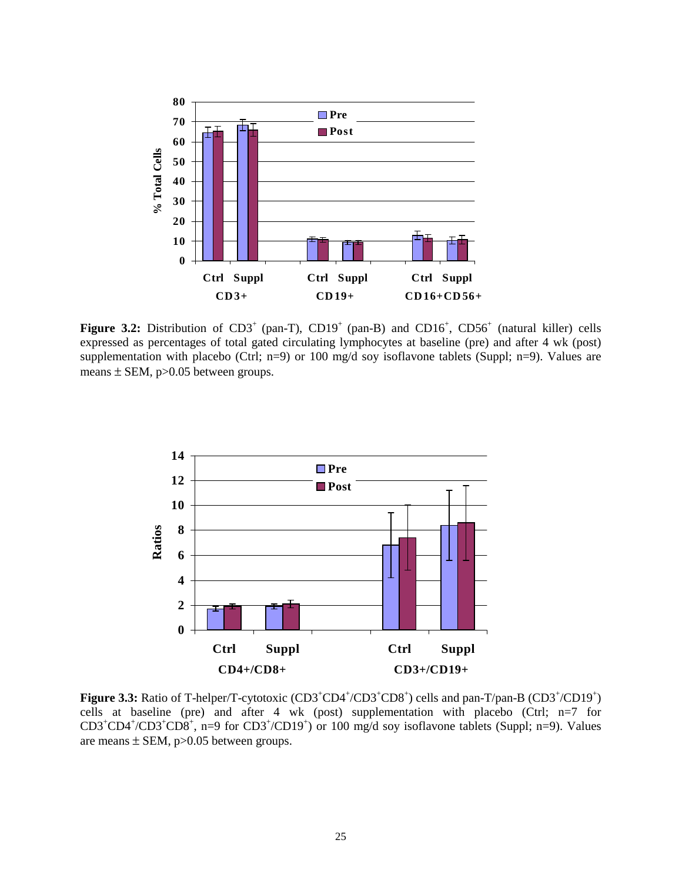**Figure 3.2:** Distribution of $CD3^+$ (pan-T), $CD19^+$ (pan-B) and $CD16^+$, $CD56^+$ (natural killer) cells expressed as percentages of total gated circulating lymphocytes at baseline (pre) and after 4 wk (post) supplementation with placebo (Ctrl; n=9) or 100 mg/d soy isoflavone tablets (Suppl; n=9). Values are means ± SEM, p>0.05 between groups.

**Figure 3.3:** Ratio of T-helper/T-cytotoxic ($CD3^+CD4^+/CD3^+CD8^+$) cells and pan-T/pan-B ($CD3^+/CD19^+$) cells at baseline (pre) and after 4 wk (post) supplementation with placebo (Ctrl; n=7 for $CD3^+CD4^+/CD3^+CD8^+$, n=9 for $CD3^+/CD19^+$) or 100 mg/d soy isoflavone tablets (Suppl; n=9). Values are means ± SEM, p>0.05 between groups.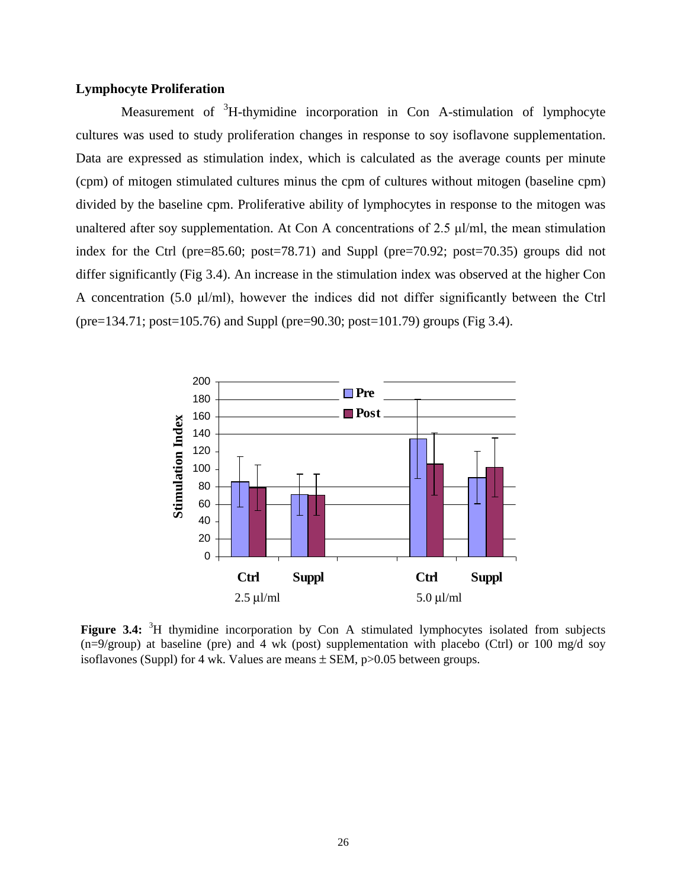## Lymphocyte Proliferation

Measurement of $^3$H-thymidine incorporation in Con A-stimulation of lymphocyte cultures was used to study proliferation changes in response to soy isoflavone supplementation. Data are expressed as stimulation index, which is calculated as the average counts per minute (cpm) of mitogen stimulated cultures minus the cpm of cultures without mitogen (baseline cpm) divided by the baseline cpm. Proliferative ability of lymphocytes in response to the mitogen was unaltered after soy supplementation. At Con A concentrations of 2.5 μl/ml, the mean stimulation index for the Ctrl (pre=85.60; post=78.71) and Suppl (pre=70.92; post=70.35) groups did not differ significantly (Fig 3.4). An increase in the stimulation index was observed at the higher Con A concentration (5.0 μl/ml), however the indices did not differ significantly between the Ctrl (pre=134.71; post=105.76) and Suppl (pre=90.30; post=101.79) groups (Fig 3.4).

**Figure 3.4:** $^3$H thymidine incorporation by Con A stimulated lymphocytes isolated from subjects (n=9/group) at baseline (pre) and 4 wk (post) supplementation with placebo (Ctrl) or 100 mg/d soy isoflavones (Suppl) for 4 wk. Values are means ± SEM, $p>0.05$ between groups.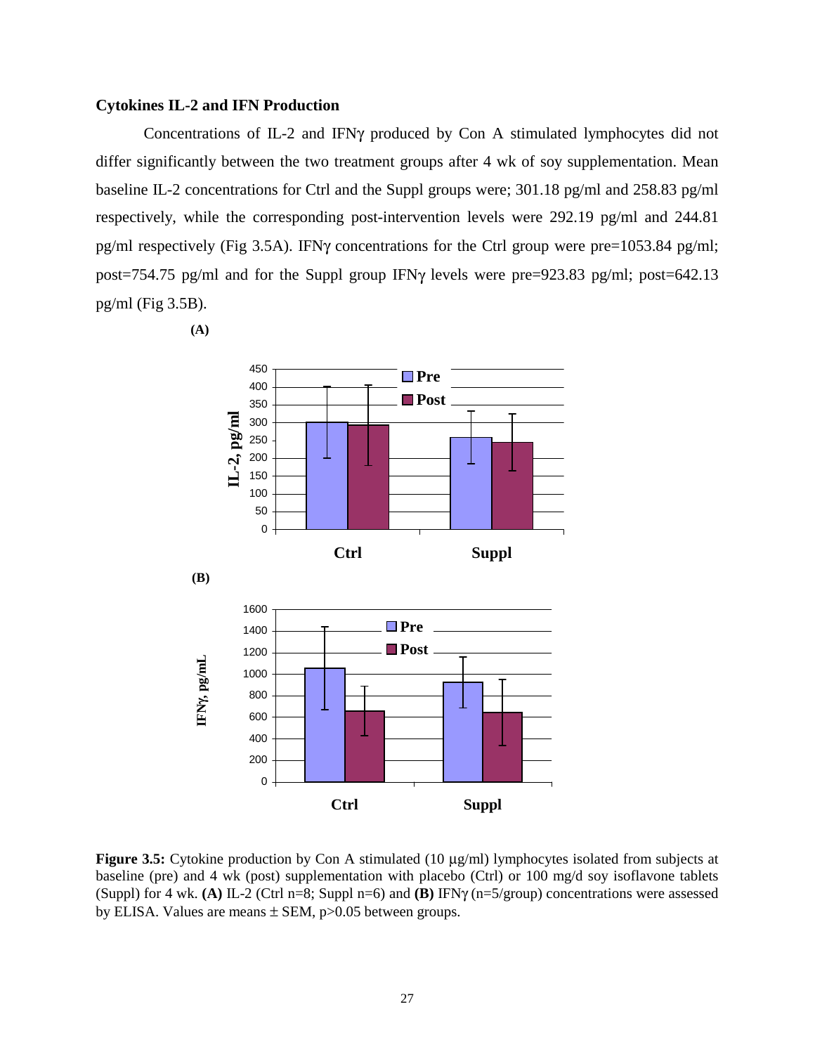### Cytokines IL-2 and IFN Production

Concentrations of IL-2 and IFNγ produced by Con A stimulated lymphocytes did not differ significantly between the two treatment groups after 4 wk of soy supplementation. Mean baseline IL-2 concentrations for Ctrl and the Suppl groups were; 301.18 pg/ml and 258.83 pg/ml respectively, while the corresponding post-intervention levels were 292.19 pg/ml and 244.81 pg/ml respectively (Fig 3.5A). IFNγ concentrations for the Ctrl group were pre=1053.84 pg/ml; post=754.75 pg/ml and for the Suppl group IFNγ levels were pre=923.83 pg/ml; post=642.13 pg/ml (Fig 3.5B).

**(A)**

**(B)**

**Figure 3.5:** Cytokine production by Con A stimulated (10 μg/ml) lymphocytes isolated from subjects at baseline (pre) and 4 wk (post) supplementation with placebo (Ctrl) or 100 mg/d soy isoflavone tablets (Suppl) for 4 wk. **(A)** IL-2 (Ctrl n=8; Suppl n=6) and **(B)** IFNγ (n=5/group) concentrations were assessed by ELISA. Values are means ± SEM, $p>0.05$ between groups.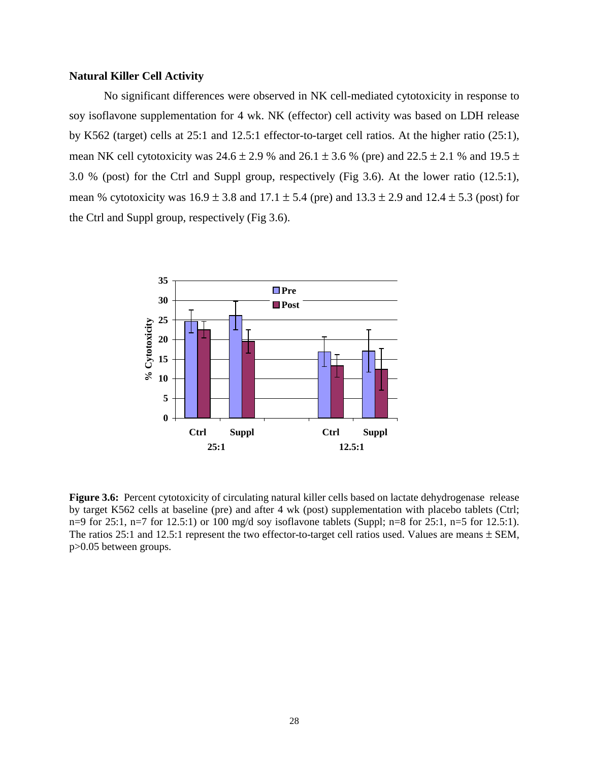### Natural Killer Cell Activity

No significant differences were observed in NK cell-mediated cytotoxicity in response to soy isoflavone supplementation for 4 wk. NK (effector) cell activity was based on LDH release by K562 (target) cells at 25:1 and 12.5:1 effector-to-target cell ratios. At the higher ratio (25:1), mean NK cell cytotoxicity was $24.6 \pm 2.9$ % and $26.1 \pm 3.6$ % (pre) and $22.5 \pm 2.1$ % and $19.5 \pm 3.0$ % (post) for the Ctrl and Suppl group, respectively (Fig 3.6). At the lower ratio (12.5:1), mean % cytotoxicity was $16.9 \pm 3.8$ and $17.1 \pm 5.4$ (pre) and $13.3 \pm 2.9$ and $12.4 \pm 5.3$ (post) for the Ctrl and Suppl group, respectively (Fig 3.6).

**Figure 3.6:** Percent cytotoxicity of circulating natural killer cells based on lactate dehydrogenase release by target K562 cells at baseline (pre) and after 4 wk (post) supplementation with placebo tablets (Ctrl; n=9 for 25:1, n=7 for 12.5:1) or 100 mg/d soy isoflavone tablets (Suppl; n=8 for 25:1, n=5 for 12.5:1). The ratios 25:1 and 12.5:1 represent the two effector-to-target cell ratios used. Values are means ± SEM, $p>0.05$ between groups.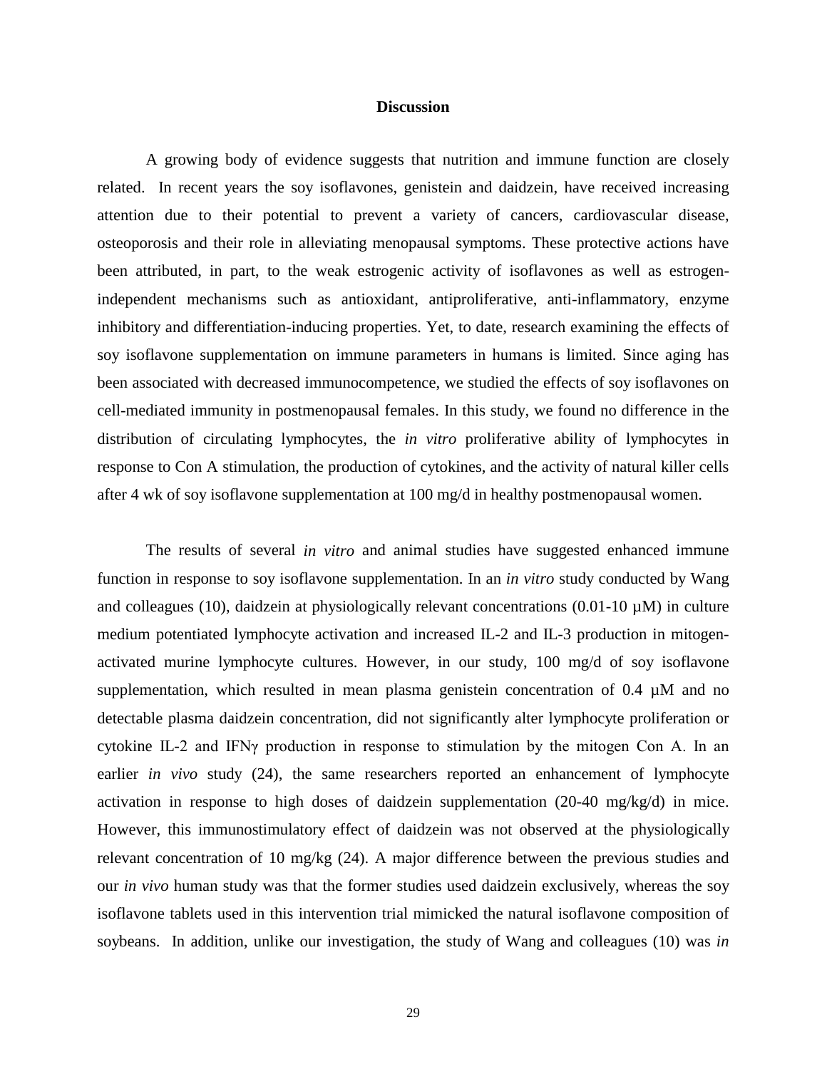## Discussion

A growing body of evidence suggests that nutrition and immune function are closely related. In recent years the soy isoflavones, genistein and daidzein, have received increasing attention due to their potential to prevent a variety of cancers, cardiovascular disease, osteoporosis and their role in alleviating menopausal symptoms. These protective actions have been attributed, in part, to the weak estrogenic activity of isoflavones as well as estrogen-independent mechanisms such as antioxidant, antiproliferative, anti-inflammatory, enzyme inhibitory and differentiation-inducing properties. Yet, to date, research examining the effects of soy isoflavone supplementation on immune parameters in humans is limited. Since aging has been associated with decreased immunocompetence, we studied the effects of soy isoflavones on cell-mediated immunity in postmenopausal females. In this study, we found no difference in the distribution of circulating lymphocytes, the *in vitro* proliferative ability of lymphocytes in response to Con A stimulation, the production of cytokines, and the activity of natural killer cells after 4 wk of soy isoflavone supplementation at 100 mg/d in healthy postmenopausal women.

The results of several *in vitro* and animal studies have suggested enhanced immune function in response to soy isoflavone supplementation. In an *in vitro* study conducted by Wang and colleagues (10), daidzein at physiologically relevant concentrations (0.01-10 µM) in culture medium potentiated lymphocyte activation and increased IL-2 and IL-3 production in mitogen-activated murine lymphocyte cultures. However, in our study, 100 mg/d of soy isoflavone supplementation, which resulted in mean plasma genistein concentration of 0.4 µM and no detectable plasma daidzein concentration, did not significantly alter lymphocyte proliferation or cytokine IL-2 and IFNγ production in response to stimulation by the mitogen Con A. In an earlier *in vivo* study (24), the same researchers reported an enhancement of lymphocyte activation in response to high doses of daidzein supplementation (20-40 mg/kg/d) in mice. However, this immunostimulatory effect of daidzein was not observed at the physiologically relevant concentration of 10 mg/kg (24). A major difference between the previous studies and our *in vivo* human study was that the former studies used daidzein exclusively, whereas the soy isoflavone tablets used in this intervention trial mimicked the natural isoflavone composition of soybeans. In addition, unlike our investigation, the study of Wang and colleagues (10) was *in*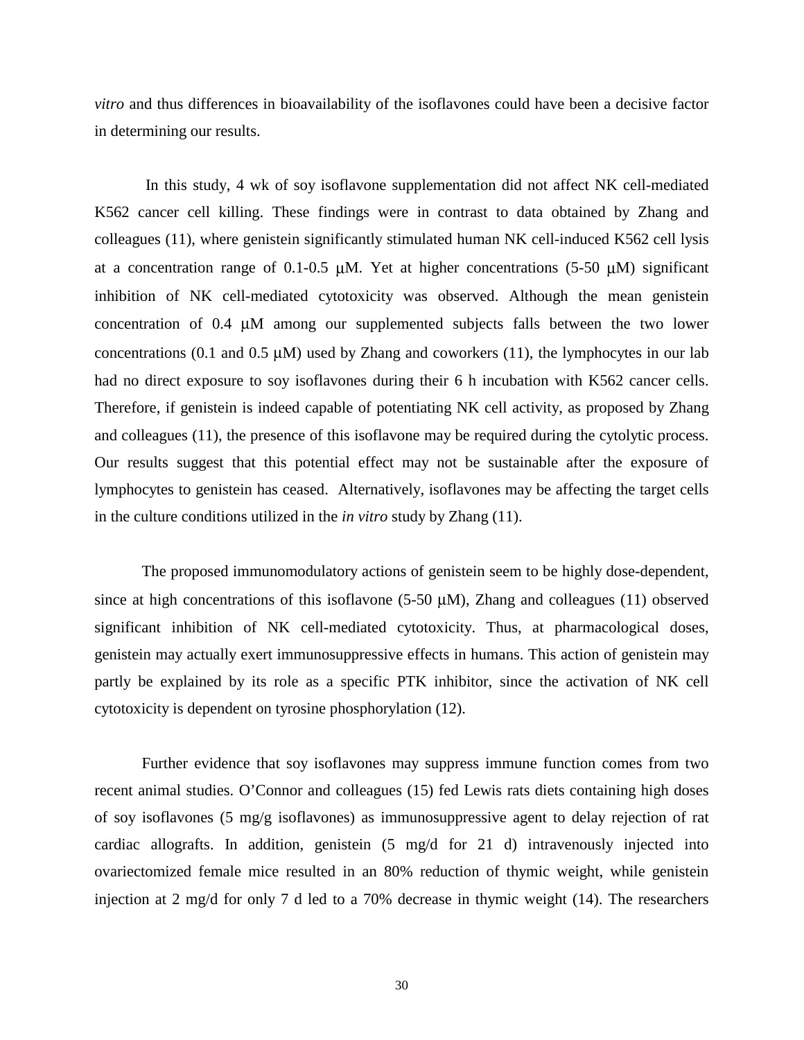*vitro* and thus differences in bioavailability of the isoflavones could have been a decisive factor in determining our results.

In this study, 4 wk of soy isoflavone supplementation did not affect NK cell-mediated K562 cancer cell killing. These findings were in contrast to data obtained by Zhang and colleagues (11), where genistein significantly stimulated human NK cell-induced K562 cell lysis at a concentration range of 0.1-0.5 μM. Yet at higher concentrations (5-50 μM) significant inhibition of NK cell-mediated cytotoxicity was observed. Although the mean genistein concentration of 0.4 μM among our supplemented subjects falls between the two lower concentrations (0.1 and 0.5 μM) used by Zhang and coworkers (11), the lymphocytes in our lab had no direct exposure to soy isoflavones during their 6 h incubation with K562 cancer cells. Therefore, if genistein is indeed capable of potentiating NK cell activity, as proposed by Zhang and colleagues (11), the presence of this isoflavone may be required during the cytolytic process. Our results suggest that this potential effect may not be sustainable after the exposure of lymphocytes to genistein has ceased. Alternatively, isoflavones may be affecting the target cells in the culture conditions utilized in the *in vitro* study by Zhang (11).

The proposed immunomodulatory actions of genistein seem to be highly dose-dependent, since at high concentrations of this isoflavone (5-50 μM), Zhang and colleagues (11) observed significant inhibition of NK cell-mediated cytotoxicity. Thus, at pharmacological doses, genistein may actually exert immunosuppressive effects in humans. This action of genistein may partly be explained by its role as a specific PTK inhibitor, since the activation of NK cell cytotoxicity is dependent on tyrosine phosphorylation (12).

Further evidence that soy isoflavones may suppress immune function comes from two recent animal studies. O'Connor and colleagues (15) fed Lewis rats diets containing high doses of soy isoflavones (5 mg/g isoflavones) as immunosuppressive agent to delay rejection of rat cardiac allografts. In addition, genistein (5 mg/d for 21 d) intravenously injected into ovariectomized female mice resulted in an 80% reduction of thymic weight, while genistein injection at 2 mg/d for only 7 d led to a 70% decrease in thymic weight (14). The researchers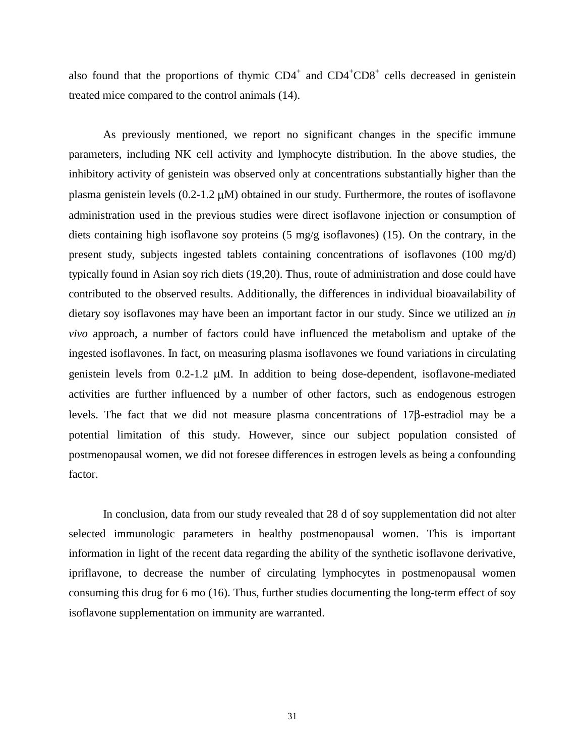also found that the proportions of thymic $CD4^+$ and $CD4^+CD8^+$ cells decreased in genistein treated mice compared to the control animals (14).

As previously mentioned, we report no significant changes in the specific immune parameters, including NK cell activity and lymphocyte distribution. In the above studies, the inhibitory activity of genistein was observed only at concentrations substantially higher than the plasma genistein levels (0.2-1.2 μM) obtained in our study. Furthermore, the routes of isoflavone administration used in the previous studies were direct isoflavone injection or consumption of diets containing high isoflavone soy proteins (5 mg/g isoflavones) (15). On the contrary, in the present study, subjects ingested tablets containing concentrations of isoflavones (100 mg/d) typically found in Asian soy rich diets (19,20). Thus, route of administration and dose could have contributed to the observed results. Additionally, the differences in individual bioavailability of dietary soy isoflavones may have been an important factor in our study. Since we utilized an *in vivo* approach, a number of factors could have influenced the metabolism and uptake of the ingested isoflavones. In fact, on measuring plasma isoflavones we found variations in circulating genistein levels from 0.2-1.2 μM. In addition to being dose-dependent, isoflavone-mediated activities are further influenced by a number of other factors, such as endogenous estrogen levels. The fact that we did not measure plasma concentrations of 17β-estradiol may be a potential limitation of this study. However, since our subject population consisted of postmenopausal women, we did not foresee differences in estrogen levels as being a confounding factor.

In conclusion, data from our study revealed that 28 d of soy supplementation did not alter selected immunologic parameters in healthy postmenopausal women. This is important information in light of the recent data regarding the ability of the synthetic isoflavone derivative, ipriflavone, to decrease the number of circulating lymphocytes in postmenopausal women consuming this drug for 6 mo (16). Thus, further studies documenting the long-term effect of soy isoflavone supplementation on immunity are warranted.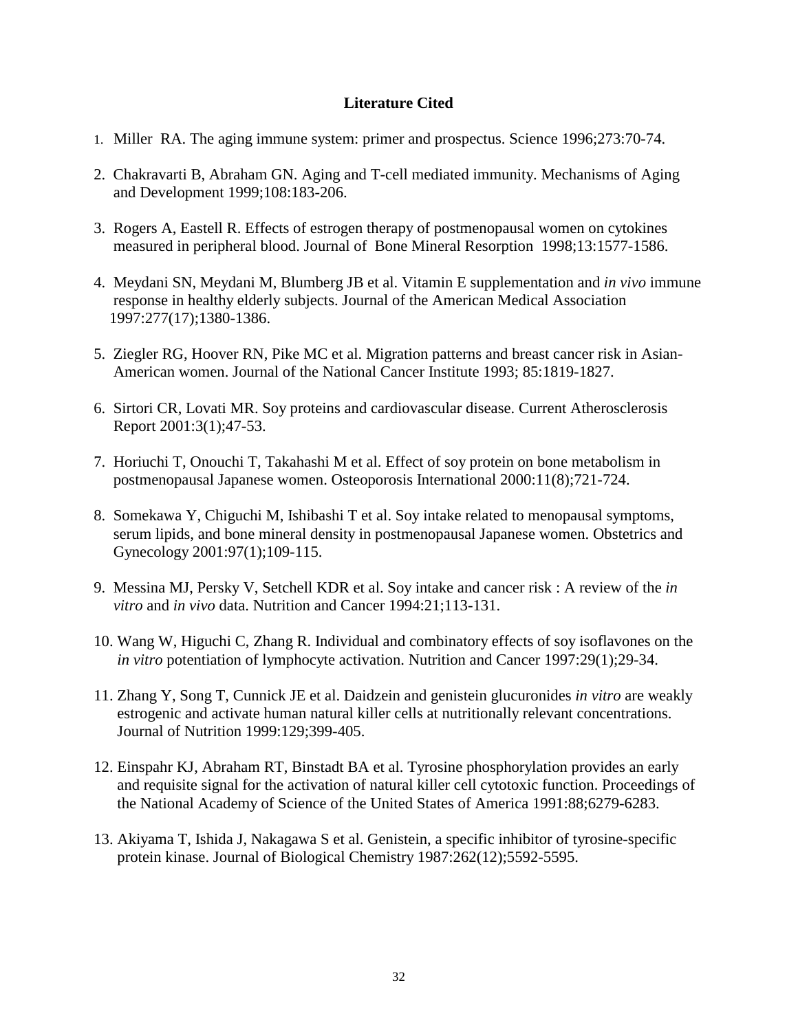# Literature Cited

1. Miller RA. The aging immune system: primer and prospectus. Science 1996;273:70-74.
2. Chakravarti B, Abraham GN. Aging and T-cell mediated immunity. Mechanisms of Aging and Development 1999;108:183-206.
3. Rogers A, Eastell R. Effects of estrogen therapy of postmenopausal women on cytokines measured in peripheral blood. Journal of Bone Mineral Resorption 1998;13:1577-1586.
4. Meydani SN, Meydani M, Blumberg JB et al. Vitamin E supplementation and *in vivo* immune response in healthy elderly subjects. Journal of the American Medical Association 1997:277(17);1380-1386.
5. Ziegler RG, Hoover RN, Pike MC et al. Migration patterns and breast cancer risk in Asian-American women. Journal of the National Cancer Institute 1993; 85:1819-1827.
6. Sirtori CR, Lovati MR. Soy proteins and cardiovascular disease. Current Atherosclerosis Report 2001:3(1);47-53.
7. Horiuchi T, Onouchi T, Takahashi M et al. Effect of soy protein on bone metabolism in postmenopausal Japanese women. Osteoporosis International 2000:11(8);721-724.
8. Somekawa Y, Chiguchi M, Ishibashi T et al. Soy intake related to menopausal symptoms, serum lipids, and bone mineral density in postmenopausal Japanese women. Obstetrics and Gynecology 2001:97(1);109-115.
9. Messina MJ, Persky V, Setchell KDR et al. Soy intake and cancer risk : A review of the *in vitro* and *in vivo* data. Nutrition and Cancer 1994:21;113-131.
10. Wang W, Higuchi C, Zhang R. Individual and combinatory effects of soy isoflavones on the *in vitro* potentiation of lymphocyte activation. Nutrition and Cancer 1997:29(1);29-34.
11. Zhang Y, Song T, Cunnick JE et al. Daidzein and genistein glucuronides *in vitro* are weakly estrogenic and activate human natural killer cells at nutritionally relevant concentrations. Journal of Nutrition 1999:129;399-405.
12. Einspahr KJ, Abraham RT, Binstadt BA et al. Tyrosine phosphorylation provides an early and requisite signal for the activation of natural killer cell cytotoxic function. Proceedings of the National Academy of Science of the United States of America 1991:88;6279-6283.
13. Akiyama T, Ishida J, Nakagawa S et al. Genistein, a specific inhibitor of tyrosine-specific protein kinase. Journal of Biological Chemistry 1987:262(12);5592-5595.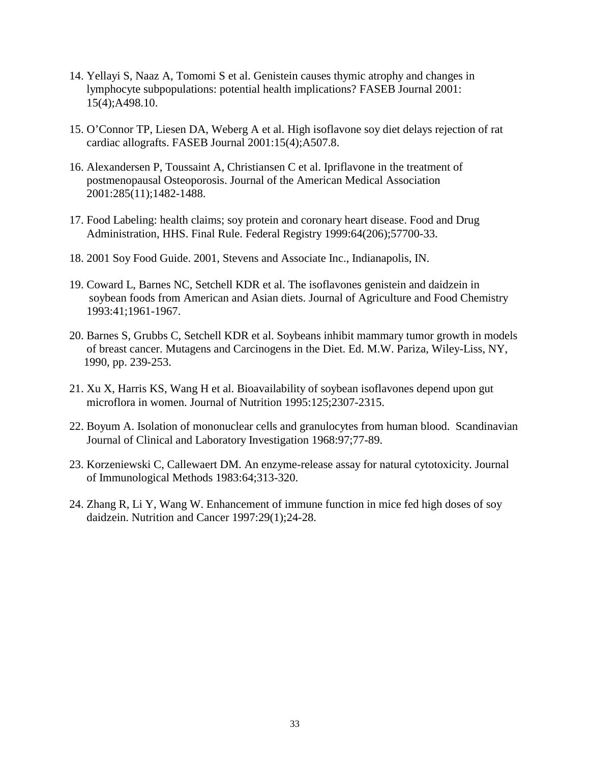14. Yellayi S, Naaz A, Tomomi S et al. Genistein causes thymic atrophy and changes in lymphocyte subpopulations: potential health implications? FASEB Journal 2001: 15(4);A498.10.

15. O'Connor TP, Liesen DA, Weberg A et al. High isoflavone soy diet delays rejection of rat cardiac allografts. FASEB Journal 2001:15(4);A507.8.

16. Alexandersen P, Toussaint A, Christiansen C et al. Ipriflavone in the treatment of postmenopausal Osteoporosis. Journal of the American Medical Association 2001:285(11);1482-1488.

17. Food Labeling: health claims; soy protein and coronary heart disease. Food and Drug Administration, HHS. Final Rule. Federal Registry 1999:64(206);57700-33.

18. 2001 Soy Food Guide. 2001, Stevens and Associate Inc., Indianapolis, IN.

19. Coward L, Barnes NC, Setchell KDR et al. The isoflavones genistein and daidzein in soybean foods from American and Asian diets. Journal of Agriculture and Food Chemistry 1993:41;1961-1967.

20. Barnes S, Grubbs C, Setchell KDR et al. Soybeans inhibit mammary tumor growth in models of breast cancer. Mutagens and Carcinogens in the Diet. Ed. M.W. Pariza, Wiley-Liss, NY, 1990, pp. 239-253.

21. Xu X, Harris KS, Wang H et al. Bioavailability of soybean isoflavones depend upon gut microflora in women. Journal of Nutrition 1995:125;2307-2315.

22. Boyum A. Isolation of mononuclear cells and granulocytes from human blood. Scandinavian Journal of Clinical and Laboratory Investigation 1968:97;77-89.

23. Korzeniewski C, Callewaert DM. An enzyme-release assay for natural cytotoxicity. Journal of Immunological Methods 1983:64;313-320.

24. Zhang R, Li Y, Wang W. Enhancement of immune function in mice fed high doses of soy daidzein. Nutrition and Cancer 1997:29(1);24-28.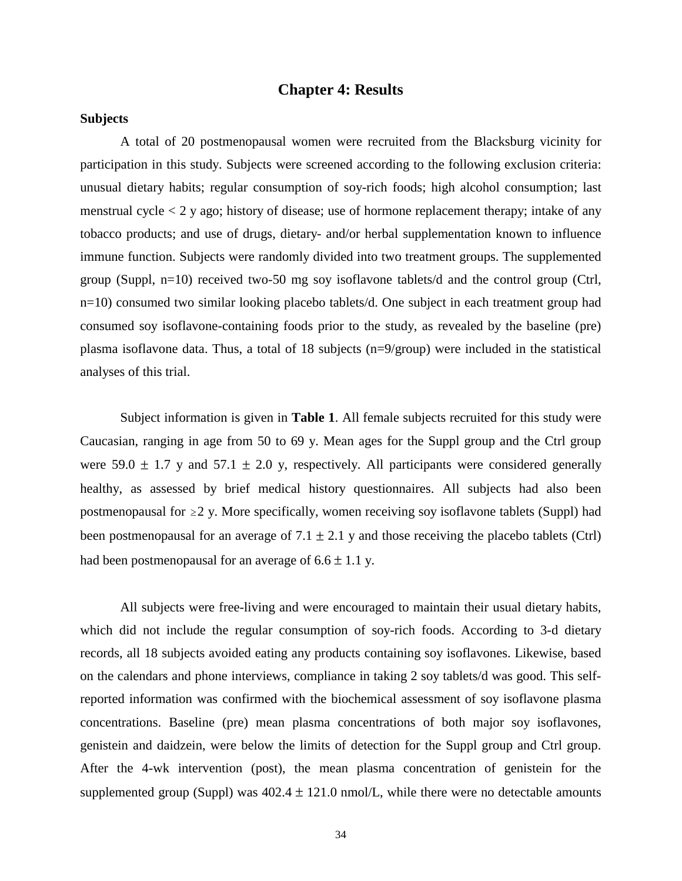# Chapter 4: Results

**Subjects**

A total of 20 postmenopausal women were recruited from the Blacksburg vicinity for participation in this study. Subjects were screened according to the following exclusion criteria: unusual dietary habits; regular consumption of soy-rich foods; high alcohol consumption; last menstrual cycle < 2 y ago; history of disease; use of hormone replacement therapy; intake of any tobacco products; and use of drugs, dietary- and/or herbal supplementation known to influence immune function. Subjects were randomly divided into two treatment groups. The supplemented group (Suppl, n=10) received two-50 mg soy isoflavone tablets/d and the control group (Ctrl, n=10) consumed two similar looking placebo tablets/d. One subject in each treatment group had consumed soy isoflavone-containing foods prior to the study, as revealed by the baseline (pre) plasma isoflavone data. Thus, a total of 18 subjects (n=9/group) were included in the statistical analyses of this trial.

Subject information is given in **Table 1**. All female subjects recruited for this study were Caucasian, ranging in age from 50 to 69 y. Mean ages for the Suppl group and the Ctrl group were 59.0 ± 1.7 y and 57.1 ± 2.0 y, respectively. All participants were considered generally healthy, as assessed by brief medical history questionnaires. All subjects had also been postmenopausal for ≥2 y. More specifically, women receiving soy isoflavone tablets (Suppl) had been postmenopausal for an average of 7.1 ± 2.1 y and those receiving the placebo tablets (Ctrl) had been postmenopausal for an average of 6.6 ± 1.1 y.

All subjects were free-living and were encouraged to maintain their usual dietary habits, which did not include the regular consumption of soy-rich foods. According to 3-d dietary records, all 18 subjects avoided eating any products containing soy isoflavones. Likewise, based on the calendars and phone interviews, compliance in taking 2 soy tablets/d was good. This self-reported information was confirmed with the biochemical assessment of soy isoflavone plasma concentrations. Baseline (pre) mean plasma concentrations of both major soy isoflavones, genistein and daidzein, were below the limits of detection for the Suppl group and Ctrl group. After the 4-wk intervention (post), the mean plasma concentration of genistein for the supplemented group (Suppl) was 402.4 ± 121.0 nmol/L, while there were no detectable amounts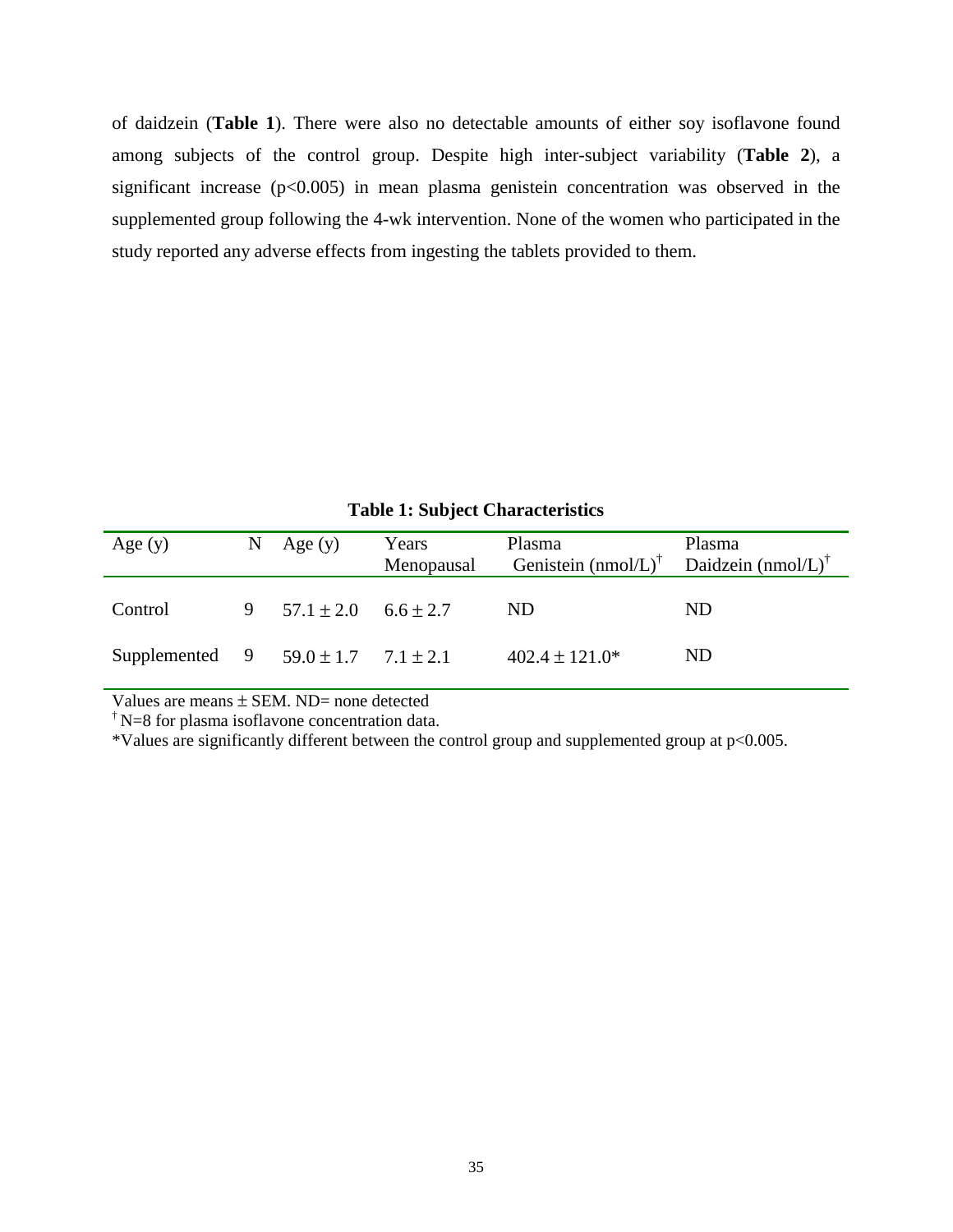of daidzein (**Table 1**). There were also no detectable amounts of either soy isoflavone found among subjects of the control group. Despite high inter-subject variability (**Table 2**), a significant increase ($p<0.005$) in mean plasma genistein concentration was observed in the supplemented group following the 4-wk intervention. None of the women who participated in the study reported any adverse effects from ingesting the tablets provided to them.

**Table 1: Subject Characteristics**

| Age (y) | N | Age (y) | Years Menopausal | Plasma Genistein (nmol/L)[†] | Plasma Daidzein (nmol/L)[†] |
|---|---|---|---|---|---|
| Control | 9 | 57.1 ± 2.0 | 6.6 ± 2.7 | ND | ND |
| Supplemented | 9 | 59.0 ± 1.7 | 7.1 ± 2.1 | 402.4 ± 121.0* | ND |

Values are means ± SEM. ND= none detected

[†] N=8 for plasma isoflavone concentration data.

*Values are significantly different between the control group and supplemented group at $p<0.005$.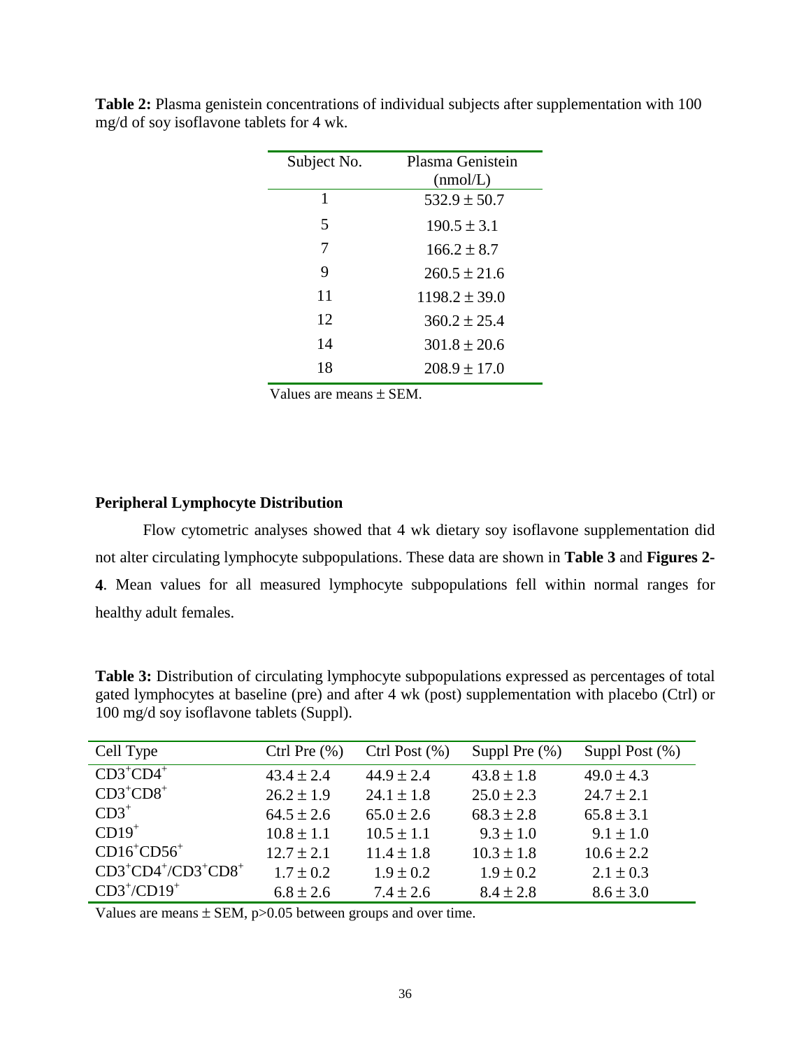**Table 2:** Plasma genistein concentrations of individual subjects after supplementation with 100 mg/d of soy isoflavone tablets for 4 wk.

| Subject No. | Plasma Genistein (nmol/L) |
|---|---|
| 1 | 532.9 ± 50.7 |
| 5 | 190.5 ± 3.1 |
| 7 | 166.2 ± 8.7 |
| 9 | 260.5 ± 21.6 |
| 11 | 1198.2 ± 39.0 |
| 12 | 360.2 ± 25.4 |
| 14 | 301.8 ± 20.6 |
| 18 | 208.9 ± 17.0 |

Values are means ± SEM.

### Peripheral Lymphocyte Distribution

Flow cytometric analyses showed that 4 wk dietary soy isoflavone supplementation did not alter circulating lymphocyte subpopulations. These data are shown in **Table 3** and **Figures 2-4**. Mean values for all measured lymphocyte subpopulations fell within normal ranges for healthy adult females.

**Table 3:** Distribution of circulating lymphocyte subpopulations expressed as percentages of total gated lymphocytes at baseline (pre) and after 4 wk (post) supplementation with placebo (Ctrl) or 100 mg/d soy isoflavone tablets (Suppl).

| Cell Type | Ctrl Pre (%) | Ctrl Post (%) | Suppl Pre (%) | Suppl Post (%) |
|---|---|---|---|---|
| $CD3^+CD4^+$ | 43.4 ± 2.4 | 44.9 ± 2.4 | 43.8 ± 1.8 | 49.0 ± 4.3 |
| $CD3^+CD8^+$ | 26.2 ± 1.9 | 24.1 ± 1.8 | 25.0 ± 2.3 | 24.7 ± 2.1 |
| $CD3^+$ | 64.5 ± 2.6 | 65.0 ± 2.6 | 68.3 ± 2.8 | 65.8 ± 3.1 |
| $CD19^+$ | 10.8 ± 1.1 | 10.5 ± 1.1 | 9.3 ± 1.0 | 9.1 ± 1.0 |
| $CD16^+CD56^+$ | 12.7 ± 2.1 | 11.4 ± 1.8 | 10.3 ± 1.8 | 10.6 ± 2.2 |
| $CD3^+CD4^+/CD3^+CD8^+$ | 1.7 ± 0.2 | 1.9 ± 0.2 | 1.9 ± 0.2 | 2.1 ± 0.3 |
| $CD3^+/CD19^+$ | 6.8 ± 2.6 | 7.4 ± 2.6 | 8.4 ± 2.8 | 8.6 ± 3.0 |

Values are means ± SEM, $p>0.05$ between groups and over time.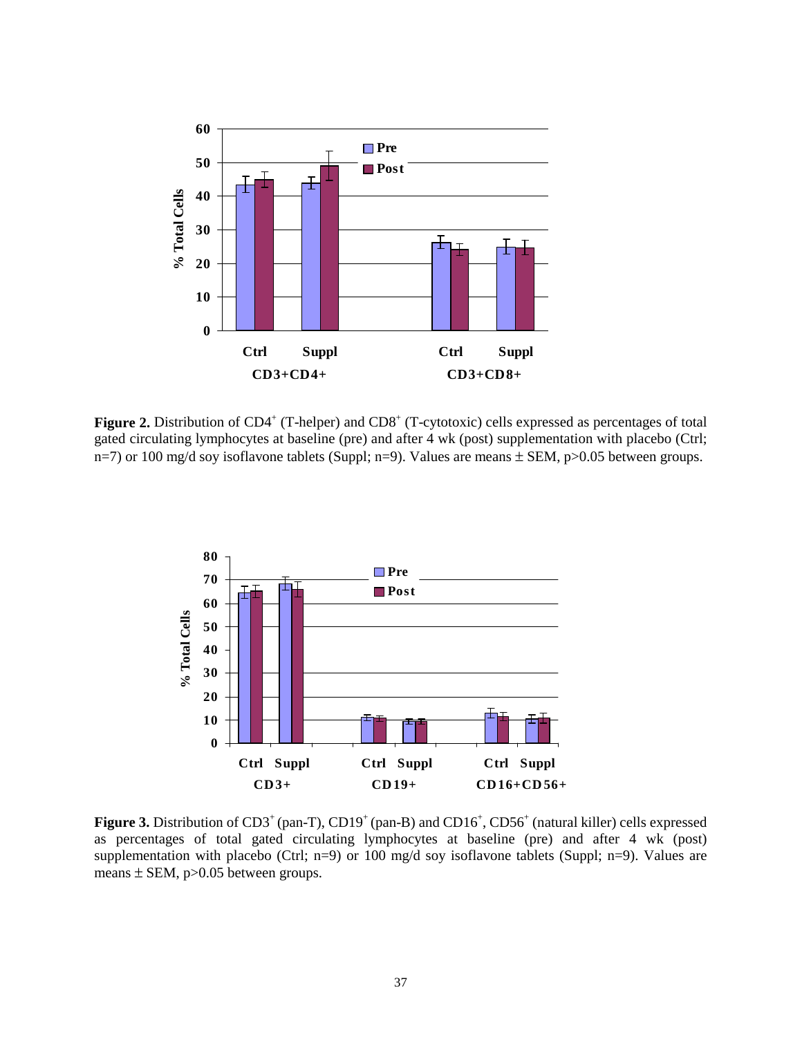**Figure 2.** Distribution of CD4$^+$ (T-helper) and CD8$^+$ (T-cytotoxic) cells expressed as percentages of total gated circulating lymphocytes at baseline (pre) and after 4 wk (post) supplementation with placebo (Ctrl; n=7) or 100 mg/d soy isoflavone tablets (Suppl; n=9). Values are means ± SEM, p>0.05 between groups.

**Figure 3.** Distribution of CD3$^+$ (pan-T), CD19$^+$ (pan-B) and CD16$^+$, CD56$^+$ (natural killer) cells expressed as percentages of total gated circulating lymphocytes at baseline (pre) and after 4 wk (post) supplementation with placebo (Ctrl; n=9) or 100 mg/d soy isoflavone tablets (Suppl; n=9). Values are means ± SEM, p>0.05 between groups.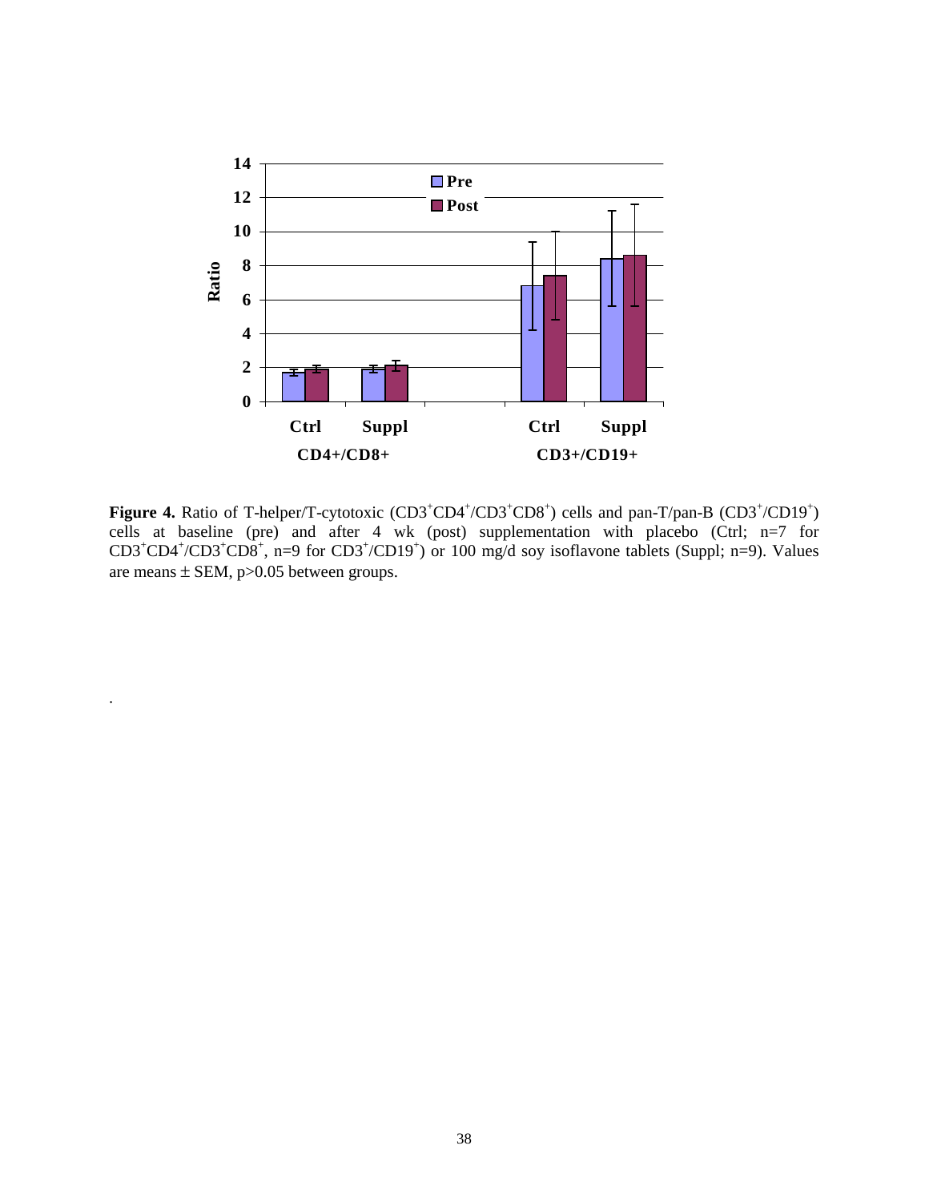**Figure 4.** Ratio of T-helper/T-cytotoxic ($CD3^+CD4^+/CD3^+CD8^+$) cells and pan-T/pan-B ($CD3^+/CD19^+$) cells at baseline (pre) and after 4 wk (post) supplementation with placebo (Ctrl; n=7 for $CD3^+CD4^+/CD3^+CD8^+$, n=9 for $CD3^+/CD19^+$) or 100 mg/d soy isoflavone tablets (Suppl; n=9). Values are means ± SEM, $p>0.05$ between groups.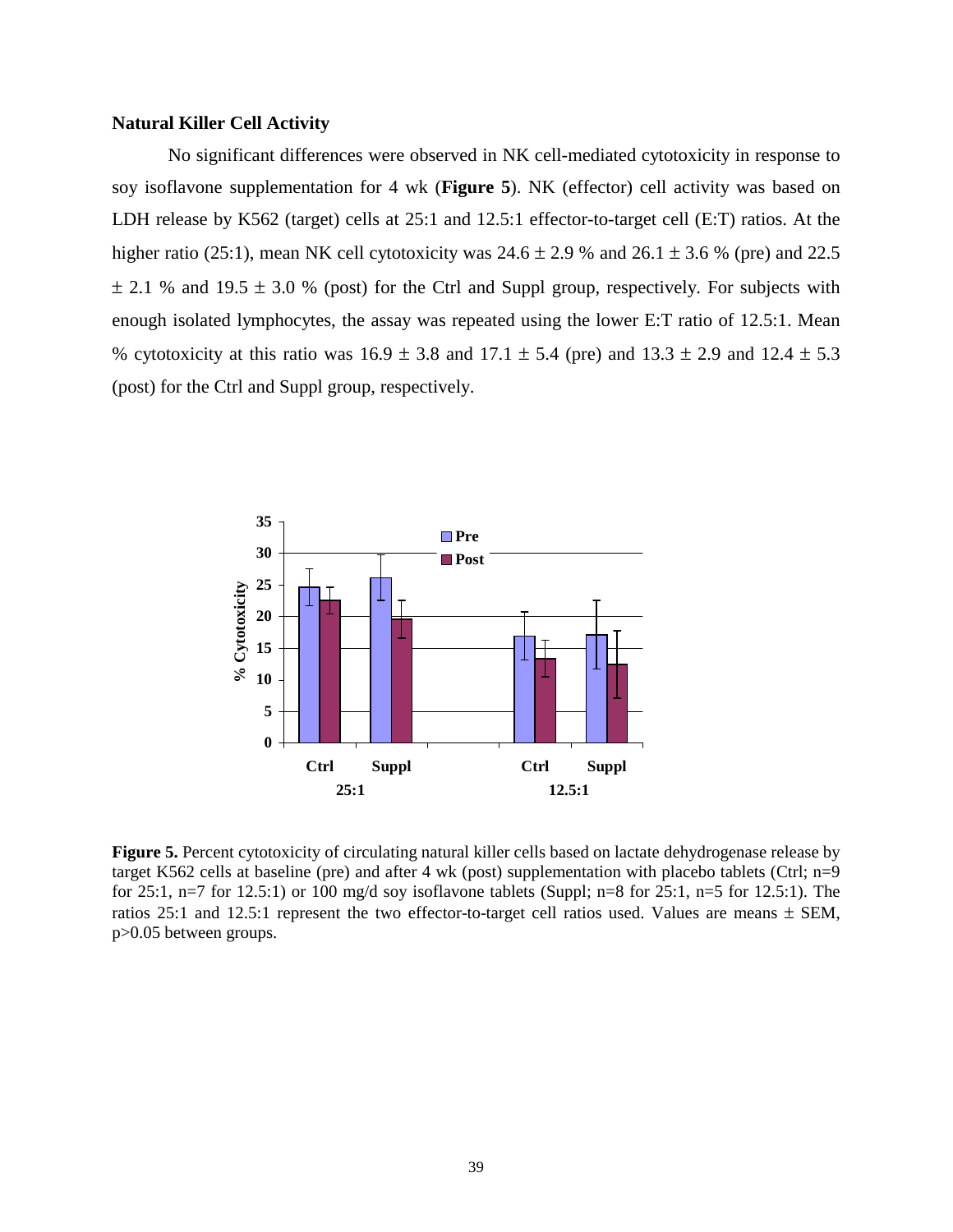### Natural Killer Cell Activity

No significant differences were observed in NK cell-mediated cytotoxicity in response to soy isoflavone supplementation for 4 wk (**Figure 5**). NK (effector) cell activity was based on LDH release by K562 (target) cells at 25:1 and 12.5:1 effector-to-target cell (E:T) ratios. At the higher ratio (25:1), mean NK cell cytotoxicity was $24.6 \pm 2.9$ % and $26.1 \pm 3.6$ % (pre) and $22.5 \pm 2.1$ % and $19.5 \pm 3.0$ % (post) for the Ctrl and Suppl group, respectively. For subjects with enough isolated lymphocytes, the assay was repeated using the lower E:T ratio of 12.5:1. Mean % cytotoxicity at this ratio was $16.9 \pm 3.8$ and $17.1 \pm 5.4$ (pre) and $13.3 \pm 2.9$ and $12.4 \pm 5.3$ (post) for the Ctrl and Suppl group, respectively.

**Figure 5.** Percent cytotoxicity of circulating natural killer cells based on lactate dehydrogenase release by target K562 cells at baseline (pre) and after 4 wk (post) supplementation with placebo tablets (Ctrl; n=9 for 25:1, n=7 for 12.5:1) or 100 mg/d soy isoflavone tablets (Suppl; n=8 for 25:1, n=5 for 12.5:1). The ratios 25:1 and 12.5:1 represent the two effector-to-target cell ratios used. Values are means ± SEM, $p>0.05$ between groups.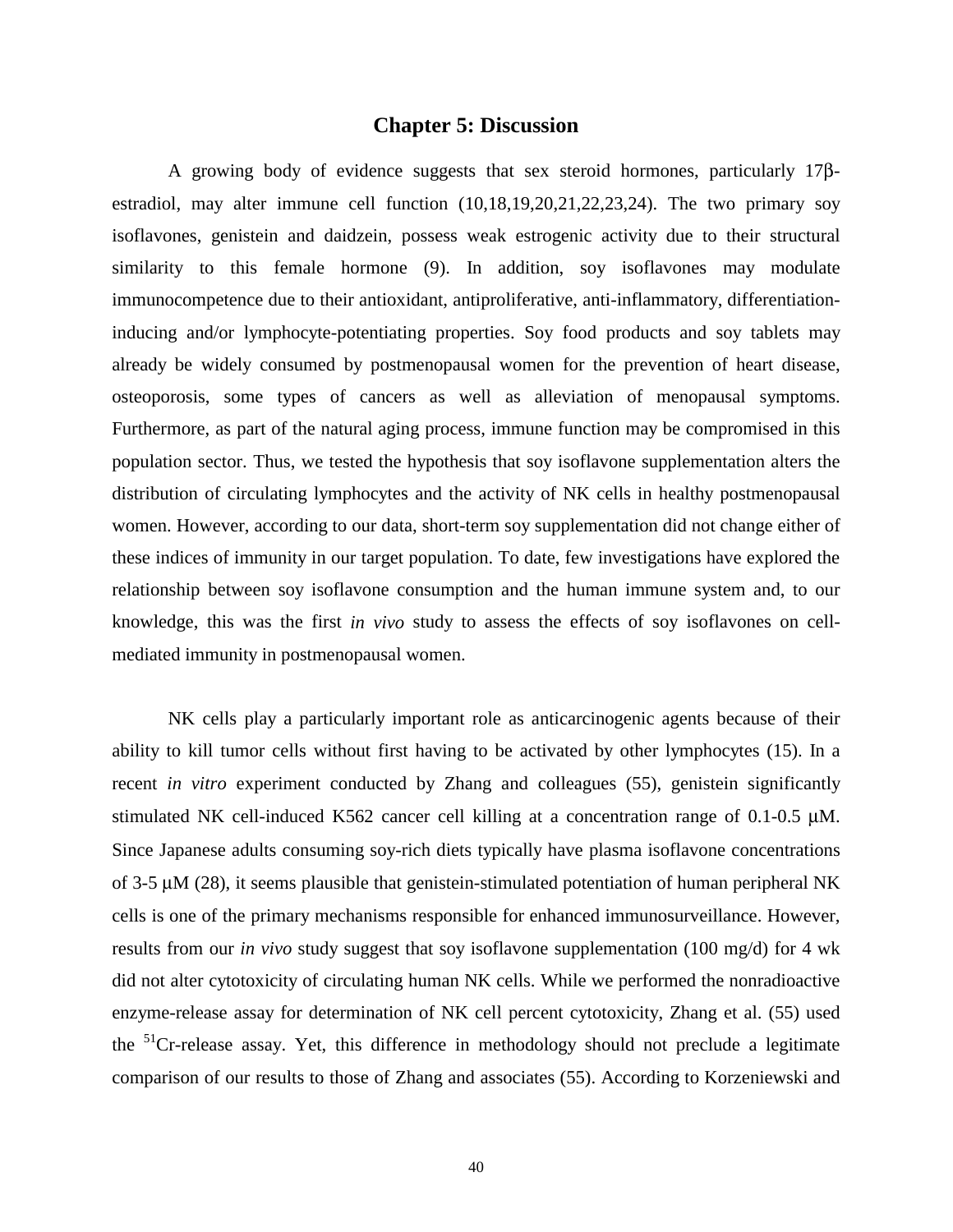## Chapter 5: Discussion

A growing body of evidence suggests that sex steroid hormones, particularly 17β-estradiol, may alter immune cell function (10,18,19,20,21,22,23,24). The two primary soy isoflavones, genistein and daidzein, possess weak estrogenic activity due to their structural similarity to this female hormone (9). In addition, soy isoflavones may modulate immunocompetence due to their antioxidant, antiproliferative, anti-inflammatory, differentiation-inducing and/or lymphocyte-potentiating properties. Soy food products and soy tablets may already be widely consumed by postmenopausal women for the prevention of heart disease, osteoporosis, some types of cancers as well as alleviation of menopausal symptoms. Furthermore, as part of the natural aging process, immune function may be compromised in this population sector. Thus, we tested the hypothesis that soy isoflavone supplementation alters the distribution of circulating lymphocytes and the activity of NK cells in healthy postmenopausal women. However, according to our data, short-term soy supplementation did not change either of these indices of immunity in our target population. To date, few investigations have explored the relationship between soy isoflavone consumption and the human immune system and, to our knowledge, this was the first *in vivo* study to assess the effects of soy isoflavones on cell-mediated immunity in postmenopausal women.

NK cells play a particularly important role as anticarcinogenic agents because of their ability to kill tumor cells without first having to be activated by other lymphocytes (15). In a recent *in vitro* experiment conducted by Zhang and colleagues (55), genistein significantly stimulated NK cell-induced K562 cancer cell killing at a concentration range of 0.1-0.5 μM. Since Japanese adults consuming soy-rich diets typically have plasma isoflavone concentrations of 3-5 μM (28), it seems plausible that genistein-stimulated potentiation of human peripheral NK cells is one of the primary mechanisms responsible for enhanced immunosurveillance. However, results from our *in vivo* study suggest that soy isoflavone supplementation (100 mg/d) for 4 wk did not alter cytotoxicity of circulating human NK cells. While we performed the nonradioactive enzyme-release assay for determination of NK cell percent cytotoxicity, Zhang et al. (55) used the $^{51}Cr$-release assay. Yet, this difference in methodology should not preclude a legitimate comparison of our results to those of Zhang and associates (55). According to Korzeniewski and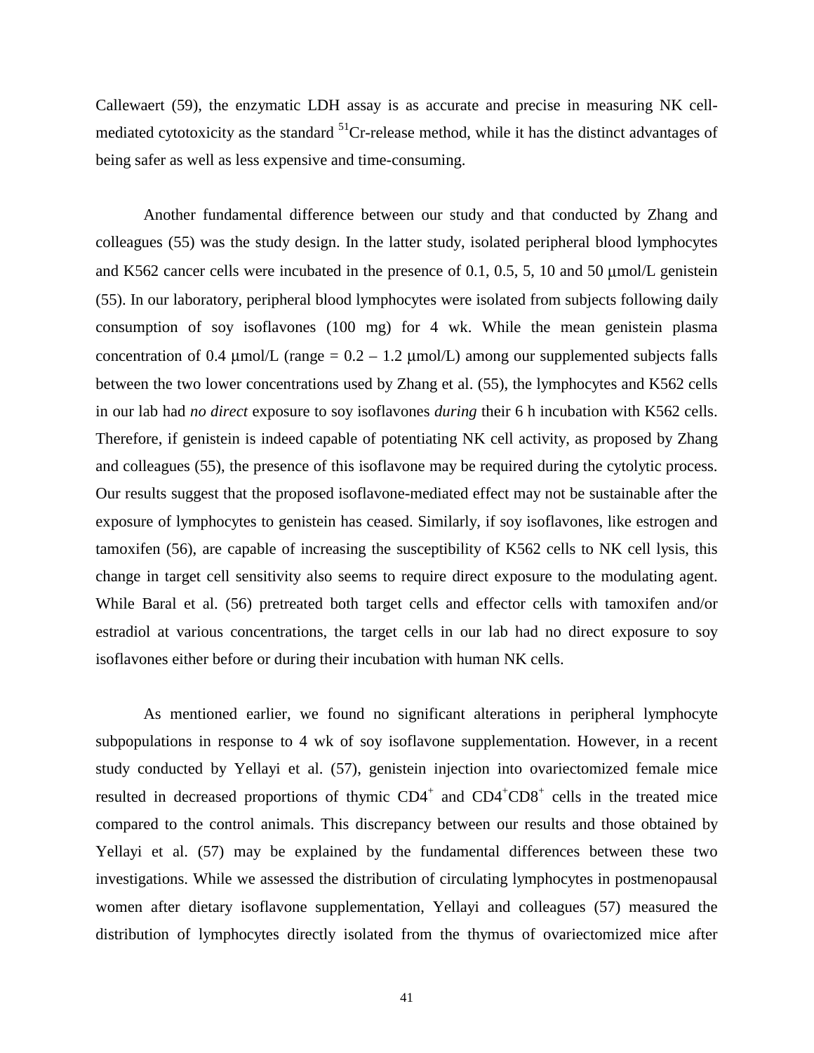Callewaert (59), the enzymatic LDH assay is as accurate and precise in measuring NK cell-mediated cytotoxicity as the standard $^{51}$Cr-release method, while it has the distinct advantages of being safer as well as less expensive and time-consuming.

Another fundamental difference between our study and that conducted by Zhang and colleagues (55) was the study design. In the latter study, isolated peripheral blood lymphocytes and K562 cancer cells were incubated in the presence of 0.1, 0.5, 5, 10 and 50 μmol/L genistein (55). In our laboratory, peripheral blood lymphocytes were isolated from subjects following daily consumption of soy isoflavones (100 mg) for 4 wk. While the mean genistein plasma concentration of 0.4 μmol/L (range = 0.2 – 1.2 μmol/L) among our supplemented subjects falls between the two lower concentrations used by Zhang et al. (55), the lymphocytes and K562 cells in our lab had *no direct* exposure to soy isoflavones *during* their 6 h incubation with K562 cells. Therefore, if genistein is indeed capable of potentiating NK cell activity, as proposed by Zhang and colleagues (55), the presence of this isoflavone may be required during the cytolytic process. Our results suggest that the proposed isoflavone-mediated effect may not be sustainable after the exposure of lymphocytes to genistein has ceased. Similarly, if soy isoflavones, like estrogen and tamoxifen (56), are capable of increasing the susceptibility of K562 cells to NK cell lysis, this change in target cell sensitivity also seems to require direct exposure to the modulating agent. While Baral et al. (56) pretreated both target cells and effector cells with tamoxifen and/or estradiol at various concentrations, the target cells in our lab had no direct exposure to soy isoflavones either before or during their incubation with human NK cells.

As mentioned earlier, we found no significant alterations in peripheral lymphocyte subpopulations in response to 4 wk of soy isoflavone supplementation. However, in a recent study conducted by Yellayi et al. (57), genistein injection into ovariectomized female mice resulted in decreased proportions of thymic $CD4^+$ and $CD4^+CD8^+$ cells in the treated mice compared to the control animals. This discrepancy between our results and those obtained by Yellayi et al. (57) may be explained by the fundamental differences between these two investigations. While we assessed the distribution of circulating lymphocytes in postmenopausal women after dietary isoflavone supplementation, Yellayi and colleagues (57) measured the distribution of lymphocytes directly isolated from the thymus of ovariectomized mice after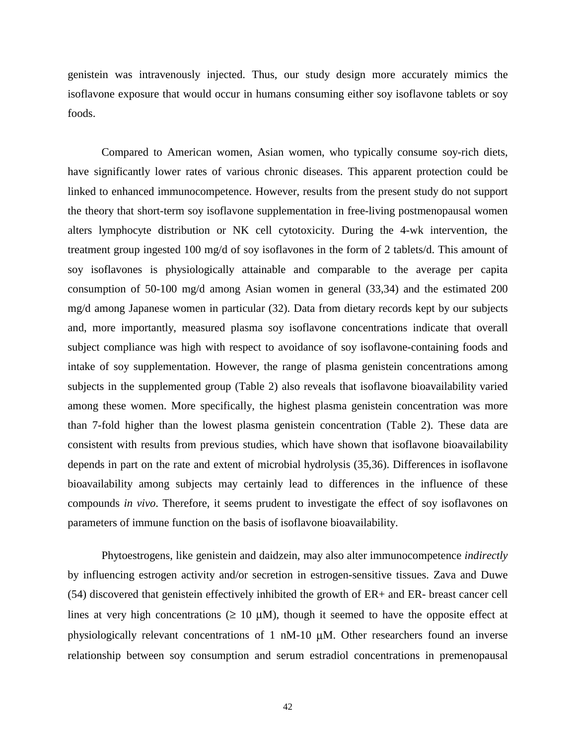genistein was intravenously injected. Thus, our study design more accurately mimics the isoflavone exposure that would occur in humans consuming either soy isoflavone tablets or soy foods.

Compared to American women, Asian women, who typically consume soy-rich diets, have significantly lower rates of various chronic diseases. This apparent protection could be linked to enhanced immunocompetence. However, results from the present study do not support the theory that short-term soy isoflavone supplementation in free-living postmenopausal women alters lymphocyte distribution or NK cell cytotoxicity. During the 4-wk intervention, the treatment group ingested 100 mg/d of soy isoflavones in the form of 2 tablets/d. This amount of soy isoflavones is physiologically attainable and comparable to the average per capita consumption of 50-100 mg/d among Asian women in general (33,34) and the estimated 200 mg/d among Japanese women in particular (32). Data from dietary records kept by our subjects and, more importantly, measured plasma soy isoflavone concentrations indicate that overall subject compliance was high with respect to avoidance of soy isoflavone-containing foods and intake of soy supplementation. However, the range of plasma genistein concentrations among subjects in the supplemented group (Table 2) also reveals that isoflavone bioavailability varied among these women. More specifically, the highest plasma genistein concentration was more than 7-fold higher than the lowest plasma genistein concentration (Table 2). These data are consistent with results from previous studies, which have shown that isoflavone bioavailability depends in part on the rate and extent of microbial hydrolysis (35,36). Differences in isoflavone bioavailability among subjects may certainly lead to differences in the influence of these compounds *in vivo*. Therefore, it seems prudent to investigate the effect of soy isoflavones on parameters of immune function on the basis of isoflavone bioavailability.

Phytoestrogens, like genistein and daidzein, may also alter immunocompetence *indirectly* by influencing estrogen activity and/or secretion in estrogen-sensitive tissues. Zava and Duwe (54) discovered that genistein effectively inhibited the growth of ER+ and ER- breast cancer cell lines at very high concentrations ($\geq$ 10 μM), though it seemed to have the opposite effect at physiologically relevant concentrations of 1 nM-10 μM. Other researchers found an inverse relationship between soy consumption and serum estradiol concentrations in premenopausal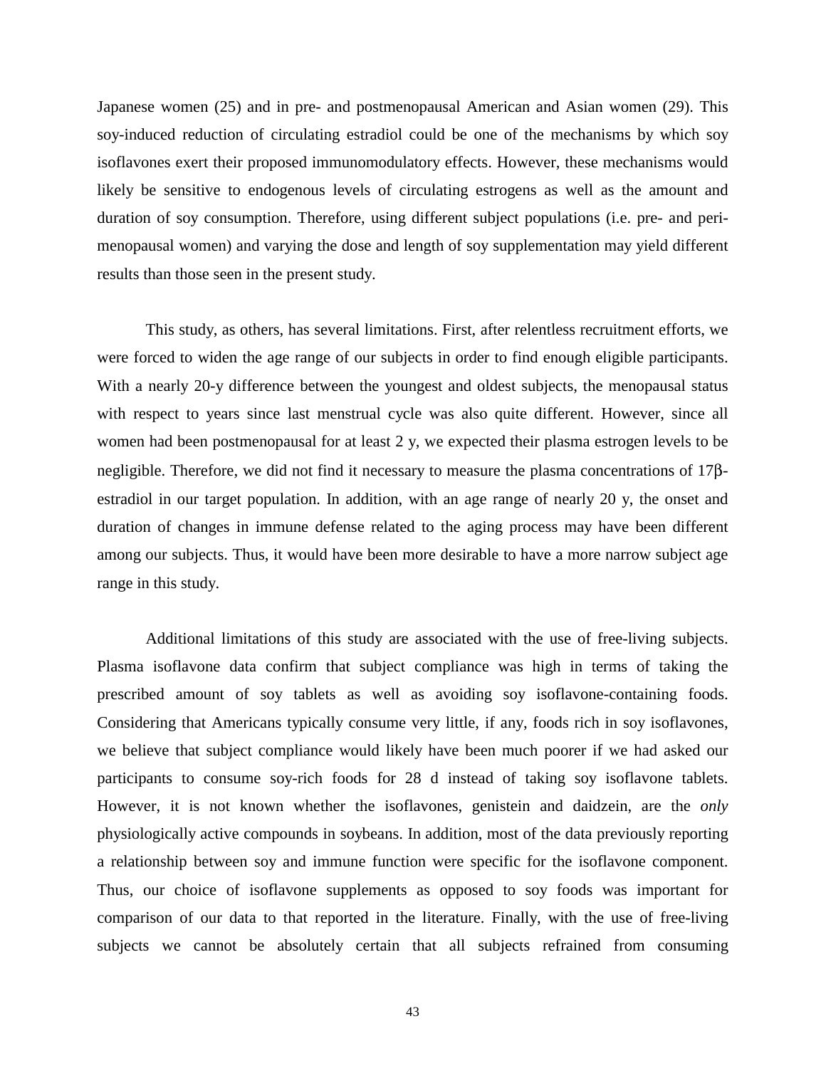Japanese women (25) and in pre- and postmenopausal American and Asian women (29). This soy-induced reduction of circulating estradiol could be one of the mechanisms by which soy isoflavones exert their proposed immunomodulatory effects. However, these mechanisms would likely be sensitive to endogenous levels of circulating estrogens as well as the amount and duration of soy consumption. Therefore, using different subject populations (i.e. pre- and peri-menopausal women) and varying the dose and length of soy supplementation may yield different results than those seen in the present study.

This study, as others, has several limitations. First, after relentless recruitment efforts, we were forced to widen the age range of our subjects in order to find enough eligible participants. With a nearly 20-y difference between the youngest and oldest subjects, the menopausal status with respect to years since last menstrual cycle was also quite different. However, since all women had been postmenopausal for at least 2 y, we expected their plasma estrogen levels to be negligible. Therefore, we did not find it necessary to measure the plasma concentrations of 17β-estradiol in our target population. In addition, with an age range of nearly 20 y, the onset and duration of changes in immune defense related to the aging process may have been different among our subjects. Thus, it would have been more desirable to have a more narrow subject age range in this study.

Additional limitations of this study are associated with the use of free-living subjects. Plasma isoflavone data confirm that subject compliance was high in terms of taking the prescribed amount of soy tablets as well as avoiding soy isoflavone-containing foods. Considering that Americans typically consume very little, if any, foods rich in soy isoflavones, we believe that subject compliance would likely have been much poorer if we had asked our participants to consume soy-rich foods for 28 d instead of taking soy isoflavone tablets. However, it is not known whether the isoflavones, genistein and daidzein, are the *only* physiologically active compounds in soybeans. In addition, most of the data previously reporting a relationship between soy and immune function were specific for the isoflavone component. Thus, our choice of isoflavone supplements as opposed to soy foods was important for comparison of our data to that reported in the literature. Finally, with the use of free-living subjects we cannot be absolutely certain that all subjects refrained from consuming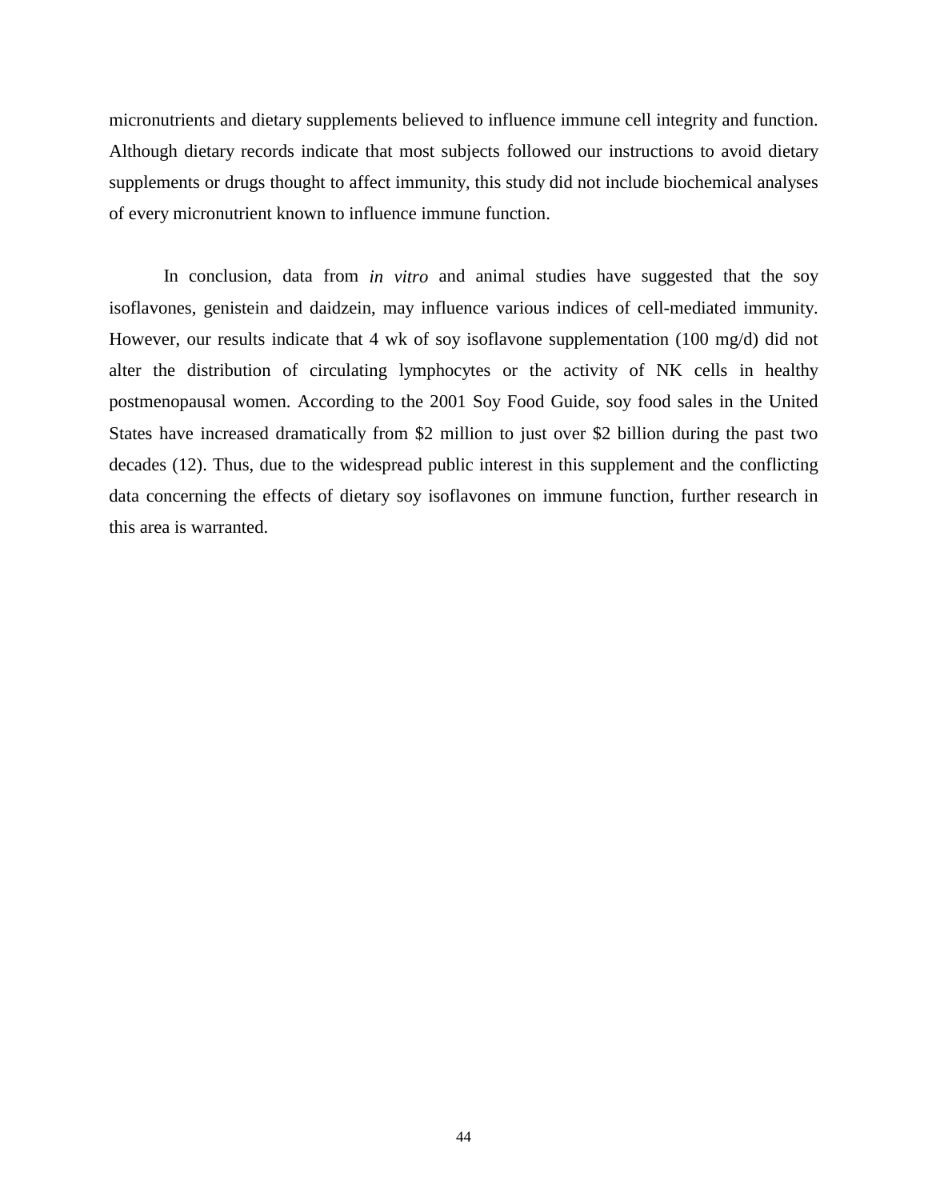micronutrients and dietary supplements believed to influence immune cell integrity and function. Although dietary records indicate that most subjects followed our instructions to avoid dietary supplements or drugs thought to affect immunity, this study did not include biochemical analyses of every micronutrient known to influence immune function.

In conclusion, data from *in vitro* and animal studies have suggested that the soy isoflavones, genistein and daidzein, may influence various indices of cell-mediated immunity. However, our results indicate that 4 wk of soy isoflavone supplementation (100 mg/d) did not alter the distribution of circulating lymphocytes or the activity of NK cells in healthy postmenopausal women. According to the 2001 Soy Food Guide, soy food sales in the United States have increased dramatically from $2 million to just over $2 billion during the past two decades (12). Thus, due to the widespread public interest in this supplement and the conflicting data concerning the effects of dietary soy isoflavones on immune function, further research in this area is warranted.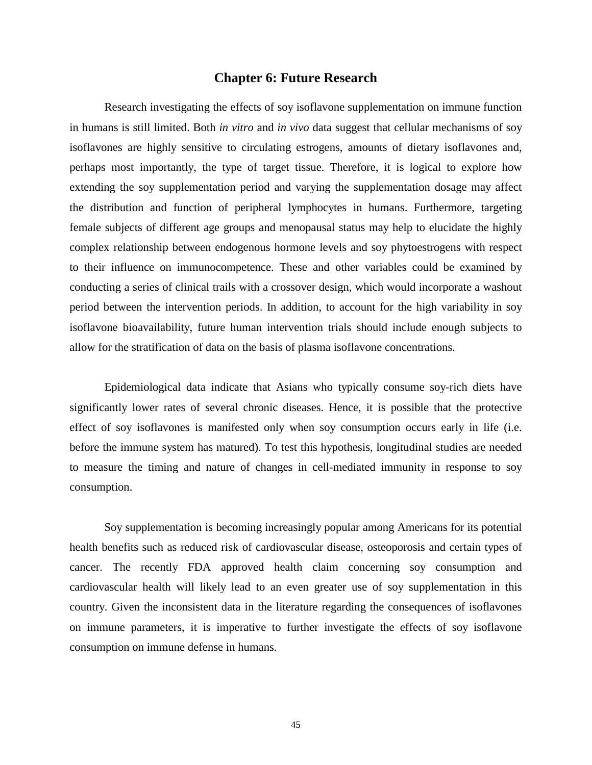# Chapter 6: Future Research

Research investigating the effects of soy isoflavone supplementation on immune function in humans is still limited. Both *in vitro* and *in vivo* data suggest that cellular mechanisms of soy isoflavones are highly sensitive to circulating estrogens, amounts of dietary isoflavones and, perhaps most importantly, the type of target tissue. Therefore, it is logical to explore how extending the soy supplementation period and varying the supplementation dosage may affect the distribution and function of peripheral lymphocytes in humans. Furthermore, targeting female subjects of different age groups and menopausal status may help to elucidate the highly complex relationship between endogenous hormone levels and soy phytoestrogens with respect to their influence on immunocompetence. These and other variables could be examined by conducting a series of clinical trails with a crossover design, which would incorporate a washout period between the intervention periods. In addition, to account for the high variability in soy isoflavone bioavailability, future human intervention trials should include enough subjects to allow for the stratification of data on the basis of plasma isoflavone concentrations.

Epidemiological data indicate that Asians who typically consume soy-rich diets have significantly lower rates of several chronic diseases. Hence, it is possible that the protective effect of soy isoflavones is manifested only when soy consumption occurs early in life (i.e. before the immune system has matured). To test this hypothesis, longitudinal studies are needed to measure the timing and nature of changes in cell-mediated immunity in response to soy consumption.

Soy supplementation is becoming increasingly popular among Americans for its potential health benefits such as reduced risk of cardiovascular disease, osteoporosis and certain types of cancer. The recently FDA approved health claim concerning soy consumption and cardiovascular health will likely lead to an even greater use of soy supplementation in this country. Given the inconsistent data in the literature regarding the consequences of isoflavones on immune parameters, it is imperative to further investigate the effects of soy isoflavone consumption on immune defense in humans.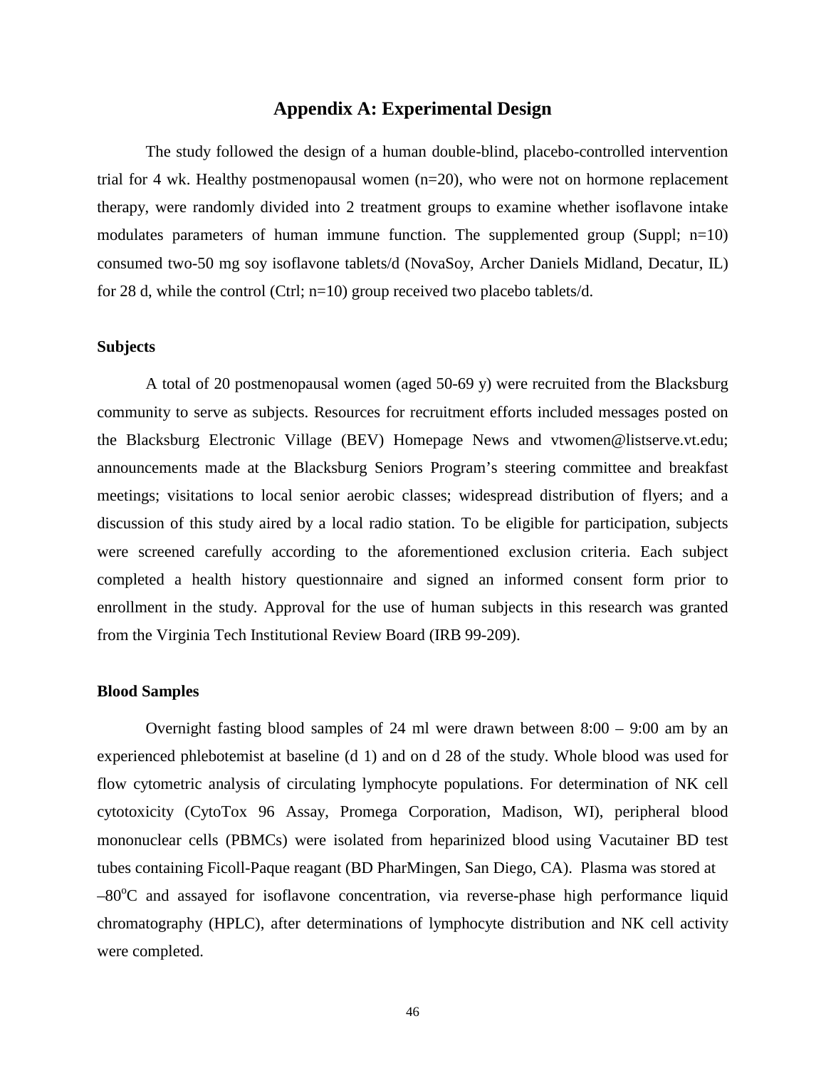# Appendix A: Experimental Design

The study followed the design of a human double-blind, placebo-controlled intervention trial for 4 wk. Healthy postmenopausal women (n=20), who were not on hormone replacement therapy, were randomly divided into 2 treatment groups to examine whether isoflavone intake modulates parameters of human immune function. The supplemented group (Suppl; n=10) consumed two-50 mg soy isoflavone tablets/d (NovaSoy, Archer Daniels Midland, Decatur, IL) for 28 d, while the control (Ctrl; n=10) group received two placebo tablets/d.

**Subjects**

A total of 20 postmenopausal women (aged 50-69 y) were recruited from the Blacksburg community to serve as subjects. Resources for recruitment efforts included messages posted on the Blacksburg Electronic Village (BEV) Homepage News and vtwomen@listserve.vt.edu; announcements made at the Blacksburg Seniors Program's steering committee and breakfast meetings; visitations to local senior aerobic classes; widespread distribution of flyers; and a discussion of this study aired by a local radio station. To be eligible for participation, subjects were screened carefully according to the aforementioned exclusion criteria. Each subject completed a health history questionnaire and signed an informed consent form prior to enrollment in the study. Approval for the use of human subjects in this research was granted from the Virginia Tech Institutional Review Board (IRB 99-209).

**Blood Samples**

Overnight fasting blood samples of 24 ml were drawn between 8:00 – 9:00 am by an experienced phlebotemist at baseline (d 1) and on d 28 of the study. Whole blood was used for flow cytometric analysis of circulating lymphocyte populations. For determination of NK cell cytotoxicity (CytoTox 96 Assay, Promega Corporation, Madison, WI), peripheral blood mononuclear cells (PBMCs) were isolated from heparinized blood using Vacutainer BD test tubes containing Ficoll-Paque reagant (BD PharMingen, San Diego, CA). Plasma was stored at –80$^{o}$C and assayed for isoflavone concentration, via reverse-phase high performance liquid chromatography (HPLC), after determinations of lymphocyte distribution and NK cell activity were completed.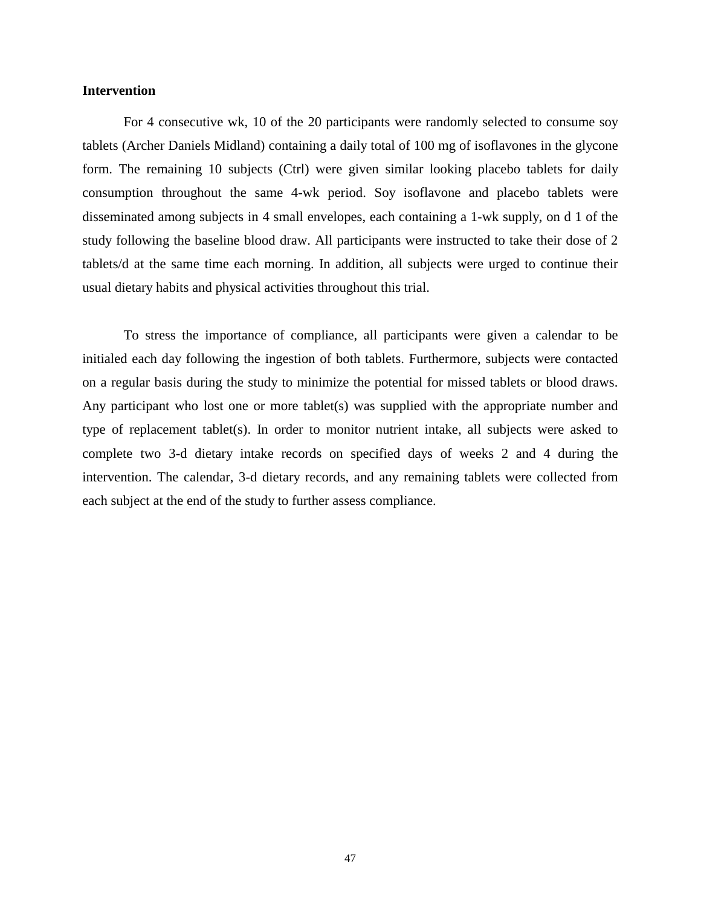**Intervention**

For 4 consecutive wk, 10 of the 20 participants were randomly selected to consume soy tablets (Archer Daniels Midland) containing a daily total of 100 mg of isoflavones in the glycone form. The remaining 10 subjects (Ctrl) were given similar looking placebo tablets for daily consumption throughout the same 4-wk period. Soy isoflavone and placebo tablets were disseminated among subjects in 4 small envelopes, each containing a 1-wk supply, on d 1 of the study following the baseline blood draw. All participants were instructed to take their dose of 2 tablets/d at the same time each morning. In addition, all subjects were urged to continue their usual dietary habits and physical activities throughout this trial.

To stress the importance of compliance, all participants were given a calendar to be initialed each day following the ingestion of both tablets. Furthermore, subjects were contacted on a regular basis during the study to minimize the potential for missed tablets or blood draws. Any participant who lost one or more tablet(s) was supplied with the appropriate number and type of replacement tablet(s). In order to monitor nutrient intake, all subjects were asked to complete two 3-d dietary intake records on specified days of weeks 2 and 4 during the intervention. The calendar, 3-d dietary records, and any remaining tablets were collected from each subject at the end of the study to further assess compliance.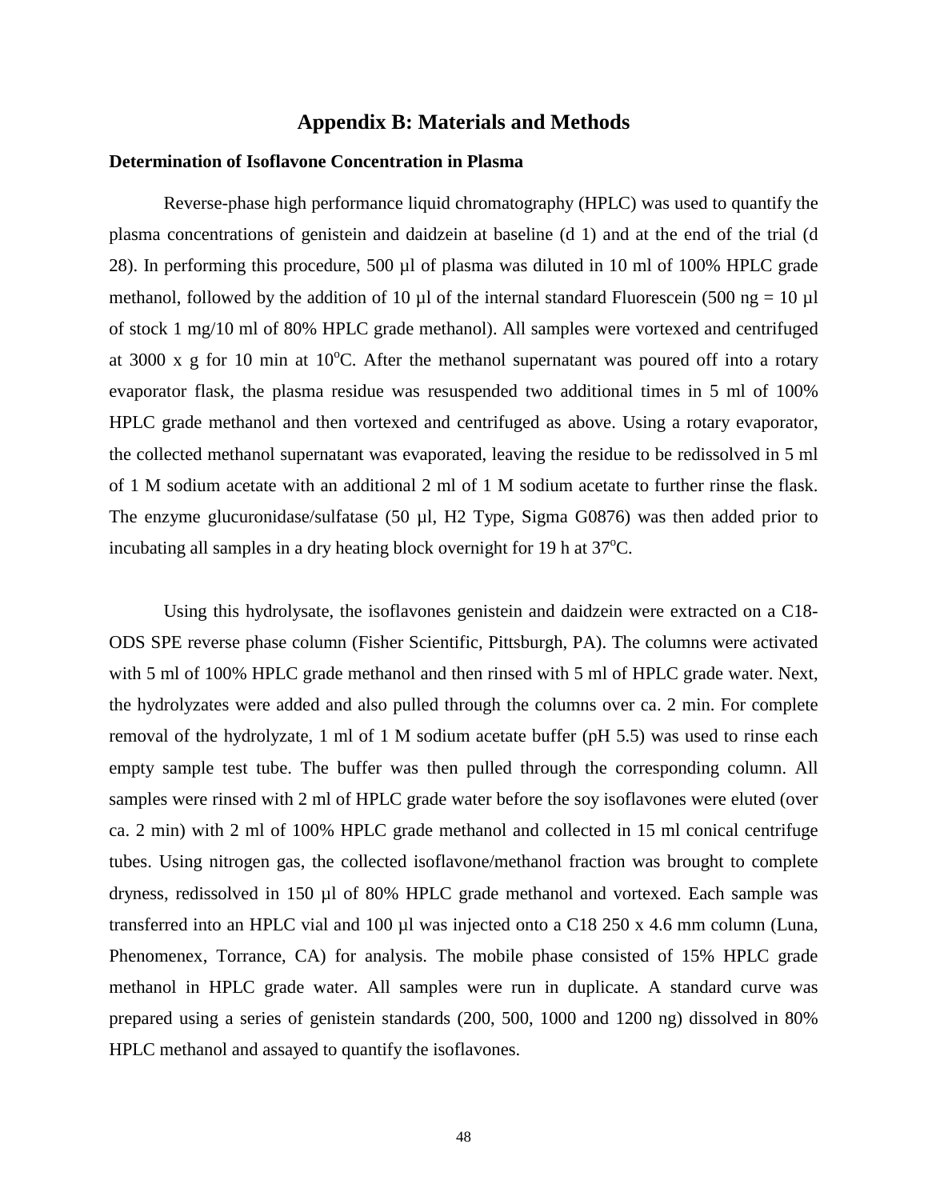# Appendix B: Materials and Methods

## Determination of Isoflavone Concentration in Plasma

Reverse-phase high performance liquid chromatography (HPLC) was used to quantify the plasma concentrations of genistein and daidzein at baseline (d 1) and at the end of the trial (d 28). In performing this procedure, 500 µl of plasma was diluted in 10 ml of 100% HPLC grade methanol, followed by the addition of 10 µl of the internal standard Fluorescein (500 ng = 10 µl of stock 1 mg/10 ml of 80% HPLC grade methanol). All samples were vortexed and centrifuged at 3000 x g for 10 min at $10^{o}$C. After the methanol supernatant was poured off into a rotary evaporator flask, the plasma residue was resuspended two additional times in 5 ml of 100% HPLC grade methanol and then vortexed and centrifuged as above. Using a rotary evaporator, the collected methanol supernatant was evaporated, leaving the residue to be redissolved in 5 ml of 1 M sodium acetate with an additional 2 ml of 1 M sodium acetate to further rinse the flask. The enzyme glucuronidase/sulfatase (50 µl, H2 Type, Sigma G0876) was then added prior to incubating all samples in a dry heating block overnight for 19 h at $37^{o}$C.

Using this hydrolysate, the isoflavones genistein and daidzein were extracted on a C18-ODS SPE reverse phase column (Fisher Scientific, Pittsburgh, PA). The columns were activated with 5 ml of 100% HPLC grade methanol and then rinsed with 5 ml of HPLC grade water. Next, the hydrolyzates were added and also pulled through the columns over ca. 2 min. For complete removal of the hydrolyzate, 1 ml of 1 M sodium acetate buffer (pH 5.5) was used to rinse each empty sample test tube. The buffer was then pulled through the corresponding column. All samples were rinsed with 2 ml of HPLC grade water before the soy isoflavones were eluted (over ca. 2 min) with 2 ml of 100% HPLC grade methanol and collected in 15 ml conical centrifuge tubes. Using nitrogen gas, the collected isoflavone/methanol fraction was brought to complete dryness, redissolved in 150 µl of 80% HPLC grade methanol and vortexed. Each sample was transferred into an HPLC vial and 100 µl was injected onto a C18 250 x 4.6 mm column (Luna, Phenomenex, Torrance, CA) for analysis. The mobile phase consisted of 15% HPLC grade methanol in HPLC grade water. All samples were run in duplicate. A standard curve was prepared using a series of genistein standards (200, 500, 1000 and 1200 ng) dissolved in 80% HPLC methanol and assayed to quantify the isoflavones.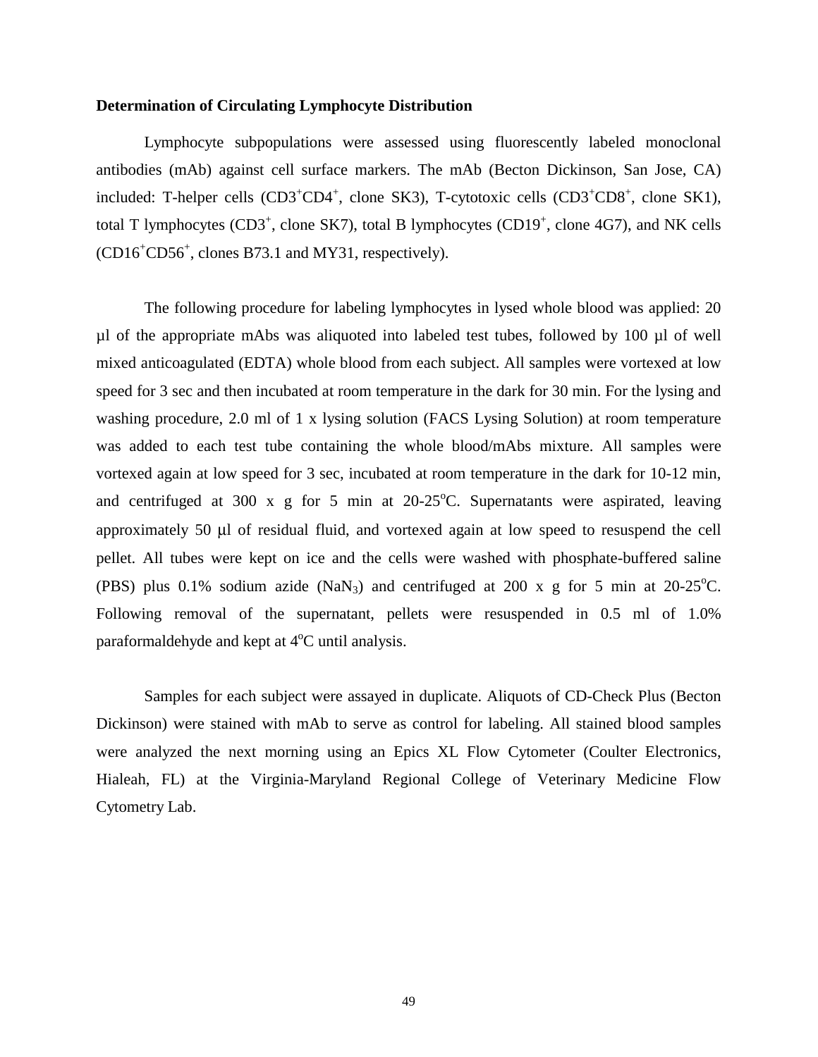**Determination of Circulating Lymphocyte Distribution**

Lymphocyte subpopulations were assessed using fluorescently labeled monoclonal antibodies (mAb) against cell surface markers. The mAb (Becton Dickinson, San Jose, CA) included: T-helper cells ($CD3^+CD4^+$, clone SK3), T-cytotoxic cells ($CD3^+CD8^+$, clone SK1), total T lymphocytes ($CD3^+$, clone SK7), total B lymphocytes ($CD19^+$, clone 4G7), and NK cells ($CD16^+CD56^+$, clones B73.1 and MY31, respectively).

The following procedure for labeling lymphocytes in lysed whole blood was applied: 20 µl of the appropriate mAbs was aliquoted into labeled test tubes, followed by 100 µl of well mixed anticoagulated (EDTA) whole blood from each subject. All samples were vortexed at low speed for 3 sec and then incubated at room temperature in the dark for 30 min. For the lysing and washing procedure, 2.0 ml of 1 x lysing solution (FACS Lysing Solution) at room temperature was added to each test tube containing the whole blood/mAbs mixture. All samples were vortexed again at low speed for 3 sec, incubated at room temperature in the dark for 10-12 min, and centrifuged at 300 x g for 5 min at 20-25$^{o}$C. Supernatants were aspirated, leaving approximately 50 µl of residual fluid, and vortexed again at low speed to resuspend the cell pellet. All tubes were kept on ice and the cells were washed with phosphate-buffered saline (PBS) plus 0.1% sodium azide ($NaN_3$) and centrifuged at 200 x g for 5 min at 20-25$^{o}$C. Following removal of the supernatant, pellets were resuspended in 0.5 ml of 1.0% paraformaldehyde and kept at 4$^{o}$C until analysis.

Samples for each subject were assayed in duplicate. Aliquots of CD-Check Plus (Becton Dickinson) were stained with mAb to serve as control for labeling. All stained blood samples were analyzed the next morning using an Epics XL Flow Cytometer (Coulter Electronics, Hialeah, FL) at the Virginia-Maryland Regional College of Veterinary Medicine Flow Cytometry Lab.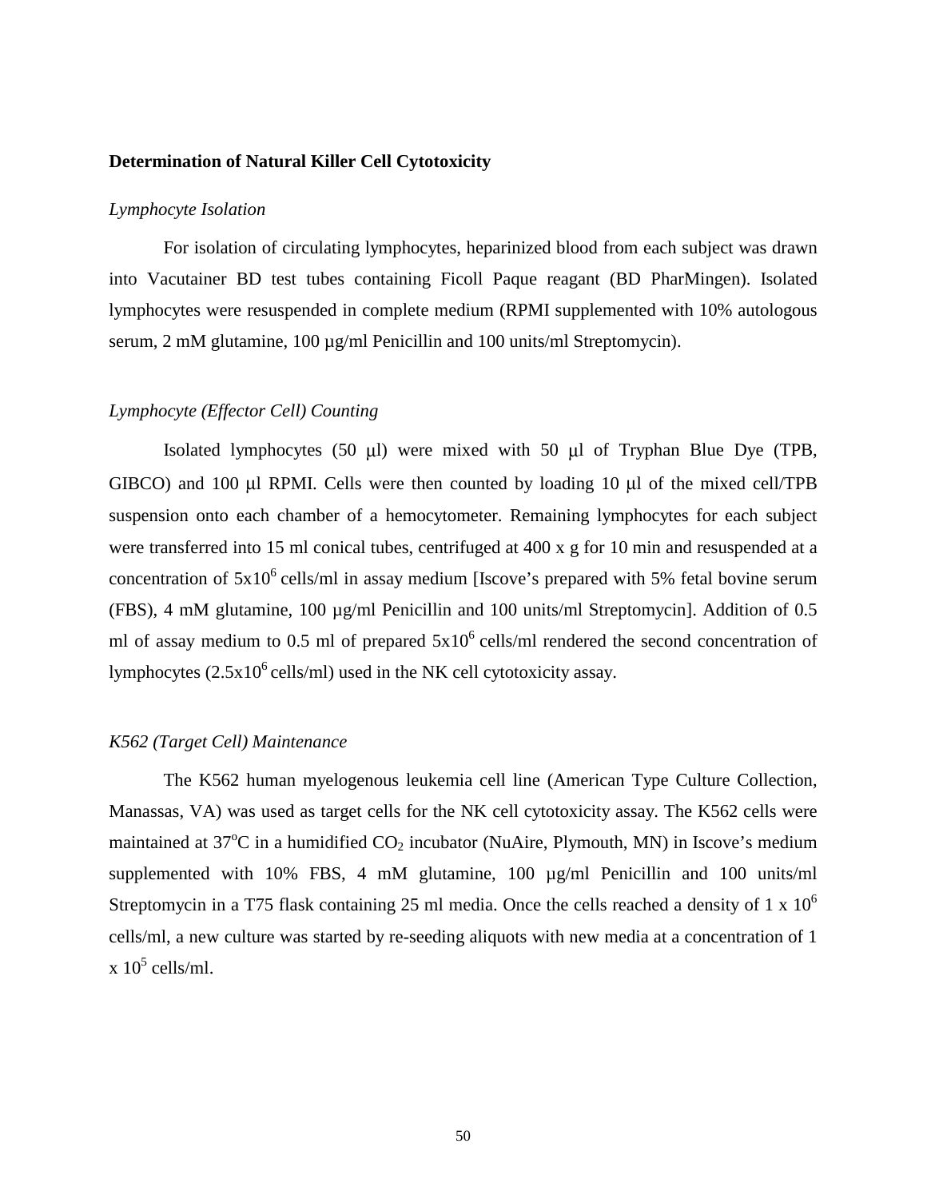**Determination of Natural Killer Cell Cytotoxicity**

*Lymphocyte Isolation*

For isolation of circulating lymphocytes, heparinized blood from each subject was drawn into Vacutainer BD test tubes containing Ficoll Paque reagant (BD PharMingen). Isolated lymphocytes were resuspended in complete medium (RPMI supplemented with 10% autologous serum, 2 mM glutamine, 100 µg/ml Penicillin and 100 units/ml Streptomycin).

*Lymphocyte (Effector Cell) Counting*

Isolated lymphocytes (50 µl) were mixed with 50 µl of Tryphan Blue Dye (TPB, GIBCO) and 100 µl RPMI. Cells were then counted by loading 10 µl of the mixed cell/TPB suspension onto each chamber of a hemocytometer. Remaining lymphocytes for each subject were transferred into 15 ml conical tubes, centrifuged at 400 x g for 10 min and resuspended at a concentration of $5x10^6$ cells/ml in assay medium [Iscove's prepared with 5% fetal bovine serum (FBS), 4 mM glutamine, 100 µg/ml Penicillin and 100 units/ml Streptomycin]. Addition of 0.5 ml of assay medium to 0.5 ml of prepared $5x10^6$ cells/ml rendered the second concentration of lymphocytes ($2.5x10^6$ cells/ml) used in the NK cell cytotoxicity assay.

*K562 (Target Cell) Maintenance*

The K562 human myelogenous leukemia cell line (American Type Culture Collection, Manassas, VA) was used as target cells for the NK cell cytotoxicity assay. The K562 cells were maintained at $37^oC$ in a humidified $CO_2$ incubator (NuAire, Plymouth, MN) in Iscove's medium supplemented with 10% FBS, 4 mM glutamine, 100 µg/ml Penicillin and 100 units/ml Streptomycin in a T75 flask containing 25 ml media. Once the cells reached a density of $1 \times 10^6$ cells/ml, a new culture was started by re-seeding aliquots with new media at a concentration of $1 \times 10^5$ cells/ml.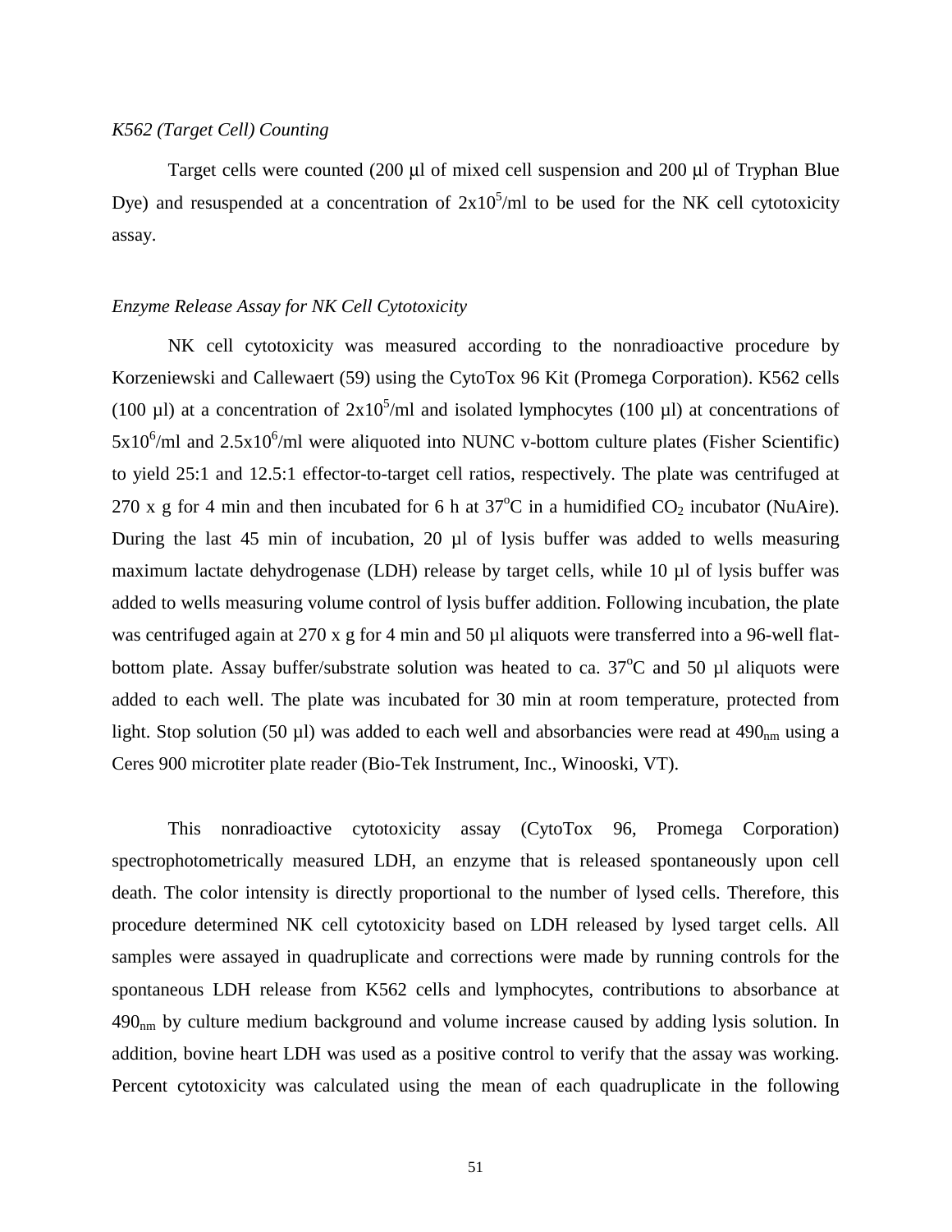*K562 (Target Cell) Counting*

Target cells were counted (200 µl of mixed cell suspension and 200 µl of Tryphan Blue Dye) and resuspended at a concentration of $2x10^5$/ml to be used for the NK cell cytotoxicity assay.

*Enzyme Release Assay for NK Cell Cytotoxicity*

NK cell cytotoxicity was measured according to the nonradioactive procedure by Korzeniewski and Callewaert (59) using the CytoTox 96 Kit (Promega Corporation). K562 cells (100 µl) at a concentration of $2x10^5$/ml and isolated lymphocytes (100 µl) at concentrations of $5x10^6$/ml and $2.5x10^6$/ml were aliquoted into NUNC v-bottom culture plates (Fisher Scientific) to yield 25:1 and 12.5:1 effector-to-target cell ratios, respectively. The plate was centrifuged at 270 x g for 4 min and then incubated for 6 h at 37°C in a humidified $CO_2$ incubator (NuAire). During the last 45 min of incubation, 20 µl of lysis buffer was added to wells measuring maximum lactate dehydrogenase (LDH) release by target cells, while 10 µl of lysis buffer was added to wells measuring volume control of lysis buffer addition. Following incubation, the plate was centrifuged again at 270 x g for 4 min and 50 µl aliquots were transferred into a 96-well flat-bottom plate. Assay buffer/substrate solution was heated to ca. 37°C and 50 µl aliquots were added to each well. The plate was incubated for 30 min at room temperature, protected from light. Stop solution (50 µl) was added to each well and absorbancies were read at $490_{nm}$ using a Ceres 900 microtiter plate reader (Bio-Tek Instrument, Inc., Winooski, VT).

This nonradioactive cytotoxicity assay (CytoTox 96, Promega Corporation) spectrophotometrically measured LDH, an enzyme that is released spontaneously upon cell death. The color intensity is directly proportional to the number of lysed cells. Therefore, this procedure determined NK cell cytotoxicity based on LDH released by lysed target cells. All samples were assayed in quadruplicate and corrections were made by running controls for the spontaneous LDH release from K562 cells and lymphocytes, contributions to absorbance at $490_{nm}$ by culture medium background and volume increase caused by adding lysis solution. In addition, bovine heart LDH was used as a positive control to verify that the assay was working. Percent cytotoxicity was calculated using the mean of each quadruplicate in the following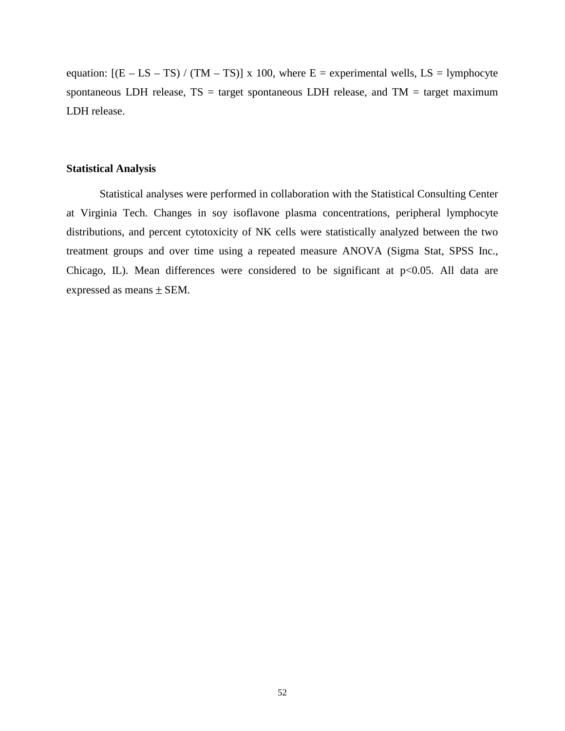equation: $[(E - LS - TS) / (TM - TS)] \times 100$, where E = experimental wells, LS = lymphocyte spontaneous LDH release, TS = target spontaneous LDH release, and TM = target maximum LDH release.

### Statistical Analysis

Statistical analyses were performed in collaboration with the Statistical Consulting Center at Virginia Tech. Changes in soy isoflavone plasma concentrations, peripheral lymphocyte distributions, and percent cytotoxicity of NK cells were statistically analyzed between the two treatment groups and over time using a repeated measure ANOVA (Sigma Stat, SPSS Inc., Chicago, IL). Mean differences were considered to be significant at $p<0.05$. All data are expressed as means $\pm$ SEM.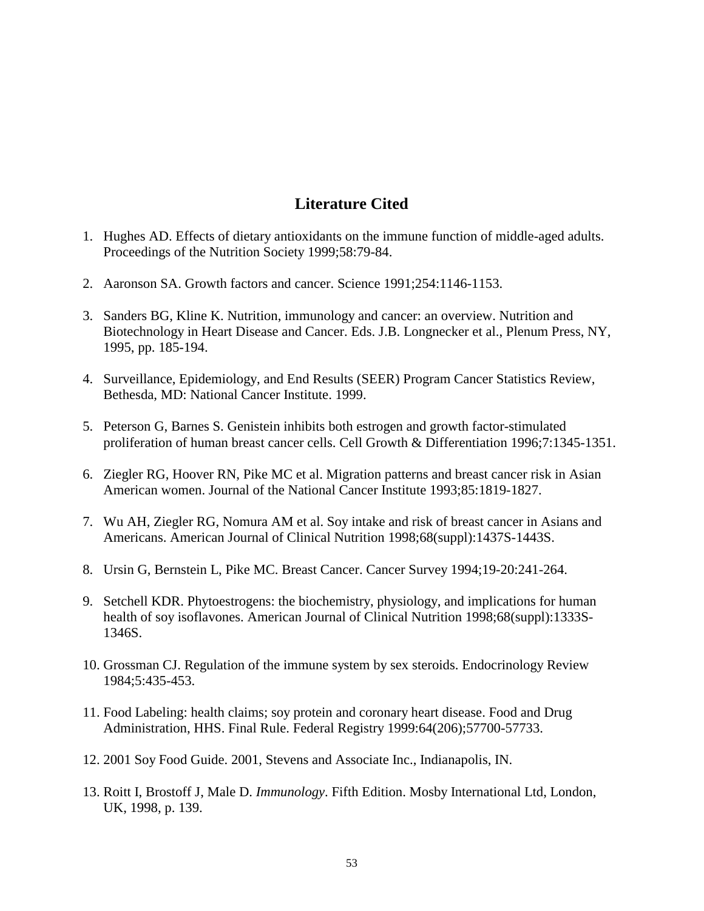## Literature Cited

1. Hughes AD. Effects of dietary antioxidants on the immune function of middle-aged adults. Proceedings of the Nutrition Society 1999;58:79-84.

2. Aaronson SA. Growth factors and cancer. Science 1991;254:1146-1153.

3. Sanders BG, Kline K. Nutrition, immunology and cancer: an overview. Nutrition and Biotechnology in Heart Disease and Cancer. Eds. J.B. Longnecker et al., Plenum Press, NY, 1995, pp. 185-194.

4. Surveillance, Epidemiology, and End Results (SEER) Program Cancer Statistics Review, Bethesda, MD: National Cancer Institute. 1999.

5. Peterson G, Barnes S. Genistein inhibits both estrogen and growth factor-stimulated proliferation of human breast cancer cells. Cell Growth & Differentiation 1996;7:1345-1351.

6. Ziegler RG, Hoover RN, Pike MC et al. Migration patterns and breast cancer risk in Asian American women. Journal of the National Cancer Institute 1993;85:1819-1827.

7. Wu AH, Ziegler RG, Nomura AM et al. Soy intake and risk of breast cancer in Asians and Americans. American Journal of Clinical Nutrition 1998;68(suppl):1437S-1443S.

8. Ursin G, Bernstein L, Pike MC. Breast Cancer. Cancer Survey 1994;19-20:241-264.

9. Setchell KDR. Phytoestrogens: the biochemistry, physiology, and implications for human health of soy isoflavones. American Journal of Clinical Nutrition 1998;68(suppl):1333S-1346S.

10. Grossman CJ. Regulation of the immune system by sex steroids. Endocrinology Review 1984;5:435-453.

11. Food Labeling: health claims; soy protein and coronary heart disease. Food and Drug Administration, HHS. Final Rule. Federal Registry 1999:64(206);57700-57733.

12. 2001 Soy Food Guide. 2001, Stevens and Associate Inc., Indianapolis, IN.

13. Roitt I, Brostoff J, Male D. *Immunology*. Fifth Edition. Mosby International Ltd, London, UK, 1998, p. 139.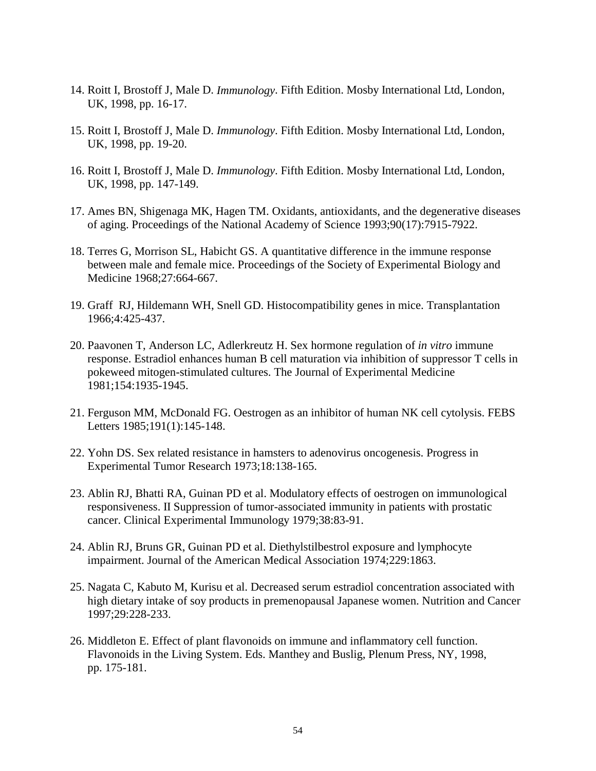14. Roitt I, Brostoff J, Male D. *Immunology*. Fifth Edition. Mosby International Ltd, London, UK, 1998, pp. 16-17.

15. Roitt I, Brostoff J, Male D. *Immunology*. Fifth Edition. Mosby International Ltd, London, UK, 1998, pp. 19-20.

16. Roitt I, Brostoff J, Male D. *Immunology*. Fifth Edition. Mosby International Ltd, London, UK, 1998, pp. 147-149.

17. Ames BN, Shigenaga MK, Hagen TM. Oxidants, antioxidants, and the degenerative diseases of aging. Proceedings of the National Academy of Science 1993;90(17):7915-7922.

18. Terres G, Morrison SL, Habicht GS. A quantitative difference in the immune response between male and female mice. Proceedings of the Society of Experimental Biology and Medicine 1968;27:664-667.

19. Graff RJ, Hildemann WH, Snell GD. Histocompatibility genes in mice. Transplantation 1966;4:425-437.

20. Paavonen T, Anderson LC, Adlerkreutz H. Sex hormone regulation of *in vitro* immune response. Estradiol enhances human B cell maturation via inhibition of suppressor T cells in pokeweed mitogen-stimulated cultures. The Journal of Experimental Medicine 1981;154:1935-1945.

21. Ferguson MM, McDonald FG. Oestrogen as an inhibitor of human NK cell cytolysis. FEBS Letters 1985;191(1):145-148.

22. Yohn DS. Sex related resistance in hamsters to adenovirus oncogenesis. Progress in Experimental Tumor Research 1973;18:138-165.

23. Ablin RJ, Bhatti RA, Guinan PD et al. Modulatory effects of oestrogen on immunological responsiveness. II Suppression of tumor-associated immunity in patients with prostatic cancer. Clinical Experimental Immunology 1979;38:83-91.

24. Ablin RJ, Bruns GR, Guinan PD et al. Diethylstilbestrol exposure and lymphocyte impairment. Journal of the American Medical Association 1974;229:1863.

25. Nagata C, Kabuto M, Kurisu et al. Decreased serum estradiol concentration associated with high dietary intake of soy products in premenopausal Japanese women. Nutrition and Cancer 1997;29:228-233.

26. Middleton E. Effect of plant flavonoids on immune and inflammatory cell function. Flavonoids in the Living System. Eds. Manthey and Buslig, Plenum Press, NY, 1998, pp. 175-181.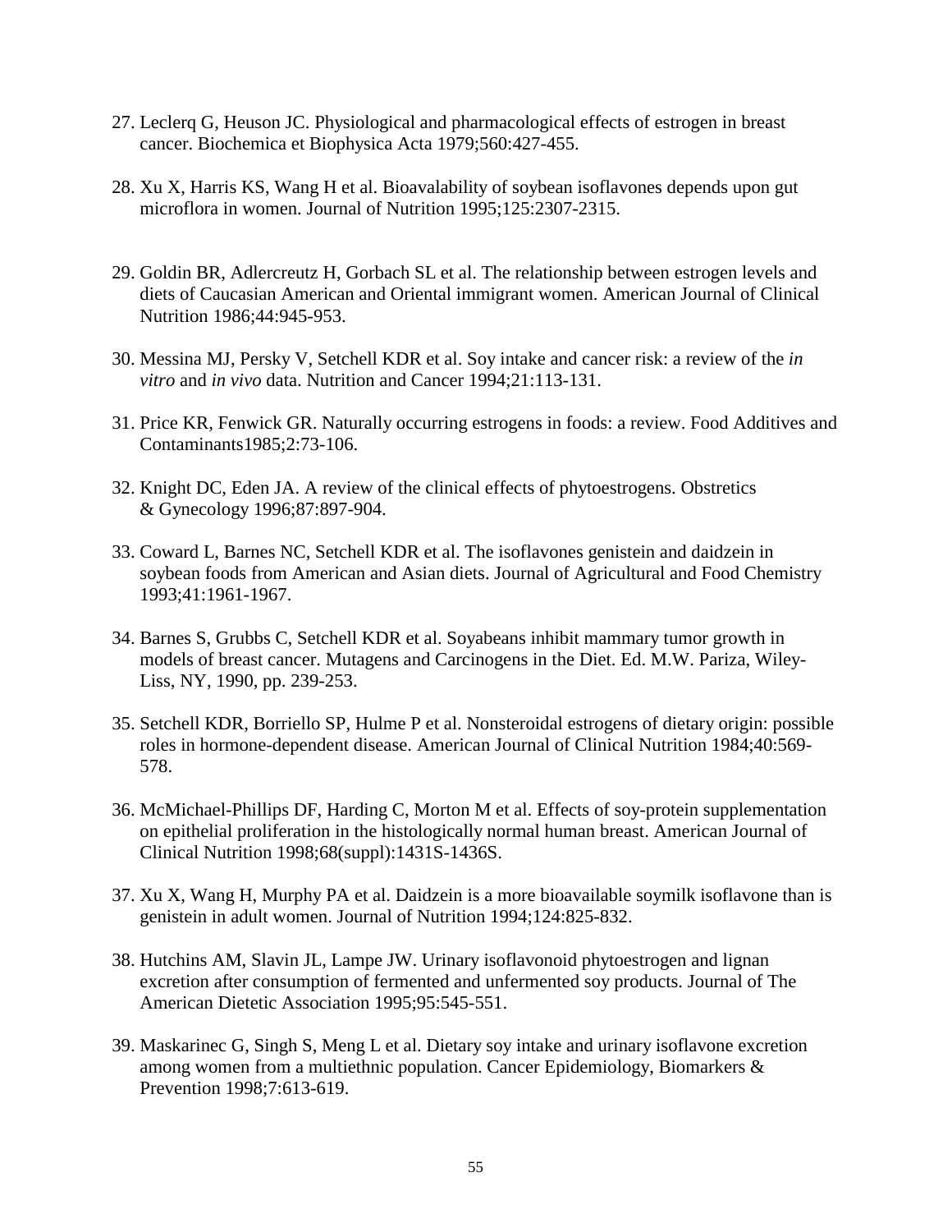27. Leclerq G, Heuson JC. Physiological and pharmacological effects of estrogen in breast cancer. Biochemica et Biophysica Acta 1979;560:427-455.

28. Xu X, Harris KS, Wang H et al. Bioavalability of soybean isoflavones depends upon gut microflora in women. Journal of Nutrition 1995;125:2307-2315.

29. Goldin BR, Adlercreutz H, Gorbach SL et al. The relationship between estrogen levels and diets of Caucasian American and Oriental immigrant women. American Journal of Clinical Nutrition 1986;44:945-953.

30. Messina MJ, Persky V, Setchell KDR et al. Soy intake and cancer risk: a review of the *in vitro* and *in vivo* data. Nutrition and Cancer 1994;21:113-131.

31. Price KR, Fenwick GR. Naturally occurring estrogens in foods: a review. Food Additives and Contaminants1985;2:73-106.

32. Knight DC, Eden JA. A review of the clinical effects of phytoestrogens. Obstretics & Gynecology 1996;87:897-904.

33. Coward L, Barnes NC, Setchell KDR et al. The isoflavones genistein and daidzein in soybean foods from American and Asian diets. Journal of Agricultural and Food Chemistry 1993;41:1961-1967.

34. Barnes S, Grubbs C, Setchell KDR et al. Soyabeans inhibit mammary tumor growth in models of breast cancer. Mutagens and Carcinogens in the Diet. Ed. M.W. Pariza, Wiley-Liss, NY, 1990, pp. 239-253.

35. Setchell KDR, Borriello SP, Hulme P et al. Nonsteroidal estrogens of dietary origin: possible roles in hormone-dependent disease. American Journal of Clinical Nutrition 1984;40:569-578.

36. McMichael-Phillips DF, Harding C, Morton M et al. Effects of soy-protein supplementation on epithelial proliferation in the histologically normal human breast. American Journal of Clinical Nutrition 1998;68(suppl):1431S-1436S.

37. Xu X, Wang H, Murphy PA et al. Daidzein is a more bioavailable soymilk isoflavone than is genistein in adult women. Journal of Nutrition 1994;124:825-832.

38. Hutchins AM, Slavin JL, Lampe JW. Urinary isoflavonoid phytoestrogen and lignan excretion after consumption of fermented and unfermented soy products. Journal of The American Dietetic Association 1995;95:545-551.

39. Maskarinec G, Singh S, Meng L et al. Dietary soy intake and urinary isoflavone excretion among women from a multiethnic population. Cancer Epidemiology, Biomarkers & Prevention 1998;7:613-619.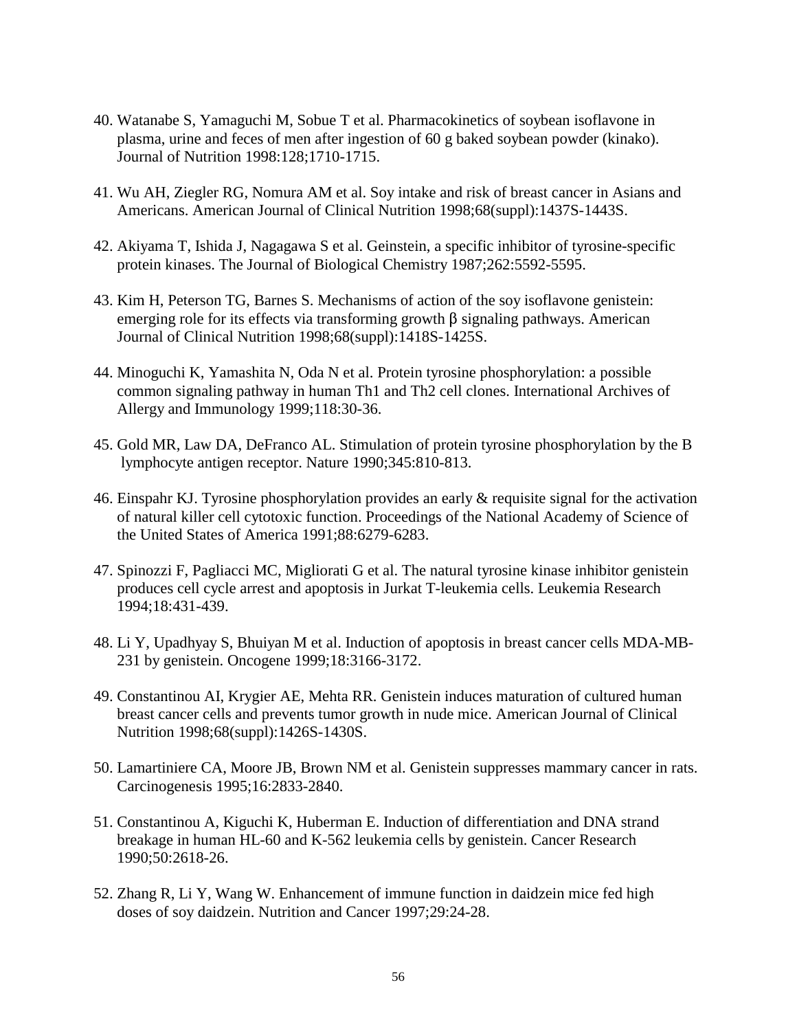40. Watanabe S, Yamaguchi M, Sobue T et al. Pharmacokinetics of soybean isoflavone in plasma, urine and feces of men after ingestion of 60 g baked soybean powder (kinako). Journal of Nutrition 1998:128;1710-1715.

41. Wu AH, Ziegler RG, Nomura AM et al. Soy intake and risk of breast cancer in Asians and Americans. American Journal of Clinical Nutrition 1998;68(suppl):1437S-1443S.

42. Akiyama T, Ishida J, Nagagawa S et al. Geinstein, a specific inhibitor of tyrosine-specific protein kinases. The Journal of Biological Chemistry 1987;262:5592-5595.

43. Kim H, Peterson TG, Barnes S. Mechanisms of action of the soy isoflavone genistein: emerging role for its effects via transforming growth β signaling pathways. American Journal of Clinical Nutrition 1998;68(suppl):1418S-1425S.

44. Minoguchi K, Yamashita N, Oda N et al. Protein tyrosine phosphorylation: a possible common signaling pathway in human Th1 and Th2 cell clones. International Archives of Allergy and Immunology 1999;118:30-36.

45. Gold MR, Law DA, DeFranco AL. Stimulation of protein tyrosine phosphorylation by the B lymphocyte antigen receptor. Nature 1990;345:810-813.

46. Einspahr KJ. Tyrosine phosphorylation provides an early & requisite signal for the activation of natural killer cell cytotoxic function. Proceedings of the National Academy of Science of the United States of America 1991;88:6279-6283.

47. Spinozzi F, Pagliacci MC, Migliorati G et al. The natural tyrosine kinase inhibitor genistein produces cell cycle arrest and apoptosis in Jurkat T-leukemia cells. Leukemia Research 1994;18:431-439.

48. Li Y, Upadhyay S, Bhuiyan M et al. Induction of apoptosis in breast cancer cells MDA-MB-231 by genistein. Oncogene 1999;18:3166-3172.

49. Constantinou AI, Krygier AE, Mehta RR. Genistein induces maturation of cultured human breast cancer cells and prevents tumor growth in nude mice. American Journal of Clinical Nutrition 1998;68(suppl):1426S-1430S.

50. Lamartiniere CA, Moore JB, Brown NM et al. Genistein suppresses mammary cancer in rats. Carcinogenesis 1995;16:2833-2840.

51. Constantinou A, Kiguchi K, Huberman E. Induction of differentiation and DNA strand breakage in human HL-60 and K-562 leukemia cells by genistein. Cancer Research 1990;50:2618-26.

52. Zhang R, Li Y, Wang W. Enhancement of immune function in daidzein mice fed high doses of soy daidzein. Nutrition and Cancer 1997;29:24-28.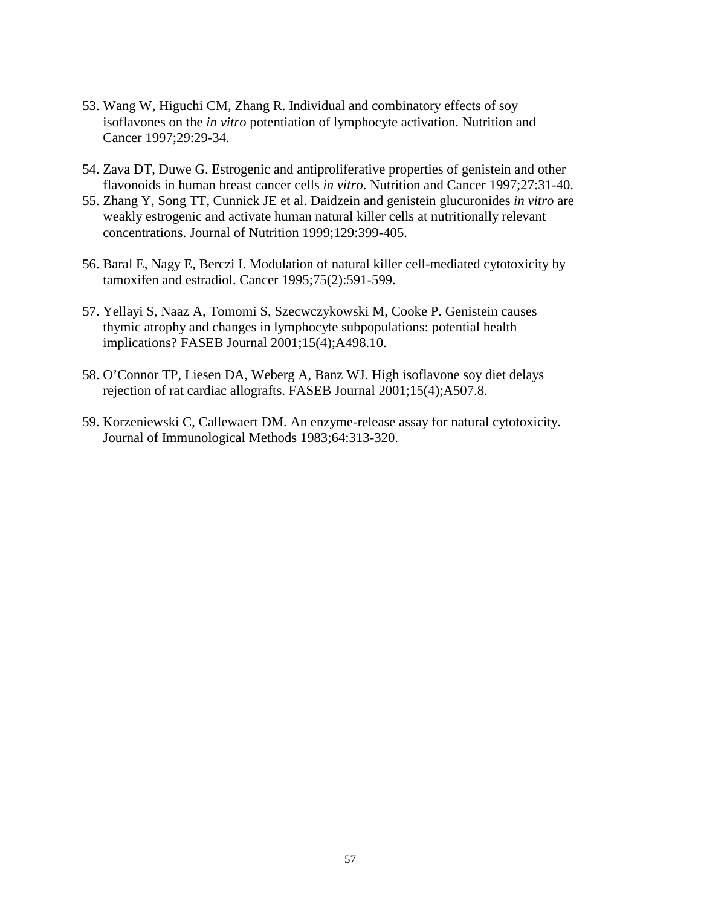53. Wang W, Higuchi CM, Zhang R. Individual and combinatory effects of soy isoflavones on the *in vitro* potentiation of lymphocyte activation. Nutrition and Cancer 1997;29:29-34.

54. Zava DT, Duwe G. Estrogenic and antiproliferative properties of genistein and other flavonoids in human breast cancer cells *in vitro*. Nutrition and Cancer 1997;27:31-40.

55. Zhang Y, Song TT, Cunnick JE et al. Daidzein and genistein glucuronides *in vitro* are weakly estrogenic and activate human natural killer cells at nutritionally relevant concentrations. Journal of Nutrition 1999;129:399-405.

56. Baral E, Nagy E, Berczi I. Modulation of natural killer cell-mediated cytotoxicity by tamoxifen and estradiol. Cancer 1995;75(2):591-599.

57. Yellayi S, Naaz A, Tomomi S, Szecwczykowski M, Cooke P. Genistein causes thymic atrophy and changes in lymphocyte subpopulations: potential health implications? FASEB Journal 2001;15(4);A498.10.

58. O'Connor TP, Liesen DA, Weberg A, Banz WJ. High isoflavone soy diet delays rejection of rat cardiac allografts. FASEB Journal 2001;15(4);A507.8.

59. Korzeniewski C, Callewaert DM. An enzyme-release assay for natural cytotoxicity. Journal of Immunological Methods 1983;64:313-320.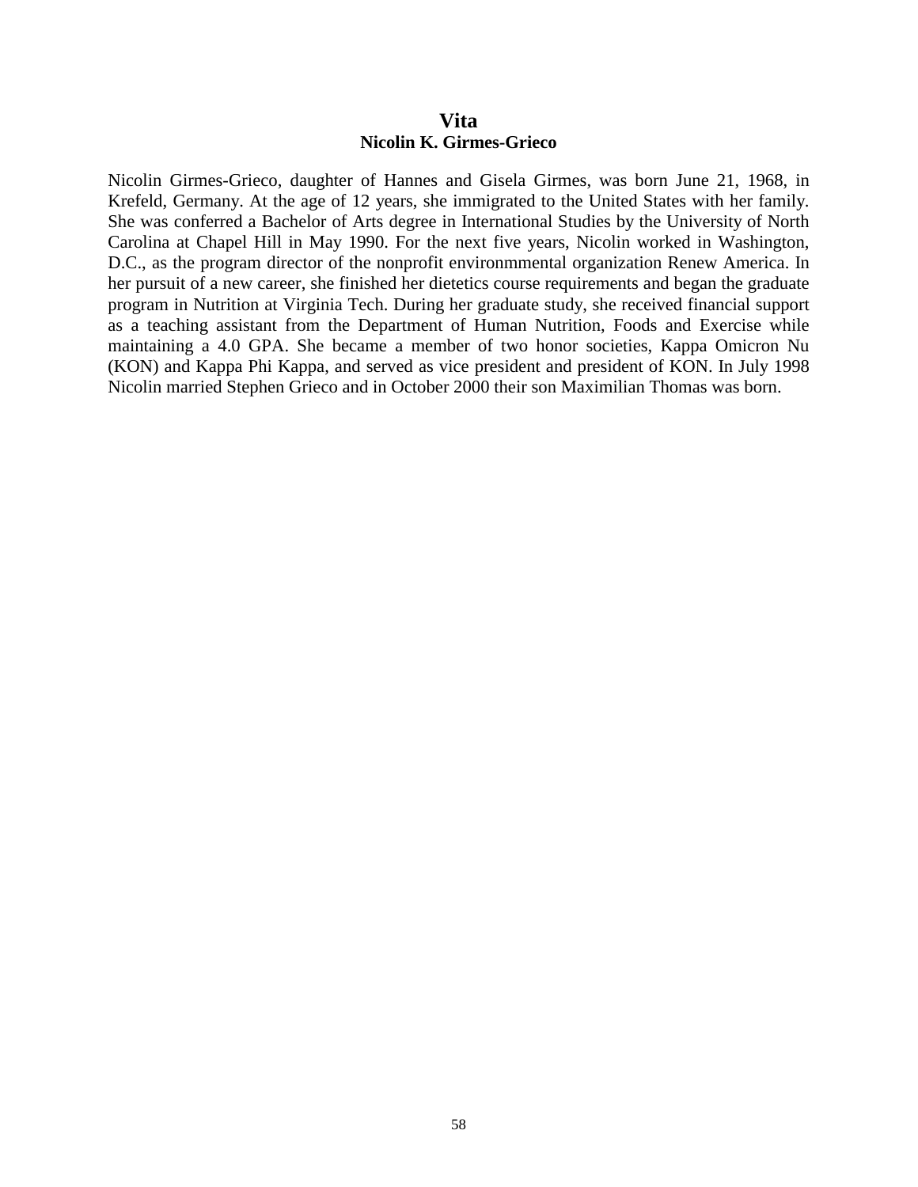# Vita

## Nicolin K. Girmes-Grieco

Nicolin Girmes-Grieco, daughter of Hannes and Gisela Girmes, was born June 21, 1968, in Krefeld, Germany. At the age of 12 years, she immigrated to the United States with her family. She was conferred a Bachelor of Arts degree in International Studies by the University of North Carolina at Chapel Hill in May 1990. For the next five years, Nicolin worked in Washington, D.C., as the program director of the nonprofit environmmental organization Renew America. In her pursuit of a new career, she finished her dietetics course requirements and began the graduate program in Nutrition at Virginia Tech. During her graduate study, she received financial support as a teaching assistant from the Department of Human Nutrition, Foods and Exercise while maintaining a 4.0 GPA. She became a member of two honor societies, Kappa Omicron Nu (KON) and Kappa Phi Kappa, and served as vice president and president of KON. In July 1998 Nicolin married Stephen Grieco and in October 2000 their son Maximilian Thomas was born.